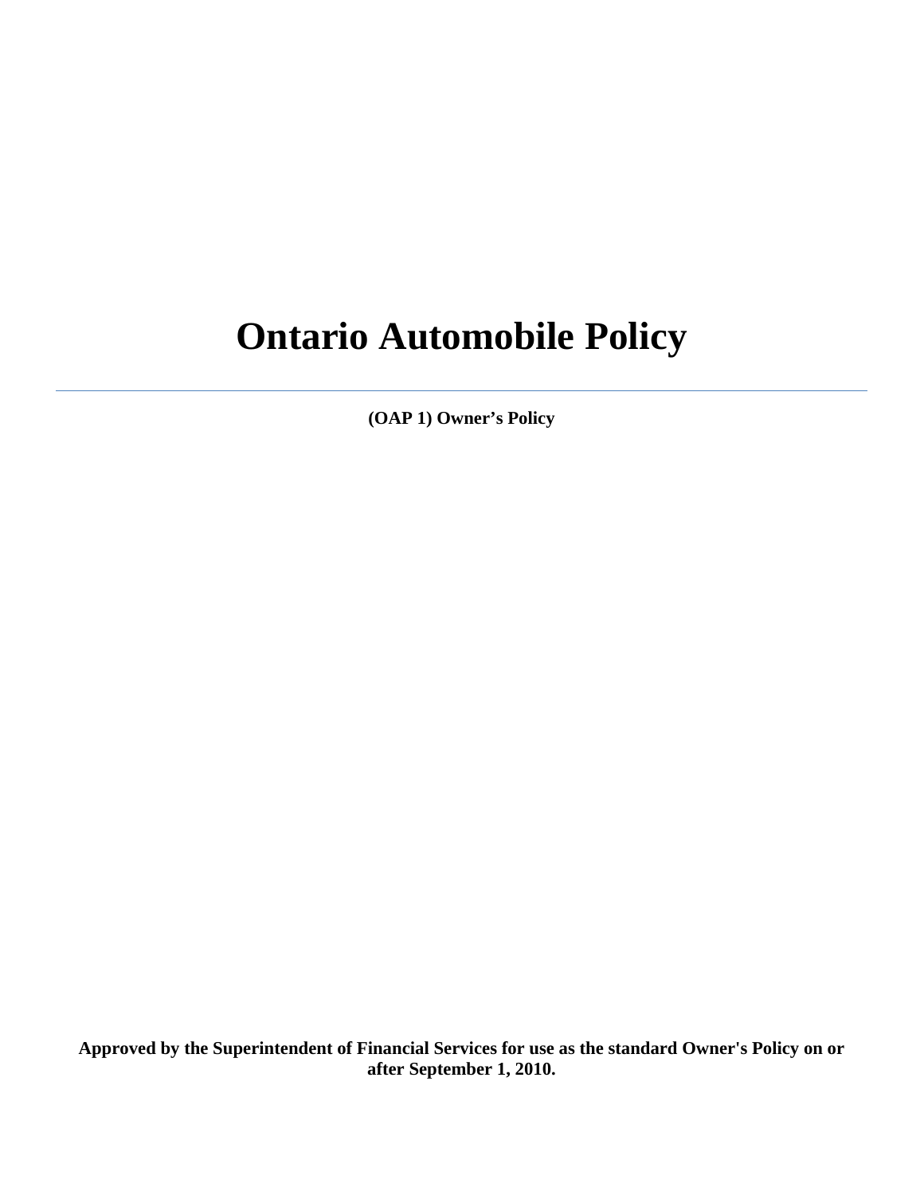# Ontario Automobile Policy

---

**(OAP 1) Owner's Policy**

**Approved by the Superintendent of Financial Services for use as the standard Owner's Policy on or after September 1, 2010.**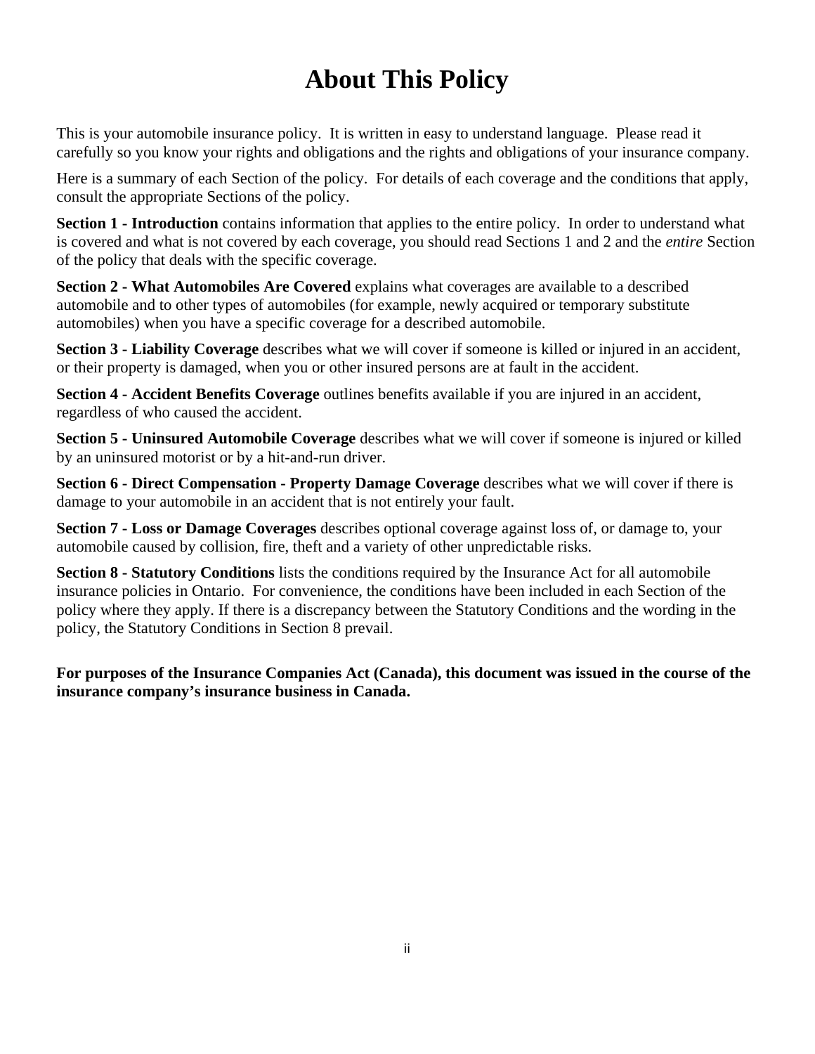# About This Policy

This is your automobile insurance policy. It is written in easy to understand language. Please read it carefully so you know your rights and obligations and the rights and obligations of your insurance company.

Here is a summary of each Section of the policy. For details of each coverage and the conditions that apply, consult the appropriate Sections of the policy.

**Section 1 - Introduction** contains information that applies to the entire policy. In order to understand what is covered and what is not covered by each coverage, you should read Sections 1 and 2 and the *entire* Section of the policy that deals with the specific coverage.

**Section 2 - What Automobiles Are Covered** explains what coverages are available to a described automobile and to other types of automobiles (for example, newly acquired or temporary substitute automobiles) when you have a specific coverage for a described automobile.

**Section 3 - Liability Coverage** describes what we will cover if someone is killed or injured in an accident, or their property is damaged, when you or other insured persons are at fault in the accident.

**Section 4 - Accident Benefits Coverage** outlines benefits available if you are injured in an accident, regardless of who caused the accident.

**Section 5 - Uninsured Automobile Coverage** describes what we will cover if someone is injured or killed by an uninsured motorist or by a hit-and-run driver.

**Section 6 - Direct Compensation - Property Damage Coverage** describes what we will cover if there is damage to your automobile in an accident that is not entirely your fault.

**Section 7 - Loss or Damage Coverages** describes optional coverage against loss of, or damage to, your automobile caused by collision, fire, theft and a variety of other unpredictable risks.

**Section 8 - Statutory Conditions** lists the conditions required by the Insurance Act for all automobile insurance policies in Ontario. For convenience, the conditions have been included in each Section of the policy where they apply. If there is a discrepancy between the Statutory Conditions and the wording in the policy, the Statutory Conditions in Section 8 prevail.

**For purposes of the Insurance Companies Act (Canada), this document was issued in the course of the insurance company's insurance business in Canada.**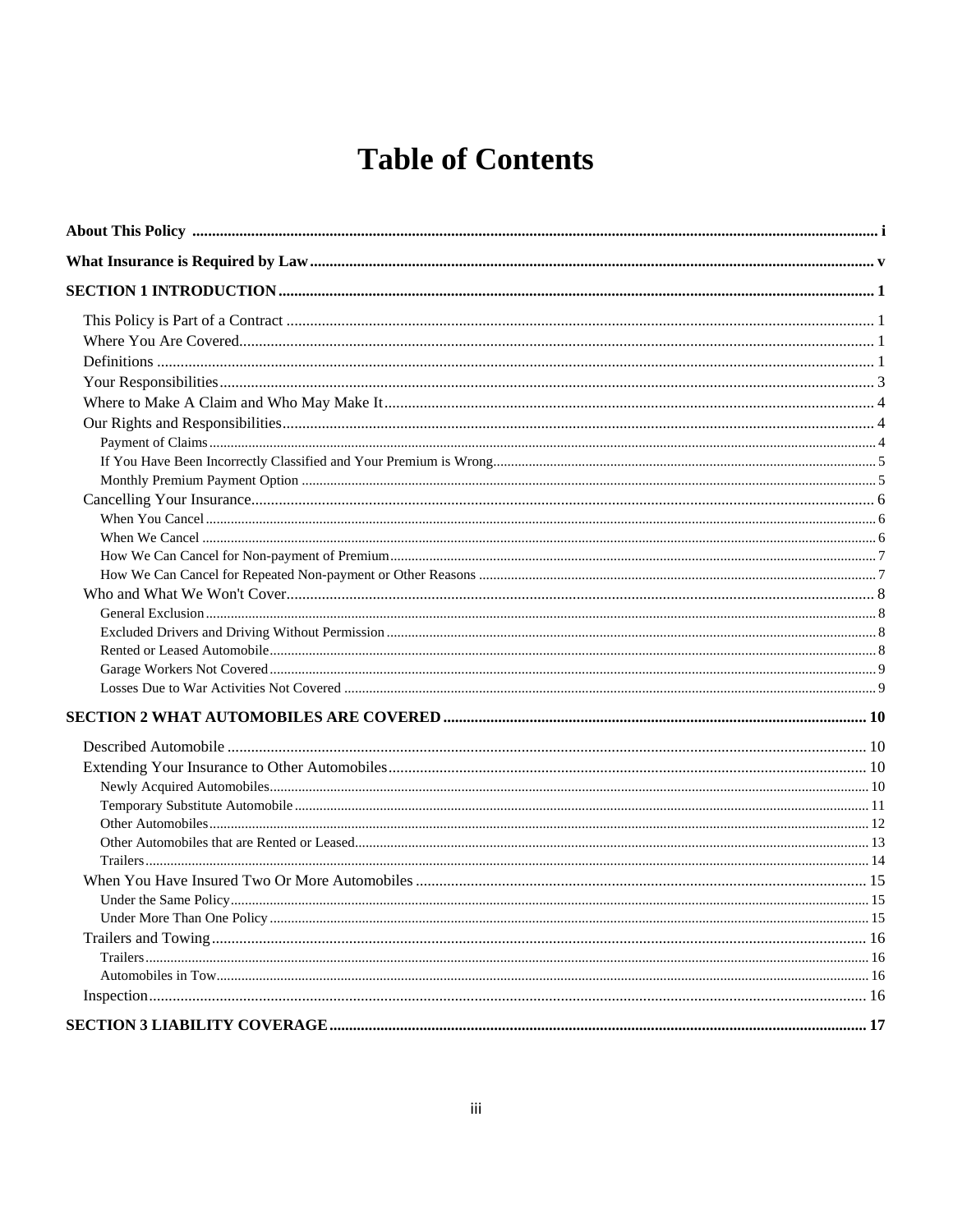# Table of Contents

**About This Policy** ..... i

**What Insurance is Required by Law** ..... v

**SECTION 1 INTRODUCTION** ..... 1

- This Policy is Part of a Contract ..... 1
- Where You Are Covered ..... 1
- Definitions ..... 1
- Your Responsibilities ..... 3
- Where to Make A Claim and Who May Make It ..... 4
- Our Rights and Responsibilities ..... 4
  - Payment of Claims ..... 4
  - If You Have Been Incorrectly Classified and Your Premium is Wrong ..... 5
  - Monthly Premium Payment Option ..... 5
- Cancelling Your Insurance ..... 6
  - When You Cancel ..... 6
  - When We Cancel ..... 6
  - How We Can Cancel for Non-payment of Premium ..... 7
  - How We Can Cancel for Repeated Non-payment or Other Reasons ..... 7
- Who and What We Won't Cover ..... 8
  - General Exclusion ..... 8
  - Excluded Drivers and Driving Without Permission ..... 8
  - Rented or Leased Automobile ..... 8
  - Garage Workers Not Covered ..... 9
  - Losses Due to War Activities Not Covered ..... 9

**SECTION 2 WHAT AUTOMOBILES ARE COVERED** ..... 10

- Described Automobile ..... 10
- Extending Your Insurance to Other Automobiles ..... 10
  - Newly Acquired Automobiles ..... 10
  - Temporary Substitute Automobile ..... 11
  - Other Automobiles ..... 12
  - Other Automobiles that are Rented or Leased ..... 13
  - Trailers ..... 14
- When You Have Insured Two Or More Automobiles ..... 15
  - Under the Same Policy ..... 15
  - Under More Than One Policy ..... 15
- Trailers and Towing ..... 16
  - Trailers ..... 16
  - Automobiles in Tow ..... 16
- Inspection ..... 16

**SECTION 3 LIABILITY COVERAGE** ..... 17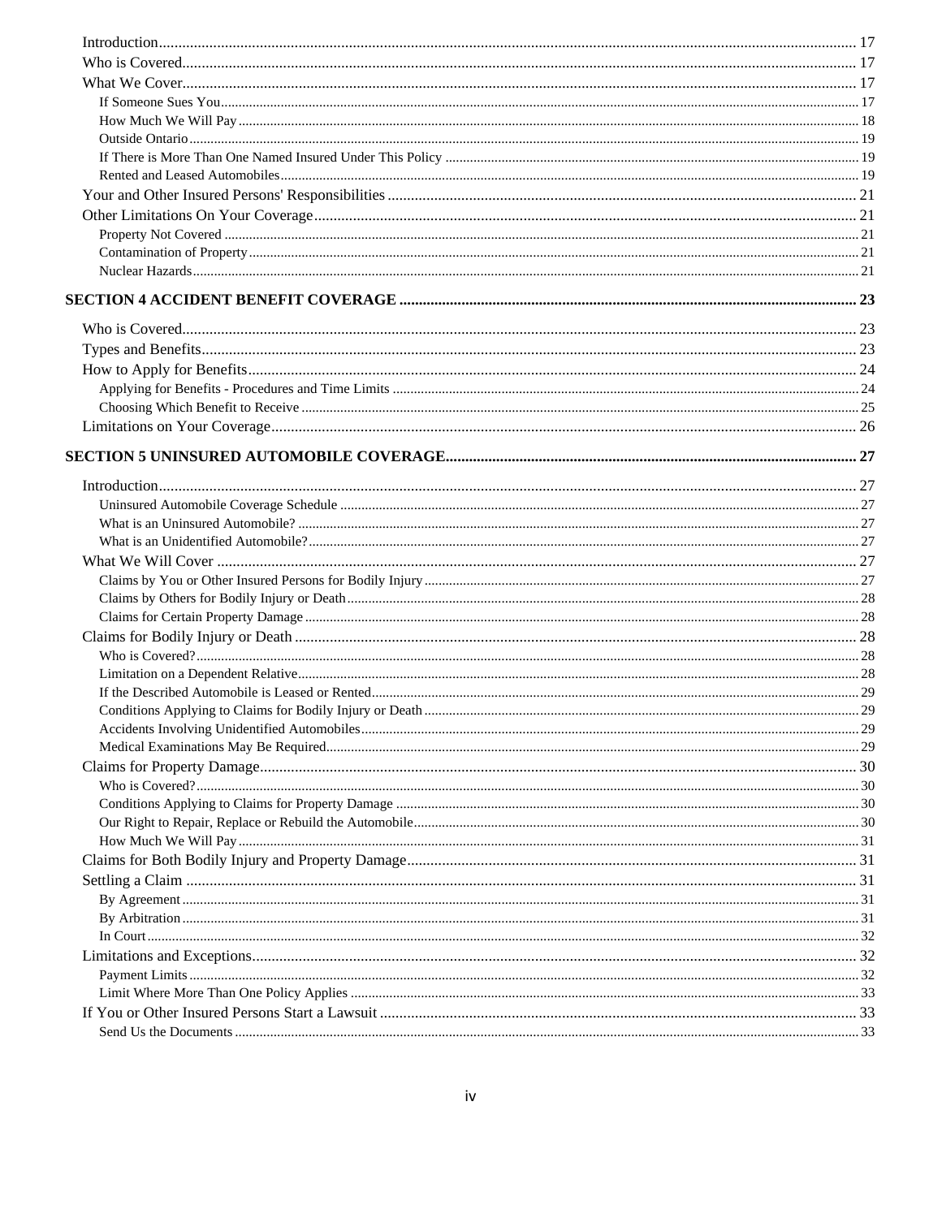Introduction .................................................................................................................... 17
Who is Covered .................................................................................................................... 17
What We Cover .................................................................................................................... 17
- If Someone Sues You .................................................................................................................... 17
- How Much We Will Pay .................................................................................................................... 18
- Outside Ontario .................................................................................................................... 19
- If There is More Than One Named Insured Under This Policy .................................................................................................................... 19
- Rented and Leased Automobiles .................................................................................................................... 19

Your and Other Insured Persons' Responsibilities .................................................................................................................... 21
Other Limitations On Your Coverage .................................................................................................................... 21
- Property Not Covered .................................................................................................................... 21
- Contamination of Property .................................................................................................................... 21
- Nuclear Hazards .................................................................................................................... 21

**SECTION 4 ACCIDENT BENEFIT COVERAGE .................................................................................................................... 23**

Who is Covered .................................................................................................................... 23
Types and Benefits .................................................................................................................... 23
How to Apply for Benefits .................................................................................................................... 24
- Applying for Benefits - Procedures and Time Limits .................................................................................................................... 24
- Choosing Which Benefit to Receive .................................................................................................................... 25

Limitations on Your Coverage .................................................................................................................... 26

**SECTION 5 UNINSURED AUTOMOBILE COVERAGE .................................................................................................................... 27**

Introduction .................................................................................................................... 27
- Uninsured Automobile Coverage Schedule .................................................................................................................... 27
- What is an Uninsured Automobile? .................................................................................................................... 27
- What is an Unidentified Automobile? .................................................................................................................... 27

What We Will Cover .................................................................................................................... 27
- Claims by You or Other Insured Persons for Bodily Injury .................................................................................................................... 27
- Claims by Others for Bodily Injury or Death .................................................................................................................... 28
- Claims for Certain Property Damage .................................................................................................................... 28

Claims for Bodily Injury or Death .................................................................................................................... 28
- Who is Covered? .................................................................................................................... 28
- Limitation on a Dependent Relative .................................................................................................................... 28
- If the Described Automobile is Leased or Rented .................................................................................................................... 29
- Conditions Applying to Claims for Bodily Injury or Death .................................................................................................................... 29
- Accidents Involving Unidentified Automobiles .................................................................................................................... 29
- Medical Examinations May Be Required .................................................................................................................... 29

Claims for Property Damage .................................................................................................................... 30
- Who is Covered? .................................................................................................................... 30
- Conditions Applying to Claims for Property Damage .................................................................................................................... 30
- Our Right to Repair, Replace or Rebuild the Automobile .................................................................................................................... 30
- How Much We Will Pay .................................................................................................................... 31

Claims for Both Bodily Injury and Property Damage .................................................................................................................... 31
Settling a Claim .................................................................................................................... 31
- By Agreement .................................................................................................................... 31
- By Arbitration .................................................................................................................... 31
- In Court .................................................................................................................... 32

Limitations and Exceptions .................................................................................................................... 32
- Payment Limits .................................................................................................................... 32
- Limit Where More Than One Policy Applies .................................................................................................................... 33

If You or Other Insured Persons Start a Lawsuit .................................................................................................................... 33
- Send Us the Documents .................................................................................................................... 33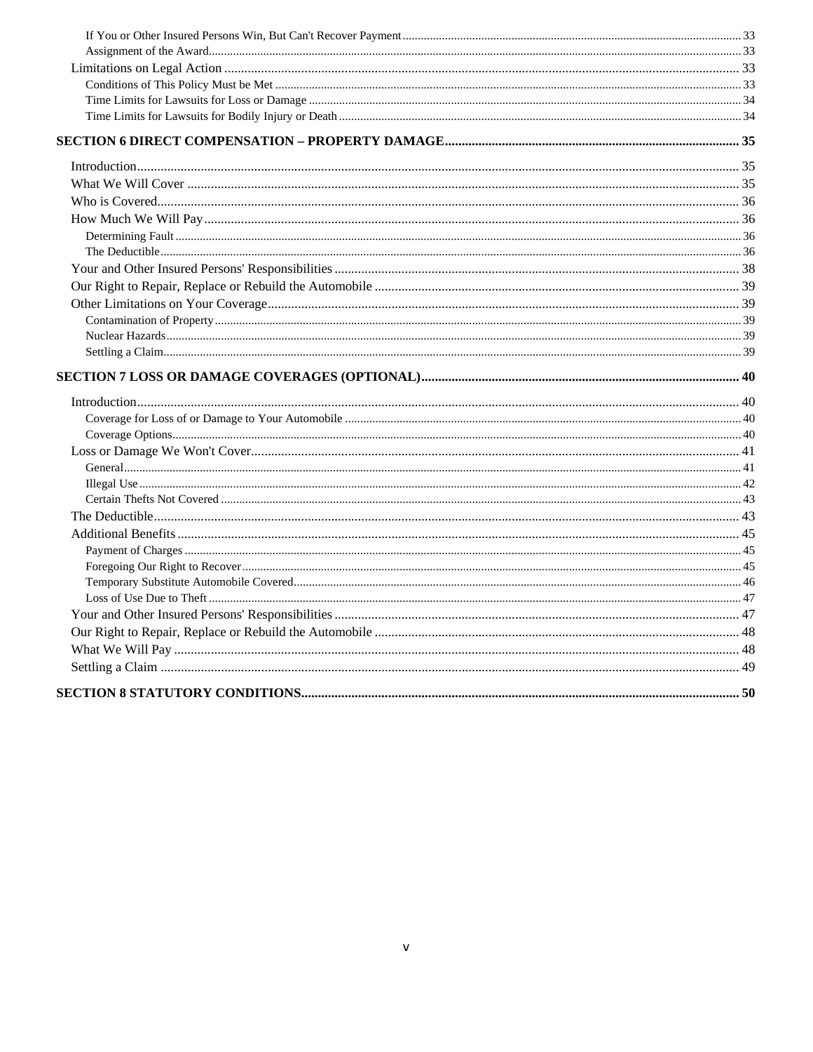- If You or Other Insured Persons Win, But Can't Recover Payment ... 33
- Assignment of the Award ... 33

Limitations on Legal Action ... 33

- Conditions of This Policy Must be Met ... 33
- Time Limits for Lawsuits for Loss or Damage ... 34
- Time Limits for Lawsuits for Bodily Injury or Death ... 34

**SECTION 6 DIRECT COMPENSATION – PROPERTY DAMAGE ... 35**

Introduction ... 35

What We Will Cover ... 35

Who is Covered ... 36

How Much We Will Pay ... 36

- Determining Fault ... 36
- The Deductible ... 36

Your and Other Insured Persons' Responsibilities ... 38

Our Right to Repair, Replace or Rebuild the Automobile ... 39

Other Limitations on Your Coverage ... 39

- Contamination of Property ... 39
- Nuclear Hazards ... 39
- Settling a Claim ... 39

**SECTION 7 LOSS OR DAMAGE COVERAGES (OPTIONAL) ... 40**

Introduction ... 40

- Coverage for Loss of or Damage to Your Automobile ... 40
- Coverage Options ... 40

Loss or Damage We Won't Cover ... 41

- General ... 41
- Illegal Use ... 42
- Certain Thefts Not Covered ... 43

The Deductible ... 43

Additional Benefits ... 45

- Payment of Charges ... 45
- Foregoing Our Right to Recover ... 45
- Temporary Substitute Automobile Covered ... 46
- Loss of Use Due to Theft ... 47

Your and Other Insured Persons' Responsibilities ... 47

Our Right to Repair, Replace or Rebuild the Automobile ... 48

What We Will Pay ... 48

Settling a Claim ... 49

**SECTION 8 STATUTORY CONDITIONS ... 50**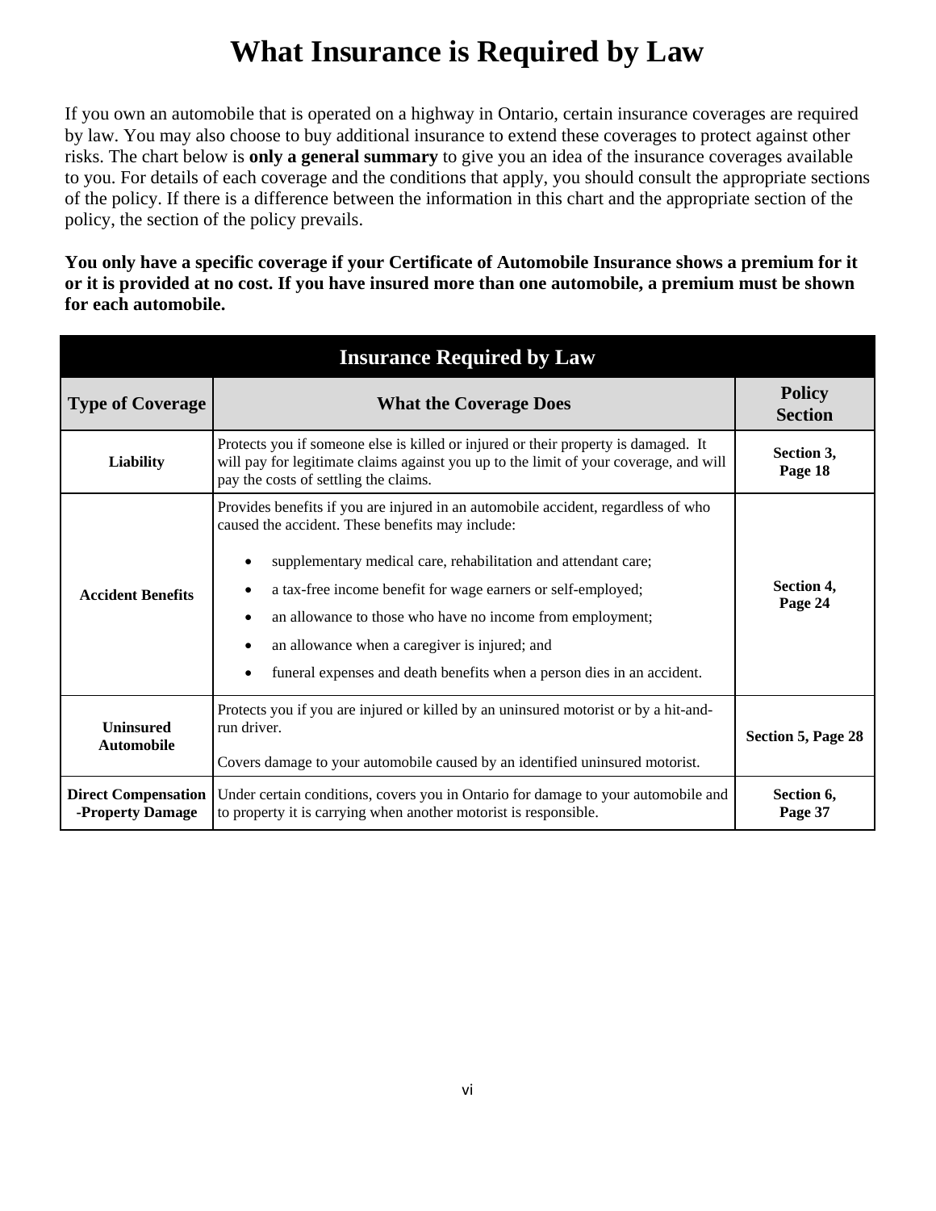# What Insurance is Required by Law

If you own an automobile that is operated on a highway in Ontario, certain insurance coverages are required by law. You may also choose to buy additional insurance to extend these coverages to protect against other risks. The chart below is **only a general summary** to give you an idea of the insurance coverages available to you. For details of each coverage and the conditions that apply, you should consult the appropriate sections of the policy. If there is a difference between the information in this chart and the appropriate section of the policy, the section of the policy prevails.

**You only have a specific coverage if your Certificate of Automobile Insurance shows a premium for it or it is provided at no cost. If you have insured more than one automobile, a premium must be shown for each automobile.**

| Insurance Required by Law | | |
|---|---|---|
| **Type of Coverage** | **What the Coverage Does** | **Policy Section** |
| **Liability** | Protects you if someone else is killed or injured or their property is damaged. It will pay for legitimate claims against you up to the limit of your coverage, and will pay the costs of settling the claims. | **Section 3, Page 18** |
| **Accident Benefits** | Provides benefits if you are injured in an automobile accident, regardless of who caused the accident. These benefits may include:<br>• supplementary medical care, rehabilitation and attendant care;<br>• a tax-free income benefit for wage earners or self-employed;<br>• an allowance to those who have no income from employment;<br>• an allowance when a caregiver is injured; and<br>• funeral expenses and death benefits when a person dies in an accident. | **Section 4, Page 24** |
| **Uninsured Automobile** | Protects you if you are injured or killed by an uninsured motorist or by a hit-and-run driver.<br>Covers damage to your automobile caused by an identified uninsured motorist. | **Section 5, Page 28** |
| **Direct Compensation -Property Damage** | Under certain conditions, covers you in Ontario for damage to your automobile and to property it is carrying when another motorist is responsible. | **Section 6, Page 37** |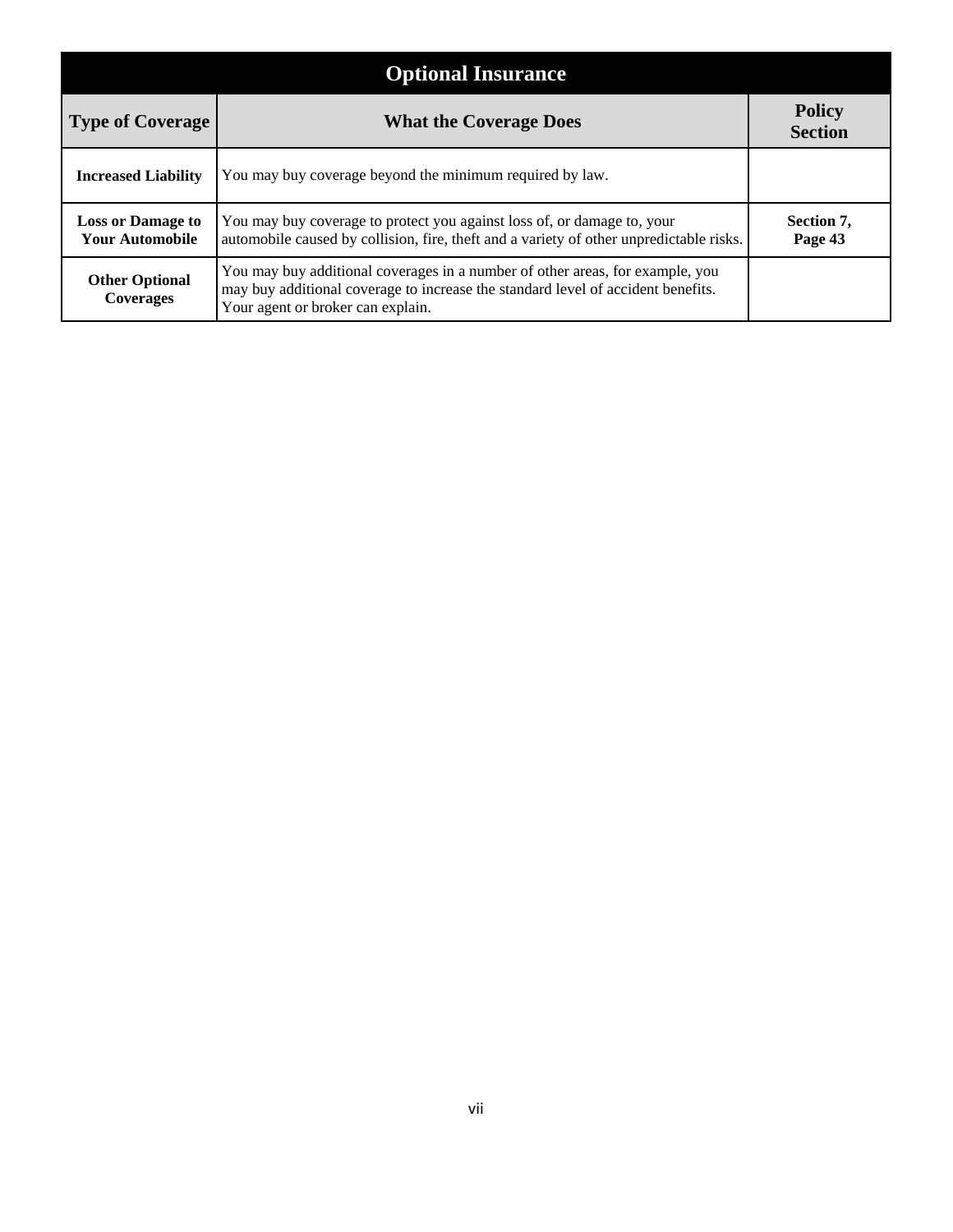| Optional Insurance | | |
|---|---|---|
| **Type of Coverage** | **What the Coverage Does** | **Policy Section** |
| **Increased Liability** | You may buy coverage beyond the minimum required by law. | |
| **Loss or Damage to Your Automobile** | You may buy coverage to protect you against loss of, or damage to, your automobile caused by collision, fire, theft and a variety of other unpredictable risks. | **Section 7, Page 43** |
| **Other Optional Coverages** | You may buy additional coverages in a number of other areas, for example, you may buy additional coverage to increase the standard level of accident benefits. Your agent or broker can explain. | |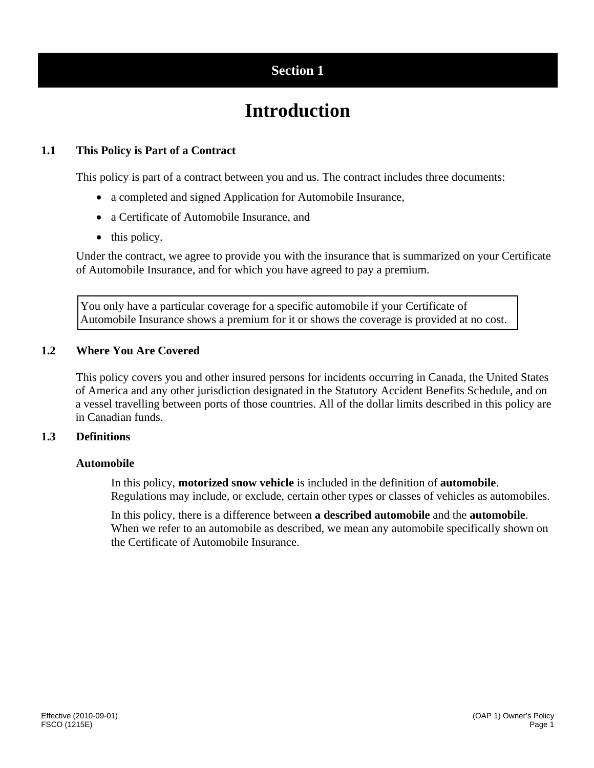# Section 1

# Introduction

## 1.1 This Policy is Part of a Contract

This policy is part of a contract between you and us. The contract includes three documents:

- a completed and signed Application for Automobile Insurance,
- a Certificate of Automobile Insurance, and
- this policy.

Under the contract, we agree to provide you with the insurance that is summarized on your Certificate of Automobile Insurance, and for which you have agreed to pay a premium.

> You only have a particular coverage for a specific automobile if your Certificate of Automobile Insurance shows a premium for it or shows the coverage is provided at no cost.

## 1.2 Where You Are Covered

This policy covers you and other insured persons for incidents occurring in Canada, the United States of America and any other jurisdiction designated in the Statutory Accident Benefits Schedule, and on a vessel travelling between ports of those countries. All of the dollar limits described in this policy are in Canadian funds.

## 1.3 Definitions

### Automobile

In this policy, **motorized snow vehicle** is included in the definition of **automobile**. Regulations may include, or exclude, certain other types or classes of vehicles as automobiles.

In this policy, there is a difference between **a described automobile** and the **automobile**. When we refer to an automobile as described, we mean any automobile specifically shown on the Certificate of Automobile Insurance.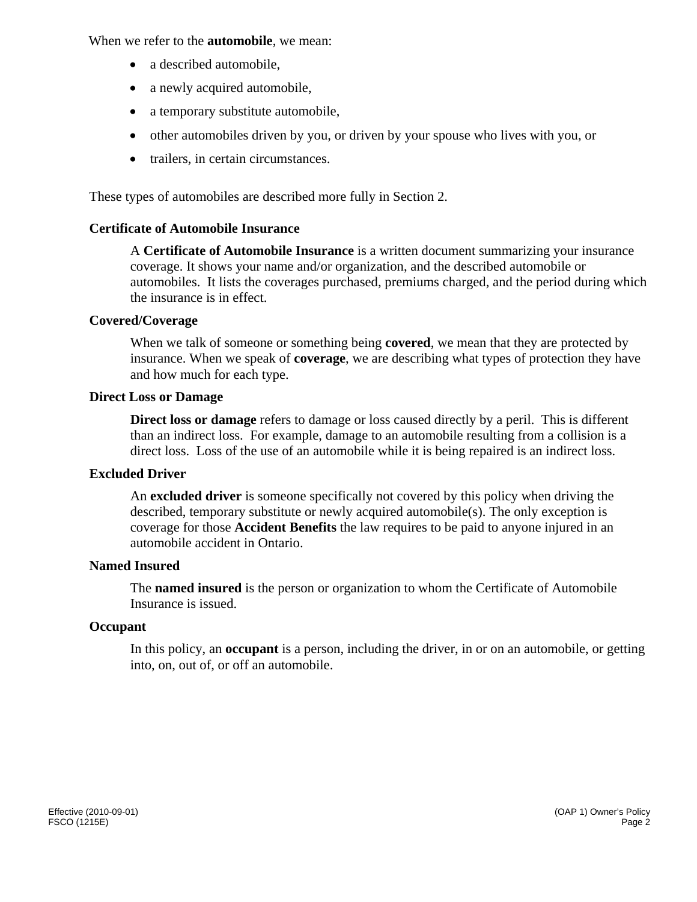When we refer to the **automobile**, we mean:

- a described automobile,
- a newly acquired automobile,
- a temporary substitute automobile,
- other automobiles driven by you, or driven by your spouse who lives with you, or
- trailers, in certain circumstances.

These types of automobiles are described more fully in Section 2.

### Certificate of Automobile Insurance

A **Certificate of Automobile Insurance** is a written document summarizing your insurance coverage. It shows your name and/or organization, and the described automobile or automobiles. It lists the coverages purchased, premiums charged, and the period during which the insurance is in effect.

### Covered/Coverage

When we talk of someone or something being **covered**, we mean that they are protected by insurance. When we speak of **coverage**, we are describing what types of protection they have and how much for each type.

### Direct Loss or Damage

**Direct loss or damage** refers to damage or loss caused directly by a peril. This is different than an indirect loss. For example, damage to an automobile resulting from a collision is a direct loss. Loss of the use of an automobile while it is being repaired is an indirect loss.

### Excluded Driver

An **excluded driver** is someone specifically not covered by this policy when driving the described, temporary substitute or newly acquired automobile(s). The only exception is coverage for those **Accident Benefits** the law requires to be paid to anyone injured in an automobile accident in Ontario.

### Named Insured

The **named insured** is the person or organization to whom the Certificate of Automobile Insurance is issued.

### Occupant

In this policy, an **occupant** is a person, including the driver, in or on an automobile, or getting into, on, out of, or off an automobile.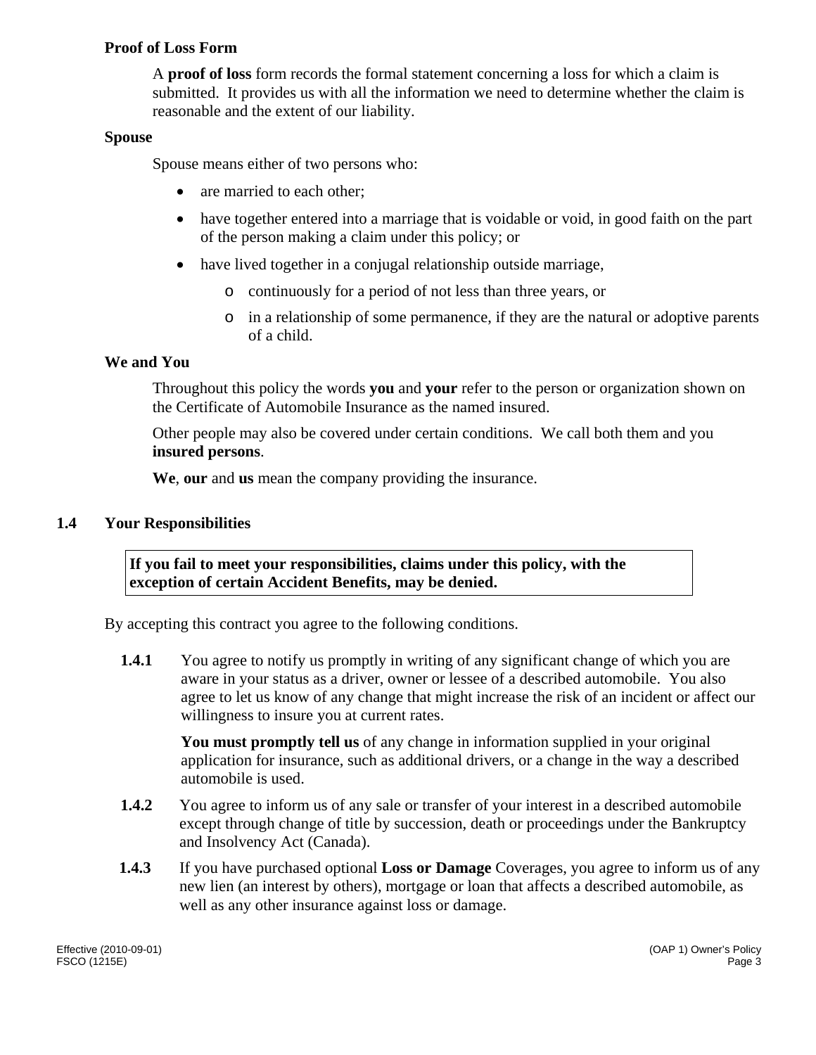### Proof of Loss Form

A **proof of loss** form records the formal statement concerning a loss for which a claim is submitted. It provides us with all the information we need to determine whether the claim is reasonable and the extent of our liability.

### Spouse

Spouse means either of two persons who:

- are married to each other;
- have together entered into a marriage that is voidable or void, in good faith on the part of the person making a claim under this policy; or
- have lived together in a conjugal relationship outside marriage,
  - continuously for a period of not less than three years, or
  - in a relationship of some permanence, if they are the natural or adoptive parents of a child.

### We and You

Throughout this policy the words **you** and **your** refer to the person or organization shown on the Certificate of Automobile Insurance as the named insured.

Other people may also be covered under certain conditions. We call both them and you **insured persons**.

**We**, **our** and **us** mean the company providing the insurance.

## 1.4 Your Responsibilities

**If you fail to meet your responsibilities, claims under this policy, with the exception of certain Accident Benefits, may be denied.**

By accepting this contract you agree to the following conditions.

**1.4.1** You agree to notify us promptly in writing of any significant change of which you are aware in your status as a driver, owner or lessee of a described automobile. You also agree to let us know of any change that might increase the risk of an incident or affect our willingness to insure you at current rates.

**You must promptly tell us** of any change in information supplied in your original application for insurance, such as additional drivers, or a change in the way a described automobile is used.

**1.4.2** You agree to inform us of any sale or transfer of your interest in a described automobile except through change of title by succession, death or proceedings under the Bankruptcy and Insolvency Act (Canada).

**1.4.3** If you have purchased optional **Loss or Damage** Coverages, you agree to inform us of any new lien (an interest by others), mortgage or loan that affects a described automobile, as well as any other insurance against loss or damage.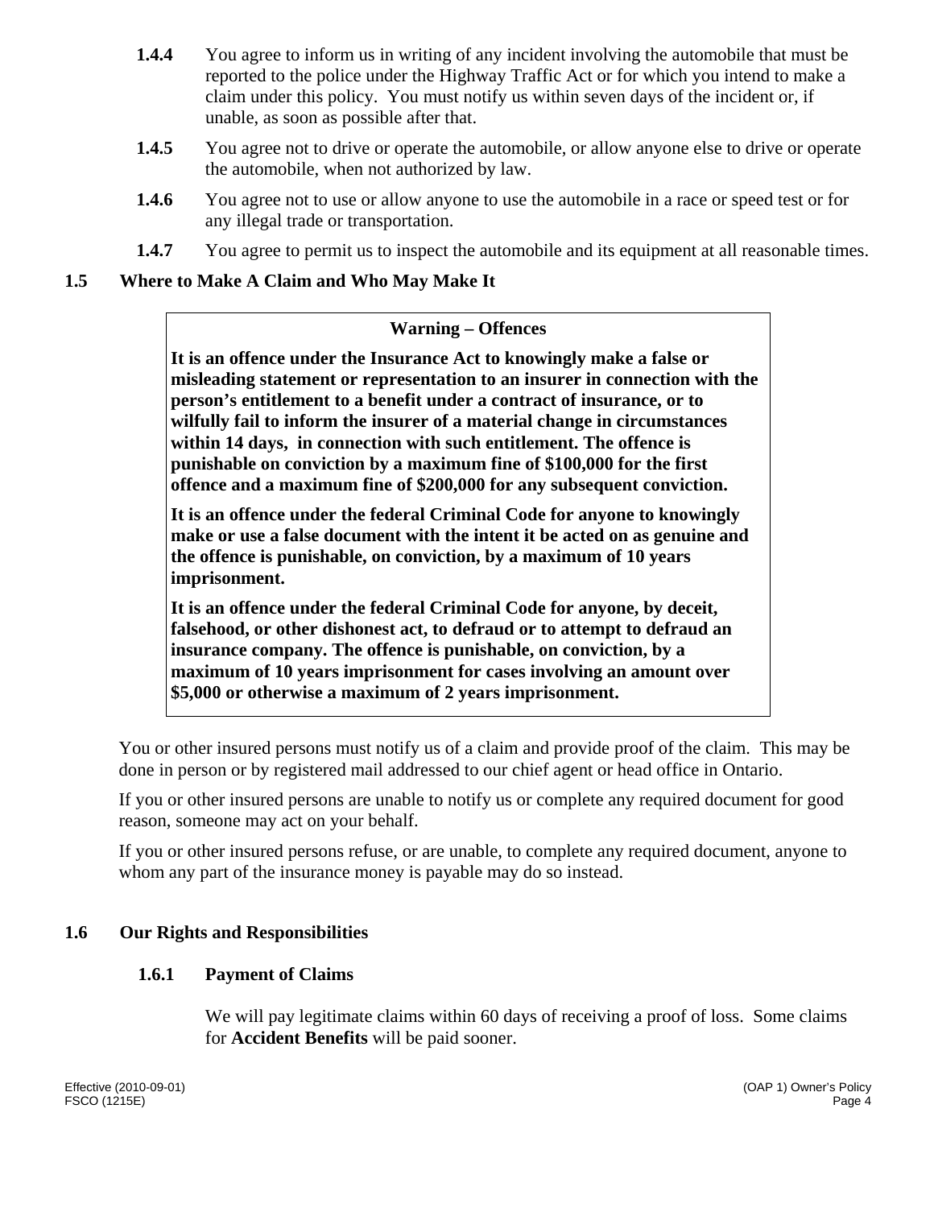**1.4.4** You agree to inform us in writing of any incident involving the automobile that must be reported to the police under the Highway Traffic Act or for which you intend to make a claim under this policy. You must notify us within seven days of the incident or, if unable, as soon as possible after that.

**1.4.5** You agree not to drive or operate the automobile, or allow anyone else to drive or operate the automobile, when not authorized by law.

**1.4.6** You agree not to use or allow anyone to use the automobile in a race or speed test or for any illegal trade or transportation.

**1.4.7** You agree to permit us to inspect the automobile and its equipment at all reasonable times.

## 1.5 Where to Make A Claim and Who May Make It

> **Warning – Offences**
>
> **It is an offence under the Insurance Act to knowingly make a false or misleading statement or representation to an insurer in connection with the person's entitlement to a benefit under a contract of insurance, or to wilfully fail to inform the insurer of a material change in circumstances within 14 days, in connection with such entitlement. The offence is punishable on conviction by a maximum fine of $100,000 for the first offence and a maximum fine of $200,000 for any subsequent conviction.**
>
> **It is an offence under the federal Criminal Code for anyone to knowingly make or use a false document with the intent it be acted on as genuine and the offence is punishable, on conviction, by a maximum of 10 years imprisonment.**
>
> **It is an offence under the federal Criminal Code for anyone, by deceit, falsehood, or other dishonest act, to defraud or to attempt to defraud an insurance company. The offence is punishable, on conviction, by a maximum of 10 years imprisonment for cases involving an amount over $5,000 or otherwise a maximum of 2 years imprisonment.**

You or other insured persons must notify us of a claim and provide proof of the claim. This may be done in person or by registered mail addressed to our chief agent or head office in Ontario.

If you or other insured persons are unable to notify us or complete any required document for good reason, someone may act on your behalf.

If you or other insured persons refuse, or are unable, to complete any required document, anyone to whom any part of the insurance money is payable may do so instead.

## 1.6 Our Rights and Responsibilities

### 1.6.1 Payment of Claims

We will pay legitimate claims within 60 days of receiving a proof of loss. Some claims for **Accident Benefits** will be paid sooner.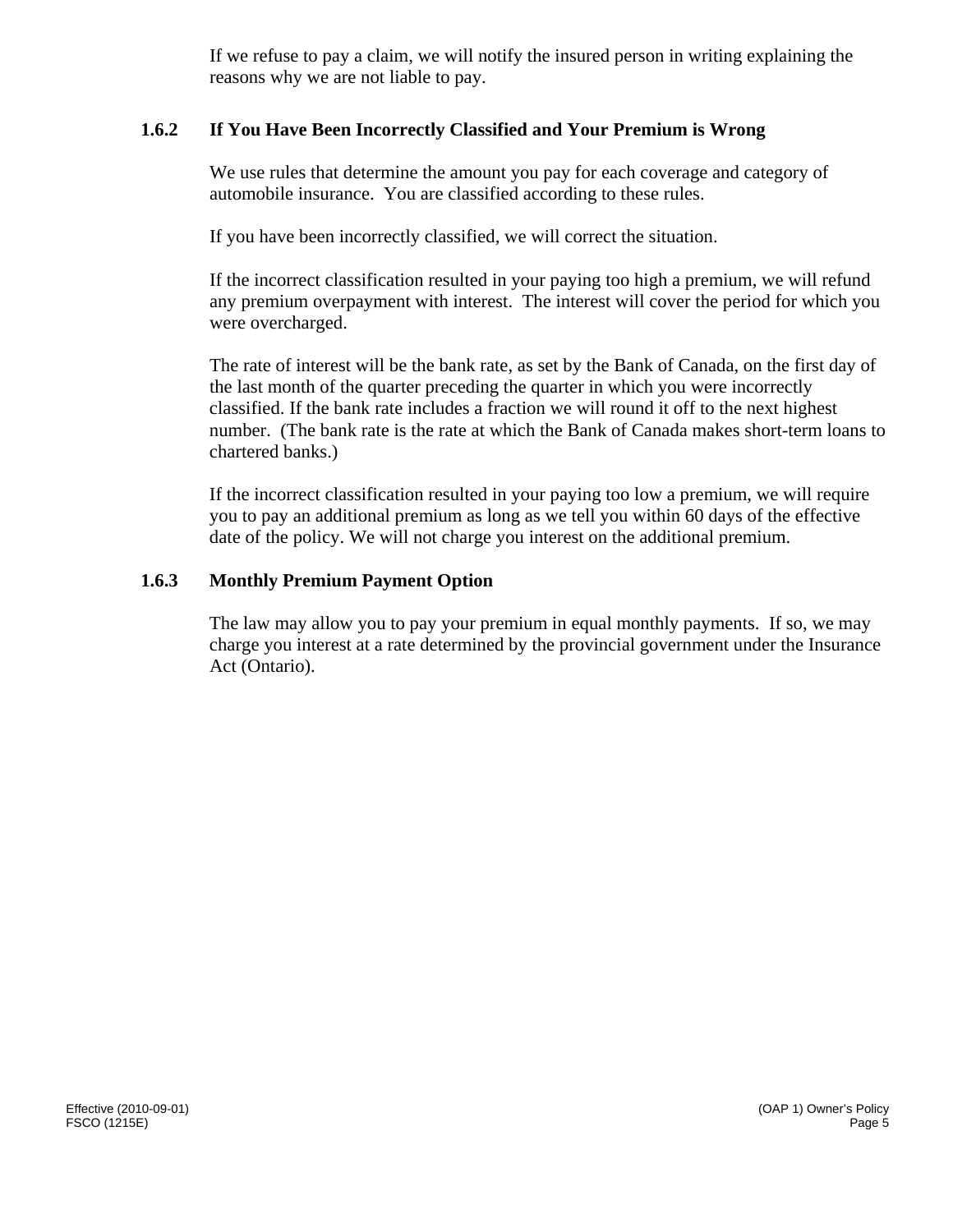If we refuse to pay a claim, we will notify the insured person in writing explaining the reasons why we are not liable to pay.

### 1.6.2 If You Have Been Incorrectly Classified and Your Premium is Wrong

We use rules that determine the amount you pay for each coverage and category of automobile insurance. You are classified according to these rules.

If you have been incorrectly classified, we will correct the situation.

If the incorrect classification resulted in your paying too high a premium, we will refund any premium overpayment with interest. The interest will cover the period for which you were overcharged.

The rate of interest will be the bank rate, as set by the Bank of Canada, on the first day of the last month of the quarter preceding the quarter in which you were incorrectly classified. If the bank rate includes a fraction we will round it off to the next highest number. (The bank rate is the rate at which the Bank of Canada makes short-term loans to chartered banks.)

If the incorrect classification resulted in your paying too low a premium, we will require you to pay an additional premium as long as we tell you within 60 days of the effective date of the policy. We will not charge you interest on the additional premium.

### 1.6.3 Monthly Premium Payment Option

The law may allow you to pay your premium in equal monthly payments. If so, we may charge you interest at a rate determined by the provincial government under the Insurance Act (Ontario).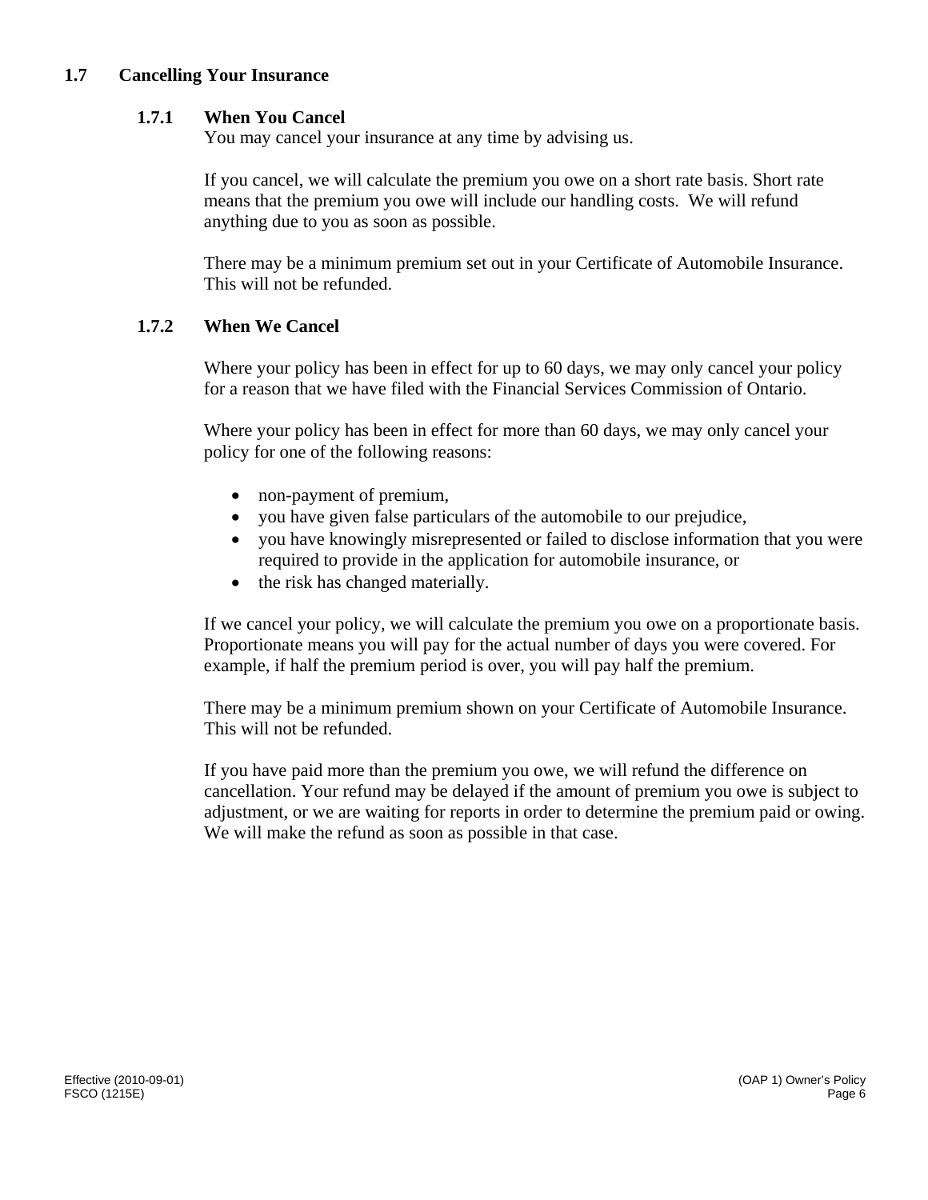## 1.7 Cancelling Your Insurance

### 1.7.1 When You Cancel

You may cancel your insurance at any time by advising us.

If you cancel, we will calculate the premium you owe on a short rate basis. Short rate means that the premium you owe will include our handling costs. We will refund anything due to you as soon as possible.

There may be a minimum premium set out in your Certificate of Automobile Insurance. This will not be refunded.

### 1.7.2 When We Cancel

Where your policy has been in effect for up to 60 days, we may only cancel your policy for a reason that we have filed with the Financial Services Commission of Ontario.

Where your policy has been in effect for more than 60 days, we may only cancel your policy for one of the following reasons:

- non-payment of premium,
- you have given false particulars of the automobile to our prejudice,
- you have knowingly misrepresented or failed to disclose information that you were required to provide in the application for automobile insurance, or
- the risk has changed materially.

If we cancel your policy, we will calculate the premium you owe on a proportionate basis. Proportionate means you will pay for the actual number of days you were covered. For example, if half the premium period is over, you will pay half the premium.

There may be a minimum premium shown on your Certificate of Automobile Insurance. This will not be refunded.

If you have paid more than the premium you owe, we will refund the difference on cancellation. Your refund may be delayed if the amount of premium you owe is subject to adjustment, or we are waiting for reports in order to determine the premium paid or owing. We will make the refund as soon as possible in that case.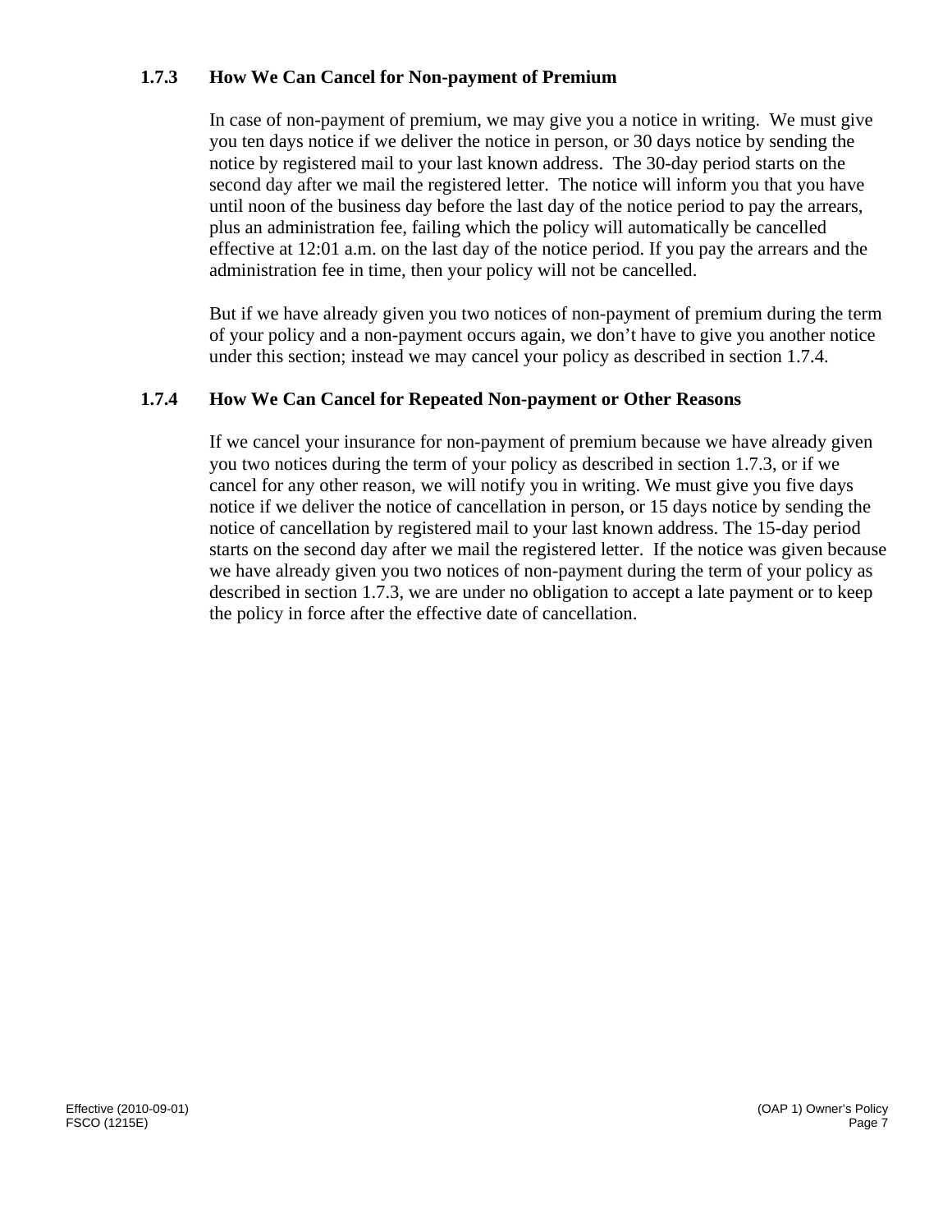### 1.7.3 How We Can Cancel for Non-payment of Premium

In case of non-payment of premium, we may give you a notice in writing. We must give you ten days notice if we deliver the notice in person, or 30 days notice by sending the notice by registered mail to your last known address. The 30-day period starts on the second day after we mail the registered letter. The notice will inform you that you have until noon of the business day before the last day of the notice period to pay the arrears, plus an administration fee, failing which the policy will automatically be cancelled effective at 12:01 a.m. on the last day of the notice period. If you pay the arrears and the administration fee in time, then your policy will not be cancelled.

But if we have already given you two notices of non-payment of premium during the term of your policy and a non-payment occurs again, we don't have to give you another notice under this section; instead we may cancel your policy as described in section 1.7.4.

### 1.7.4 How We Can Cancel for Repeated Non-payment or Other Reasons

If we cancel your insurance for non-payment of premium because we have already given you two notices during the term of your policy as described in section 1.7.3, or if we cancel for any other reason, we will notify you in writing. We must give you five days notice if we deliver the notice of cancellation in person, or 15 days notice by sending the notice of cancellation by registered mail to your last known address. The 15-day period starts on the second day after we mail the registered letter. If the notice was given because we have already given you two notices of non-payment during the term of your policy as described in section 1.7.3, we are under no obligation to accept a late payment or to keep the policy in force after the effective date of cancellation.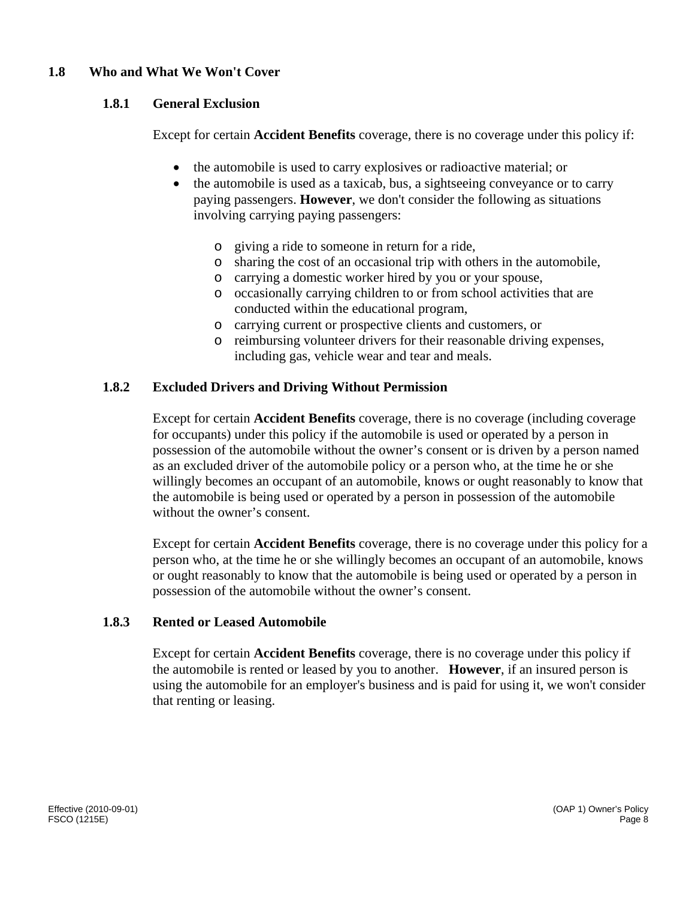## 1.8 Who and What We Won't Cover

### 1.8.1 General Exclusion

Except for certain **Accident Benefits** coverage, there is no coverage under this policy if:

- the automobile is used to carry explosives or radioactive material; or
- the automobile is used as a taxicab, bus, a sightseeing conveyance or to carry paying passengers. **However**, we don't consider the following as situations involving carrying paying passengers:
  - giving a ride to someone in return for a ride,
  - sharing the cost of an occasional trip with others in the automobile,
  - carrying a domestic worker hired by you or your spouse,
  - occasionally carrying children to or from school activities that are conducted within the educational program,
  - carrying current or prospective clients and customers, or
  - reimbursing volunteer drivers for their reasonable driving expenses, including gas, vehicle wear and tear and meals.

### 1.8.2 Excluded Drivers and Driving Without Permission

Except for certain **Accident Benefits** coverage, there is no coverage (including coverage for occupants) under this policy if the automobile is used or operated by a person in possession of the automobile without the owner's consent or is driven by a person named as an excluded driver of the automobile policy or a person who, at the time he or she willingly becomes an occupant of an automobile, knows or ought reasonably to know that the automobile is being used or operated by a person in possession of the automobile without the owner's consent.

Except for certain **Accident Benefits** coverage, there is no coverage under this policy for a person who, at the time he or she willingly becomes an occupant of an automobile, knows or ought reasonably to know that the automobile is being used or operated by a person in possession of the automobile without the owner's consent.

### 1.8.3 Rented or Leased Automobile

Except for certain **Accident Benefits** coverage, there is no coverage under this policy if the automobile is rented or leased by you to another. **However**, if an insured person is using the automobile for an employer's business and is paid for using it, we won't consider that renting or leasing.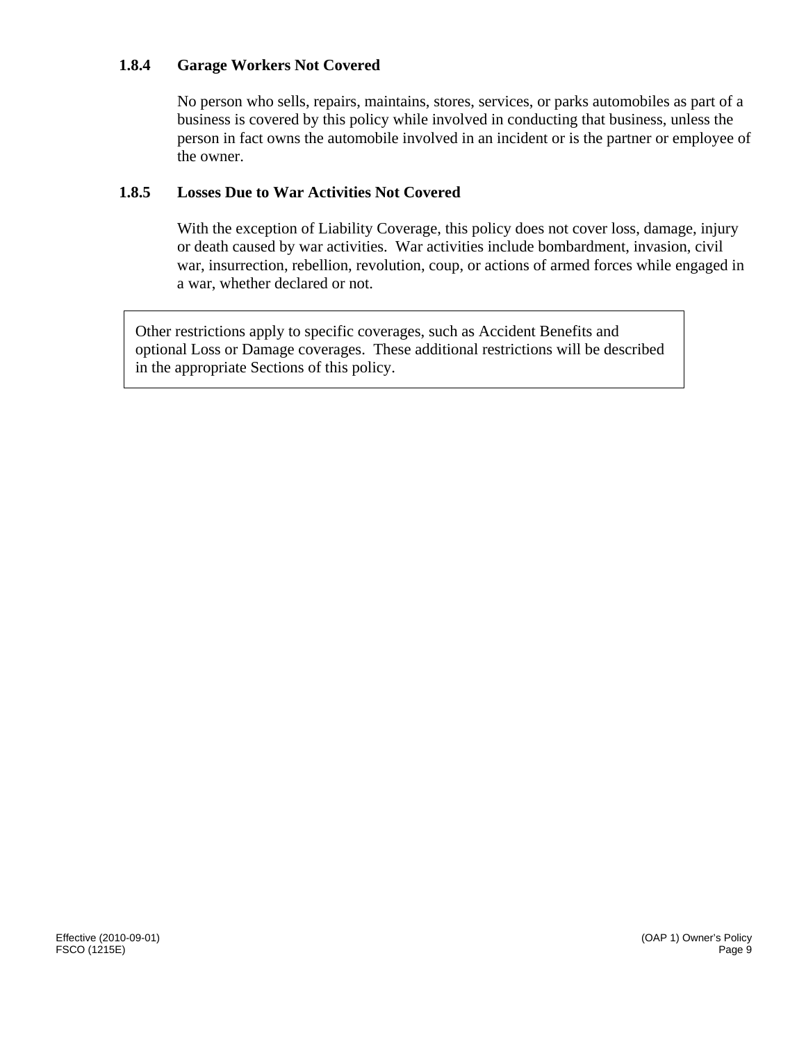### 1.8.4 Garage Workers Not Covered

No person who sells, repairs, maintains, stores, services, or parks automobiles as part of a business is covered by this policy while involved in conducting that business, unless the person in fact owns the automobile involved in an incident or is the partner or employee of the owner.

### 1.8.5 Losses Due to War Activities Not Covered

With the exception of Liability Coverage, this policy does not cover loss, damage, injury or death caused by war activities. War activities include bombardment, invasion, civil war, insurrection, rebellion, revolution, coup, or actions of armed forces while engaged in a war, whether declared or not.

> Other restrictions apply to specific coverages, such as Accident Benefits and optional Loss or Damage coverages. These additional restrictions will be described in the appropriate Sections of this policy.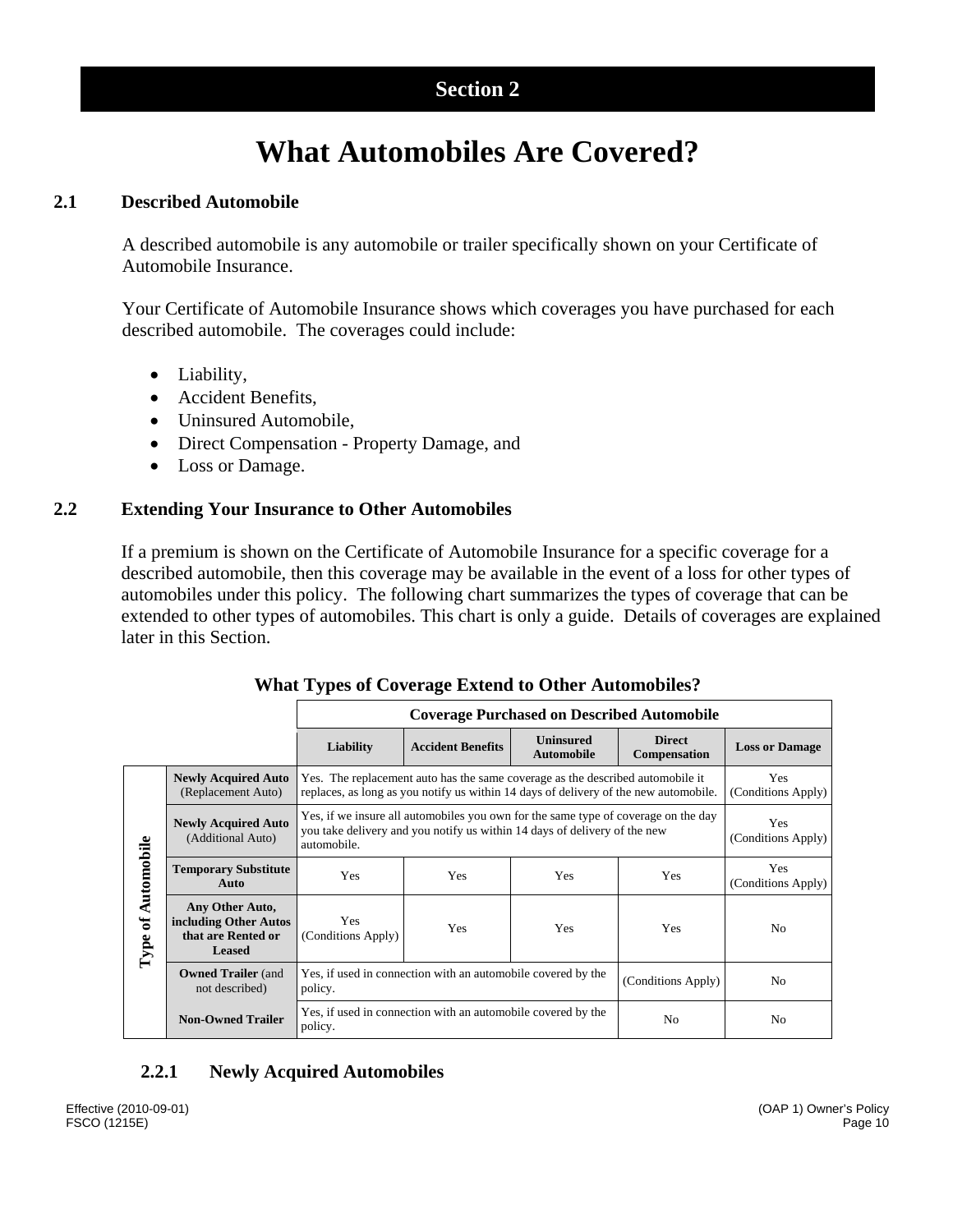**Section 2**

# What Automobiles Are Covered?

## 2.1 Described Automobile

A described automobile is any automobile or trailer specifically shown on your Certificate of Automobile Insurance.

Your Certificate of Automobile Insurance shows which coverages you have purchased for each described automobile. The coverages could include:

- Liability,
- Accident Benefits,
- Uninsured Automobile,
- Direct Compensation - Property Damage, and
- Loss or Damage.

## 2.2 Extending Your Insurance to Other Automobiles

If a premium is shown on the Certificate of Automobile Insurance for a specific coverage for a described automobile, then this coverage may be available in the event of a loss for other types of automobiles under this policy. The following chart summarizes the types of coverage that can be extended to other types of automobiles. This chart is only a guide. Details of coverages are explained later in this Section.

**What Types of Coverage Extend to Other Automobiles?**

| | | **Coverage Purchased on Described Automobile** | | | | |
|---|---|---|---|---|---|---|
| | | **Liability** | **Accident Benefits** | **Uninsured Automobile** | **Direct Compensation** | **Loss or Damage** |
| **Type of Automobile** | **Newly Acquired Auto** (Replacement Auto) | Yes. The replacement auto has the same coverage as the described automobile it replaces, as long as you notify us within 14 days of delivery of the new automobile. | | | | Yes (Conditions Apply) |
| | **Newly Acquired Auto** (Additional Auto) | Yes, if we insure all automobiles you own for the same type of coverage on the day you take delivery and you notify us within 14 days of delivery of the new automobile. | | | | Yes (Conditions Apply) |
| | **Temporary Substitute Auto** | Yes | Yes | Yes | Yes | Yes (Conditions Apply) |
| | **Any Other Auto, including Other Autos that are Rented or Leased** | Yes (Conditions Apply) | Yes | Yes | Yes | No |
| | **Owned Trailer** (and not described) | Yes, if used in connection with an automobile covered by the policy. | | | (Conditions Apply) | No |
| | **Non-Owned Trailer** | Yes, if used in connection with an automobile covered by the policy. | | | No | No |

### 2.2.1 Newly Acquired Automobiles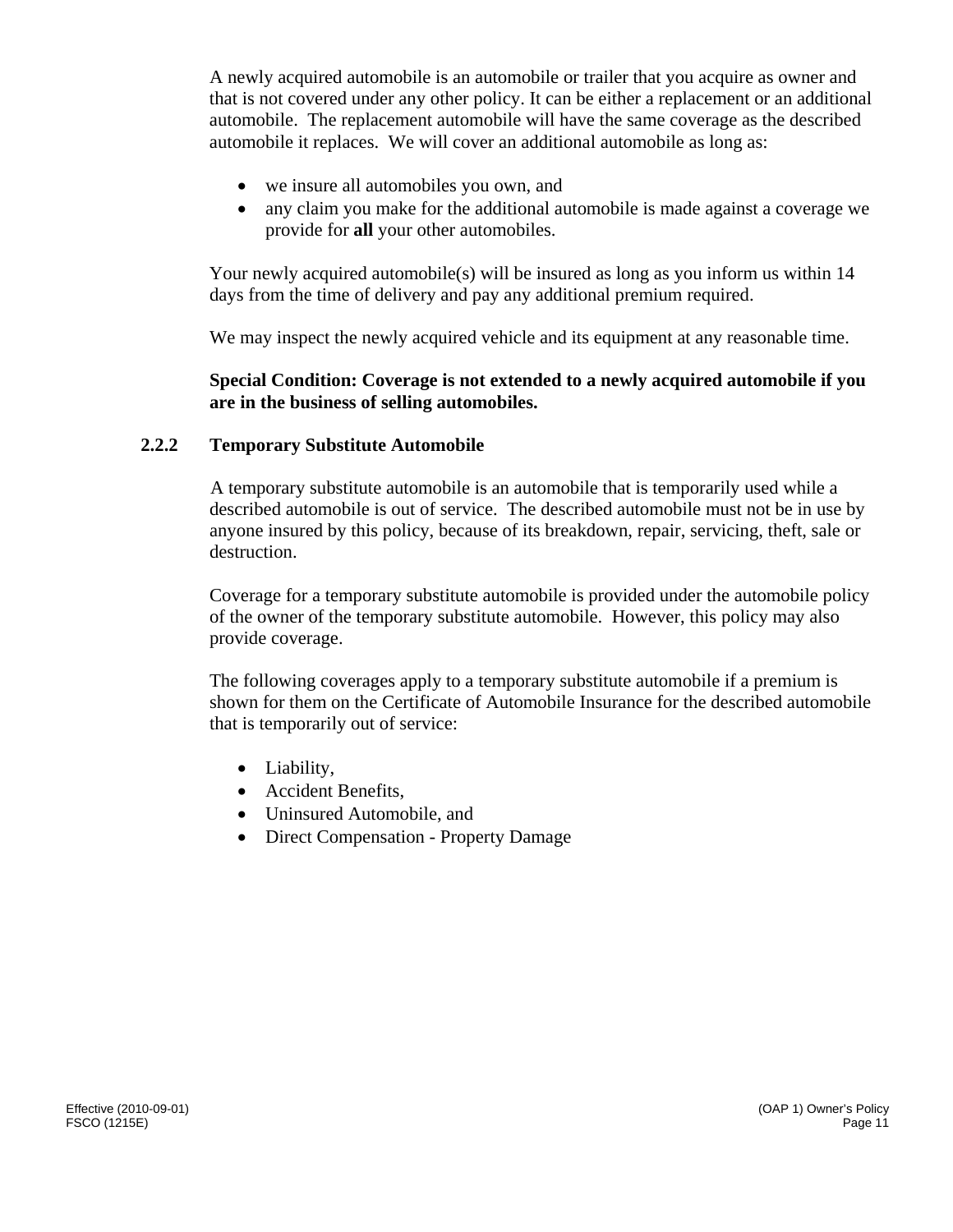A newly acquired automobile is an automobile or trailer that you acquire as owner and that is not covered under any other policy. It can be either a replacement or an additional automobile. The replacement automobile will have the same coverage as the described automobile it replaces. We will cover an additional automobile as long as:

- we insure all automobiles you own, and
- any claim you make for the additional automobile is made against a coverage we provide for **all** your other automobiles.

Your newly acquired automobile(s) will be insured as long as you inform us within 14 days from the time of delivery and pay any additional premium required.

We may inspect the newly acquired vehicle and its equipment at any reasonable time.

**Special Condition: Coverage is not extended to a newly acquired automobile if you are in the business of selling automobiles.**

### 2.2.2 Temporary Substitute Automobile

A temporary substitute automobile is an automobile that is temporarily used while a described automobile is out of service. The described automobile must not be in use by anyone insured by this policy, because of its breakdown, repair, servicing, theft, sale or destruction.

Coverage for a temporary substitute automobile is provided under the automobile policy of the owner of the temporary substitute automobile. However, this policy may also provide coverage.

The following coverages apply to a temporary substitute automobile if a premium is shown for them on the Certificate of Automobile Insurance for the described automobile that is temporarily out of service:

- Liability,
- Accident Benefits,
- Uninsured Automobile, and
- Direct Compensation - Property Damage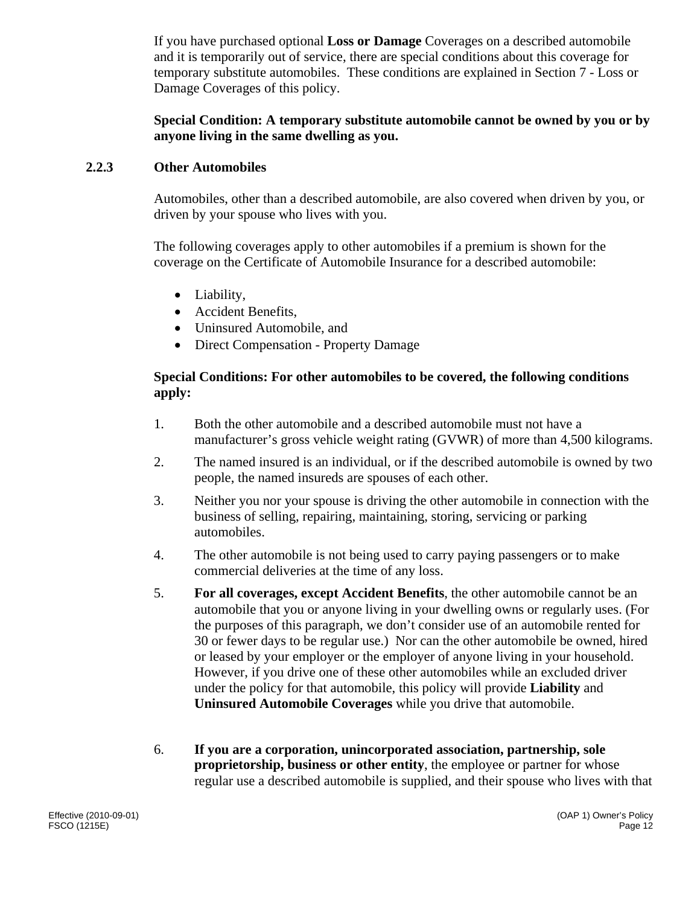If you have purchased optional **Loss or Damage** Coverages on a described automobile and it is temporarily out of service, there are special conditions about this coverage for temporary substitute automobiles. These conditions are explained in Section 7 - Loss or Damage Coverages of this policy.

**Special Condition: A temporary substitute automobile cannot be owned by you or by anyone living in the same dwelling as you.**

### 2.2.3 Other Automobiles

Automobiles, other than a described automobile, are also covered when driven by you, or driven by your spouse who lives with you.

The following coverages apply to other automobiles if a premium is shown for the coverage on the Certificate of Automobile Insurance for a described automobile:

- Liability,
- Accident Benefits,
- Uninsured Automobile, and
- Direct Compensation - Property Damage

**Special Conditions: For other automobiles to be covered, the following conditions apply:**

1. Both the other automobile and a described automobile must not have a manufacturer's gross vehicle weight rating (GVWR) of more than 4,500 kilograms.
2. The named insured is an individual, or if the described automobile is owned by two people, the named insureds are spouses of each other.
3. Neither you nor your spouse is driving the other automobile in connection with the business of selling, repairing, maintaining, storing, servicing or parking automobiles.
4. The other automobile is not being used to carry paying passengers or to make commercial deliveries at the time of any loss.
5. **For all coverages, except Accident Benefits**, the other automobile cannot be an automobile that you or anyone living in your dwelling owns or regularly uses. (For the purposes of this paragraph, we don't consider use of an automobile rented for 30 or fewer days to be regular use.) Nor can the other automobile be owned, hired or leased by your employer or the employer of anyone living in your household. However, if you drive one of these other automobiles while an excluded driver under the policy for that automobile, this policy will provide **Liability** and **Uninsured Automobile Coverages** while you drive that automobile.
6. **If you are a corporation, unincorporated association, partnership, sole proprietorship, business or other entity**, the employee or partner for whose regular use a described automobile is supplied, and their spouse who lives with that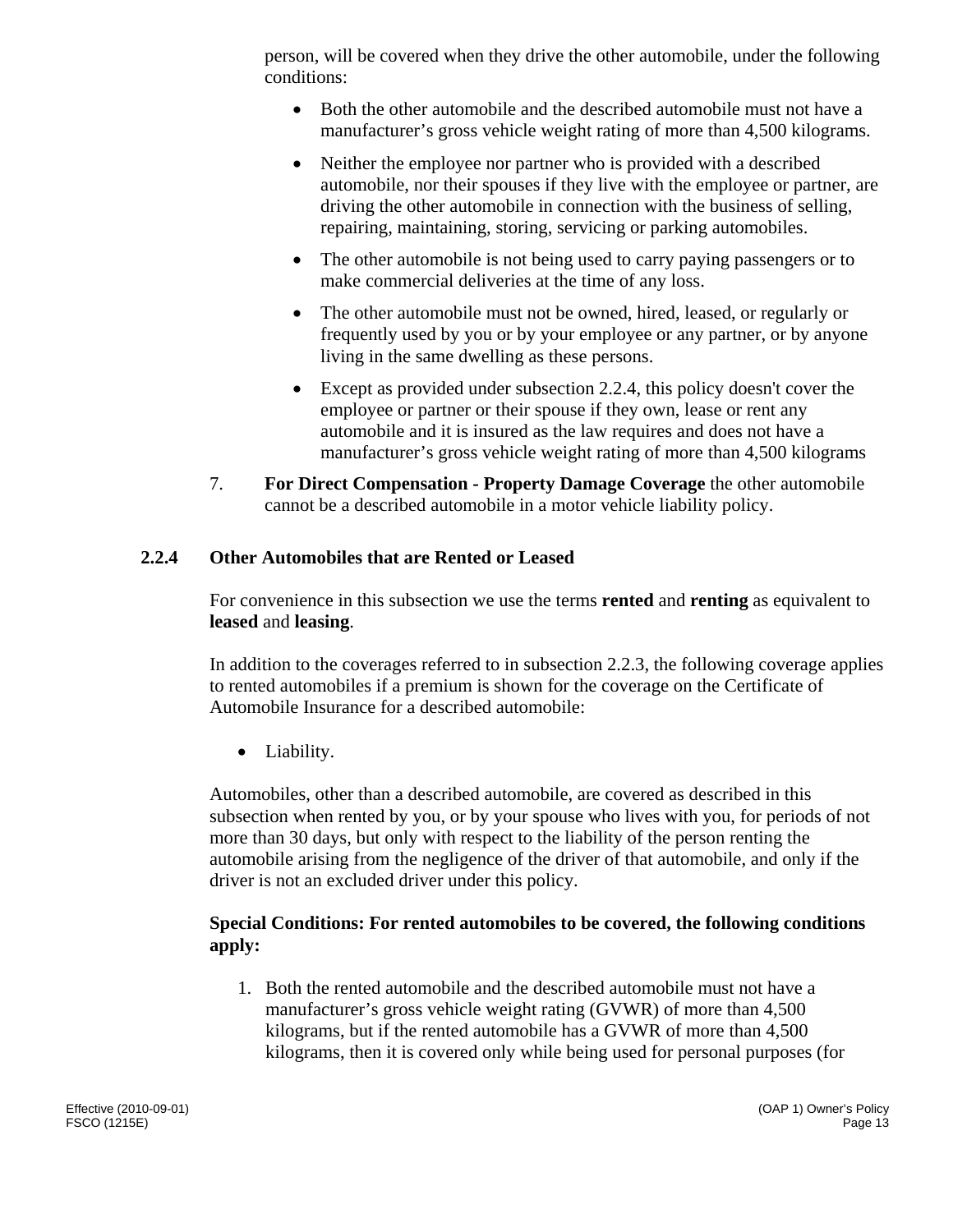person, will be covered when they drive the other automobile, under the following conditions:

- Both the other automobile and the described automobile must not have a manufacturer's gross vehicle weight rating of more than 4,500 kilograms.
- Neither the employee nor partner who is provided with a described automobile, nor their spouses if they live with the employee or partner, are driving the other automobile in connection with the business of selling, repairing, maintaining, storing, servicing or parking automobiles.
- The other automobile is not being used to carry paying passengers or to make commercial deliveries at the time of any loss.
- The other automobile must not be owned, hired, leased, or regularly or frequently used by you or by your employee or any partner, or by anyone living in the same dwelling as these persons.
- Except as provided under subsection 2.2.4, this policy doesn't cover the employee or partner or their spouse if they own, lease or rent any automobile and it is insured as the law requires and does not have a manufacturer's gross vehicle weight rating of more than 4,500 kilograms

7. **For Direct Compensation - Property Damage Coverage** the other automobile cannot be a described automobile in a motor vehicle liability policy.

### 2.2.4 Other Automobiles that are Rented or Leased

For convenience in this subsection we use the terms **rented** and **renting** as equivalent to **leased** and **leasing**.

In addition to the coverages referred to in subsection 2.2.3, the following coverage applies to rented automobiles if a premium is shown for the coverage on the Certificate of Automobile Insurance for a described automobile:

- Liability.

Automobiles, other than a described automobile, are covered as described in this subsection when rented by you, or by your spouse who lives with you, for periods of not more than 30 days, but only with respect to the liability of the person renting the automobile arising from the negligence of the driver of that automobile, and only if the driver is not an excluded driver under this policy.

**Special Conditions: For rented automobiles to be covered, the following conditions apply:**

1. Both the rented automobile and the described automobile must not have a manufacturer's gross vehicle weight rating (GVWR) of more than 4,500 kilograms, but if the rented automobile has a GVWR of more than 4,500 kilograms, then it is covered only while being used for personal purposes (for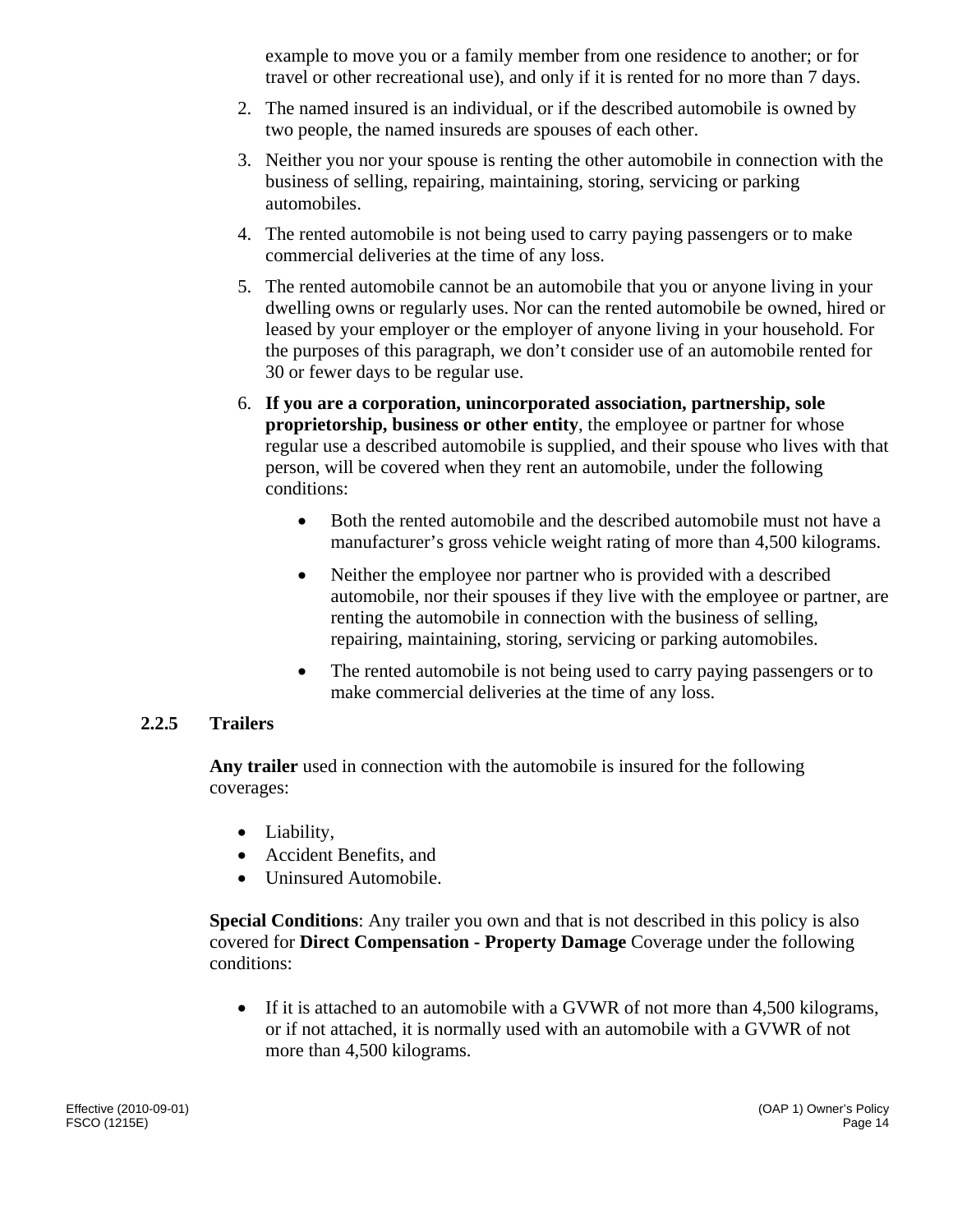example to move you or a family member from one residence to another; or for travel or other recreational use), and only if it is rented for no more than 7 days.

2. The named insured is an individual, or if the described automobile is owned by two people, the named insureds are spouses of each other.
3. Neither you nor your spouse is renting the other automobile in connection with the business of selling, repairing, maintaining, storing, servicing or parking automobiles.
4. The rented automobile is not being used to carry paying passengers or to make commercial deliveries at the time of any loss.
5. The rented automobile cannot be an automobile that you or anyone living in your dwelling owns or regularly uses. Nor can the rented automobile be owned, hired or leased by your employer or the employer of anyone living in your household. For the purposes of this paragraph, we don't consider use of an automobile rented for 30 or fewer days to be regular use.
6. **If you are a corporation, unincorporated association, partnership, sole proprietorship, business or other entity**, the employee or partner for whose regular use a described automobile is supplied, and their spouse who lives with that person, will be covered when they rent an automobile, under the following conditions:
   - Both the rented automobile and the described automobile must not have a manufacturer's gross vehicle weight rating of more than 4,500 kilograms.
   - Neither the employee nor partner who is provided with a described automobile, nor their spouses if they live with the employee or partner, are renting the automobile in connection with the business of selling, repairing, maintaining, storing, servicing or parking automobiles.
   - The rented automobile is not being used to carry paying passengers or to make commercial deliveries at the time of any loss.

### 2.2.5 Trailers

**Any trailer** used in connection with the automobile is insured for the following coverages:

- Liability,
- Accident Benefits, and
- Uninsured Automobile.

**Special Conditions**: Any trailer you own and that is not described in this policy is also covered for **Direct Compensation - Property Damage** Coverage under the following conditions:

- If it is attached to an automobile with a GVWR of not more than 4,500 kilograms, or if not attached, it is normally used with an automobile with a GVWR of not more than 4,500 kilograms.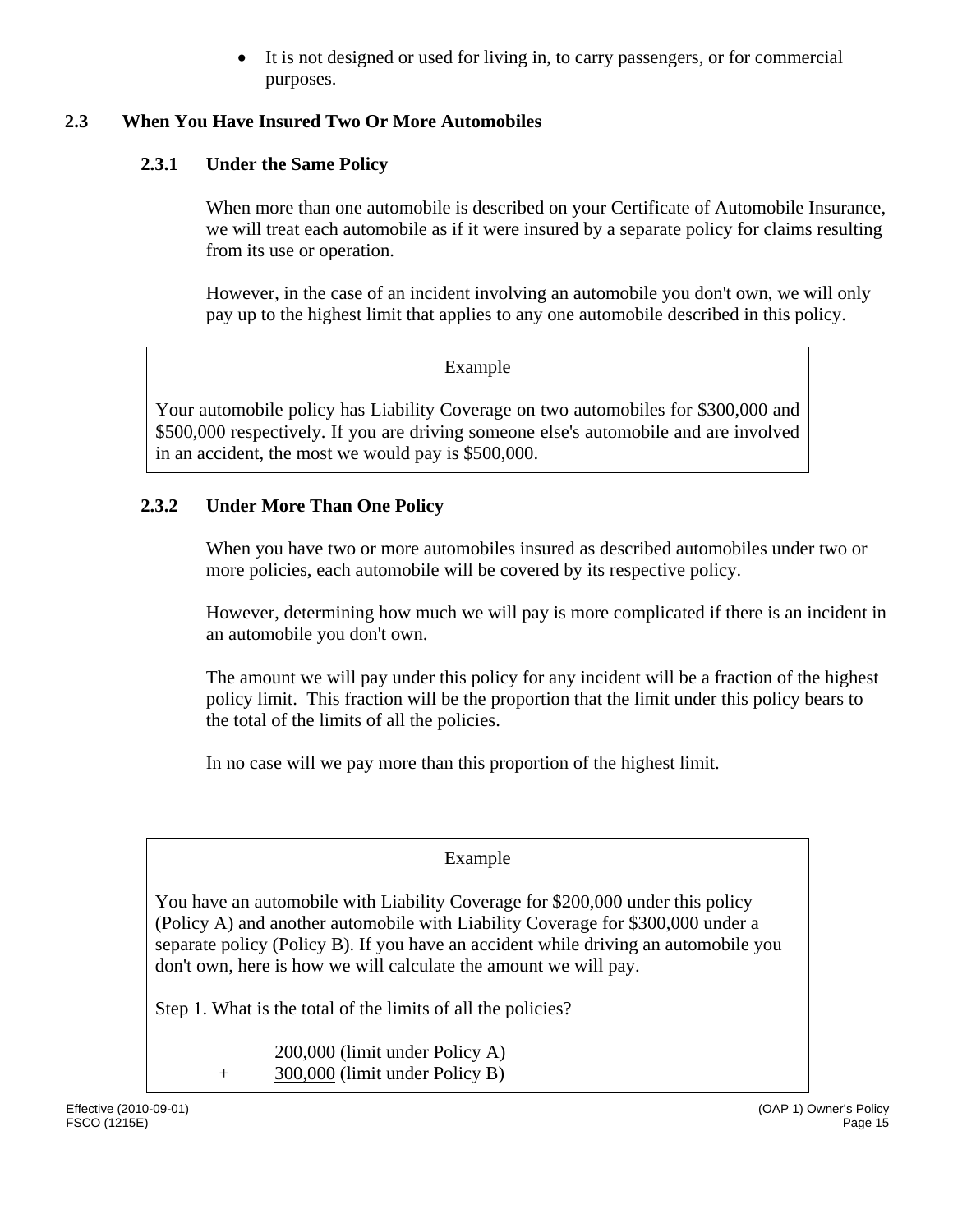- It is not designed or used for living in, to carry passengers, or for commercial purposes.

## 2.3 When You Have Insured Two Or More Automobiles

### 2.3.1 Under the Same Policy

When more than one automobile is described on your Certificate of Automobile Insurance, we will treat each automobile as if it were insured by a separate policy for claims resulting from its use or operation.

However, in the case of an incident involving an automobile you don't own, we will only pay up to the highest limit that applies to any one automobile described in this policy.

> Example
>
> Your automobile policy has Liability Coverage on two automobiles for $300,000 and $500,000 respectively. If you are driving someone else's automobile and are involved in an accident, the most we would pay is $500,000.

### 2.3.2 Under More Than One Policy

When you have two or more automobiles insured as described automobiles under two or more policies, each automobile will be covered by its respective policy.

However, determining how much we will pay is more complicated if there is an incident in an automobile you don't own.

The amount we will pay under this policy for any incident will be a fraction of the highest policy limit. This fraction will be the proportion that the limit under this policy bears to the total of the limits of all the policies.

In no case will we pay more than this proportion of the highest limit.

> Example
>
> You have an automobile with Liability Coverage for $200,000 under this policy (Policy A) and another automobile with Liability Coverage for $300,000 under a separate policy (Policy B). If you have an accident while driving an automobile you don't own, here is how we will calculate the amount we will pay.
>
> Step 1. What is the total of the limits of all the policies?
>
> 200,000 (limit under Policy A)
> \+ 300,000 (limit under Policy B)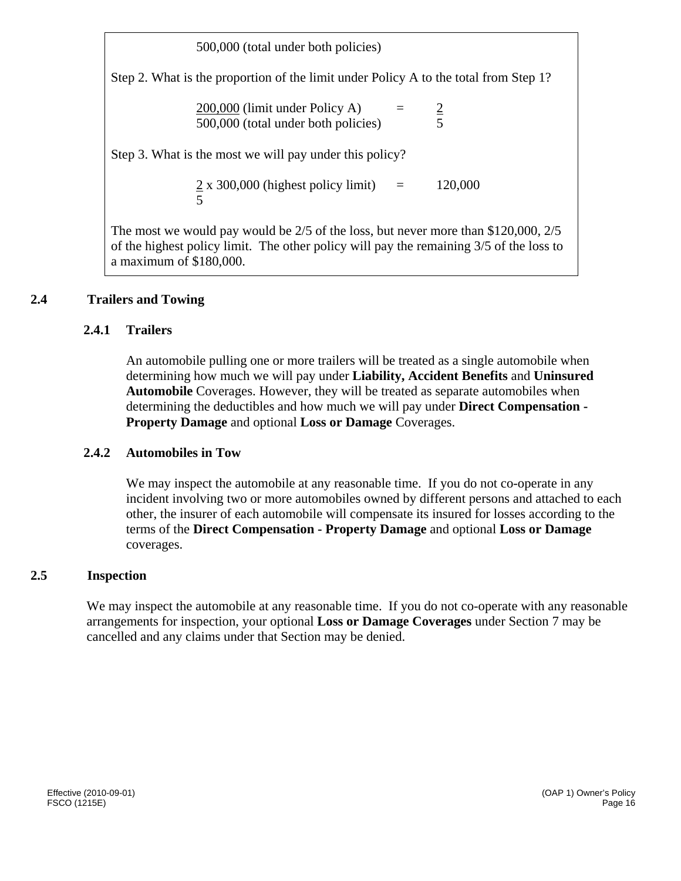500,000 (total under both policies)

Step 2. What is the proportion of the limit under Policy A to the total from Step 1?

$$\frac{200{,}000 \text{ (limit under Policy A)}}{500{,}000 \text{ (total under both policies)}} = \frac{2}{5}$$

Step 3. What is the most we will pay under this policy?

$$\frac{2}{5} \times 300{,}000 \text{ (highest policy limit)} = 120{,}000$$

The most we would pay would be 2/5 of the loss, but never more than $120,000, 2/5 of the highest policy limit. The other policy will pay the remaining 3/5 of the loss to a maximum of $180,000.

## 2.4 Trailers and Towing

### 2.4.1 Trailers

An automobile pulling one or more trailers will be treated as a single automobile when determining how much we will pay under **Liability, Accident Benefits** and **Uninsured Automobile** Coverages. However, they will be treated as separate automobiles when determining the deductibles and how much we will pay under **Direct Compensation - Property Damage** and optional **Loss or Damage** Coverages.

### 2.4.2 Automobiles in Tow

We may inspect the automobile at any reasonable time. If you do not co-operate in any incident involving two or more automobiles owned by different persons and attached to each other, the insurer of each automobile will compensate its insured for losses according to the terms of the **Direct Compensation - Property Damage** and optional **Loss or Damage** coverages.

## 2.5 Inspection

We may inspect the automobile at any reasonable time. If you do not co-operate with any reasonable arrangements for inspection, your optional **Loss or Damage Coverages** under Section 7 may be cancelled and any claims under that Section may be denied.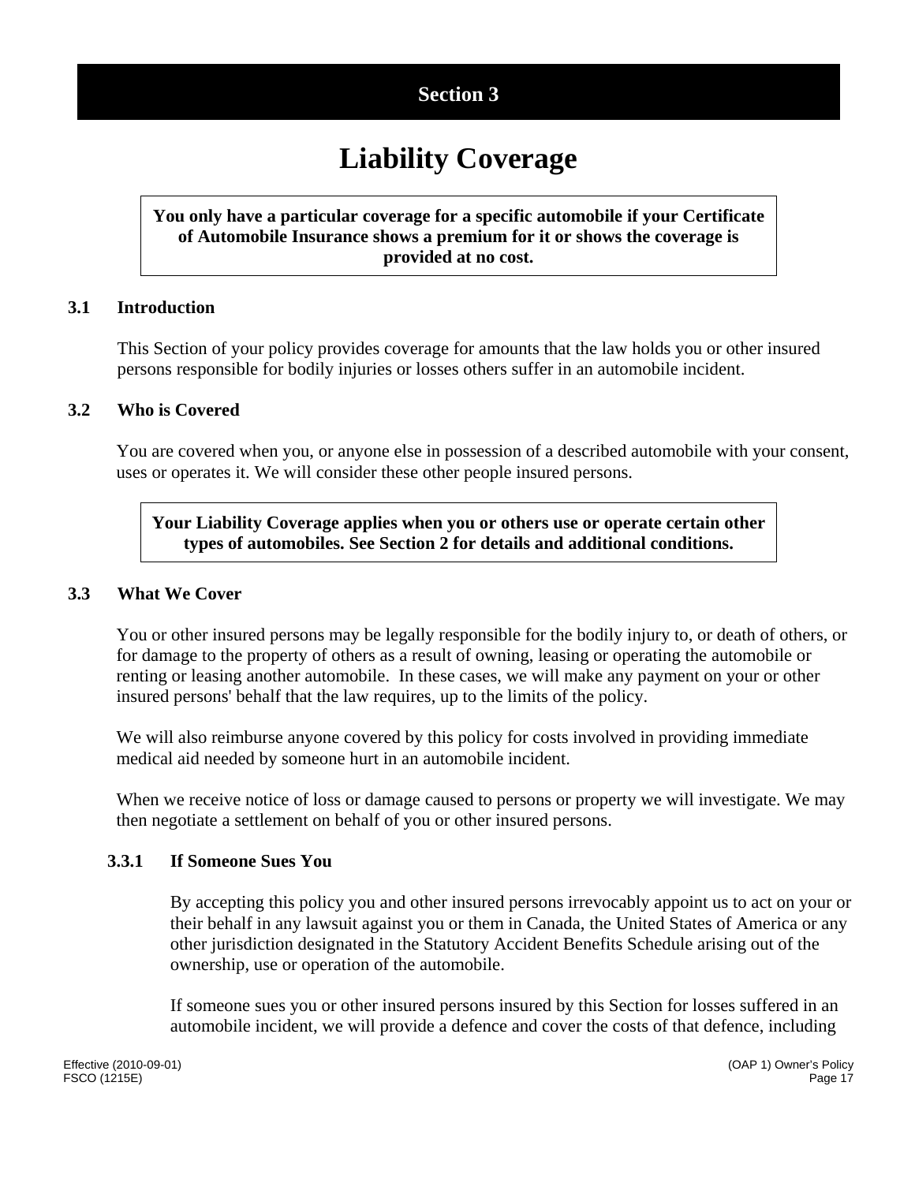# Section 3

# Liability Coverage

**You only have a particular coverage for a specific automobile if your Certificate of Automobile Insurance shows a premium for it or shows the coverage is provided at no cost.**

## 3.1 Introduction

This Section of your policy provides coverage for amounts that the law holds you or other insured persons responsible for bodily injuries or losses others suffer in an automobile incident.

## 3.2 Who is Covered

You are covered when you, or anyone else in possession of a described automobile with your consent, uses or operates it. We will consider these other people insured persons.

**Your Liability Coverage applies when you or others use or operate certain other types of automobiles. See Section 2 for details and additional conditions.**

## 3.3 What We Cover

You or other insured persons may be legally responsible for the bodily injury to, or death of others, or for damage to the property of others as a result of owning, leasing or operating the automobile or renting or leasing another automobile. In these cases, we will make any payment on your or other insured persons' behalf that the law requires, up to the limits of the policy.

We will also reimburse anyone covered by this policy for costs involved in providing immediate medical aid needed by someone hurt in an automobile incident.

When we receive notice of loss or damage caused to persons or property we will investigate. We may then negotiate a settlement on behalf of you or other insured persons.

### 3.3.1 If Someone Sues You

By accepting this policy you and other insured persons irrevocably appoint us to act on your or their behalf in any lawsuit against you or them in Canada, the United States of America or any other jurisdiction designated in the Statutory Accident Benefits Schedule arising out of the ownership, use or operation of the automobile.

If someone sues you or other insured persons insured by this Section for losses suffered in an automobile incident, we will provide a defence and cover the costs of that defence, including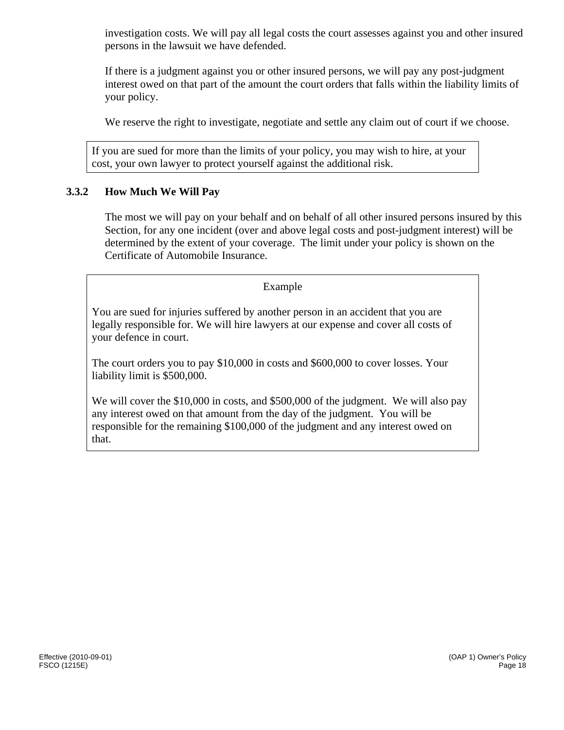investigation costs. We will pay all legal costs the court assesses against you and other insured persons in the lawsuit we have defended.

If there is a judgment against you or other insured persons, we will pay any post-judgment interest owed on that part of the amount the court orders that falls within the liability limits of your policy.

We reserve the right to investigate, negotiate and settle any claim out of court if we choose.

> If you are sued for more than the limits of your policy, you may wish to hire, at your cost, your own lawyer to protect yourself against the additional risk.

### 3.3.2 How Much We Will Pay

The most we will pay on your behalf and on behalf of all other insured persons insured by this Section, for any one incident (over and above legal costs and post-judgment interest) will be determined by the extent of your coverage. The limit under your policy is shown on the Certificate of Automobile Insurance.

> Example
>
> You are sued for injuries suffered by another person in an accident that you are legally responsible for. We will hire lawyers at our expense and cover all costs of your defence in court.
>
> The court orders you to pay $10,000 in costs and $600,000 to cover losses. Your liability limit is $500,000.
>
> We will cover the $10,000 in costs, and $500,000 of the judgment. We will also pay any interest owed on that amount from the day of the judgment. You will be responsible for the remaining $100,000 of the judgment and any interest owed on that.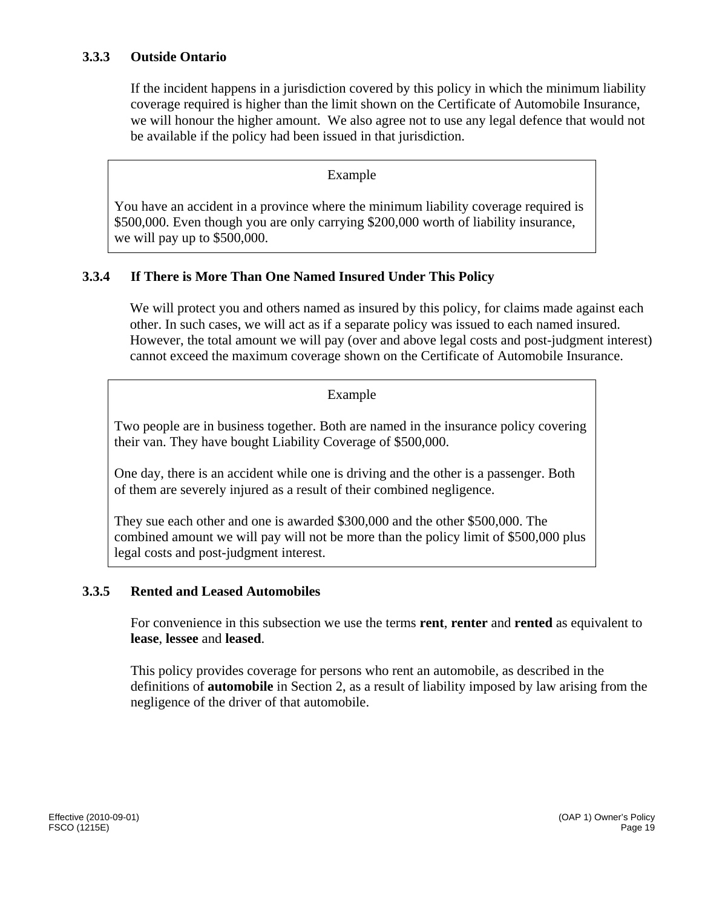### 3.3.3 Outside Ontario

If the incident happens in a jurisdiction covered by this policy in which the minimum liability coverage required is higher than the limit shown on the Certificate of Automobile Insurance, we will honour the higher amount. We also agree not to use any legal defence that would not be available if the policy had been issued in that jurisdiction.

> Example
>
> You have an accident in a province where the minimum liability coverage required is $500,000. Even though you are only carrying $200,000 worth of liability insurance, we will pay up to $500,000.

### 3.3.4 If There is More Than One Named Insured Under This Policy

We will protect you and others named as insured by this policy, for claims made against each other. In such cases, we will act as if a separate policy was issued to each named insured. However, the total amount we will pay (over and above legal costs and post-judgment interest) cannot exceed the maximum coverage shown on the Certificate of Automobile Insurance.

> Example
>
> Two people are in business together. Both are named in the insurance policy covering their van. They have bought Liability Coverage of $500,000.
>
> One day, there is an accident while one is driving and the other is a passenger. Both of them are severely injured as a result of their combined negligence.
>
> They sue each other and one is awarded $300,000 and the other $500,000. The combined amount we will pay will not be more than the policy limit of $500,000 plus legal costs and post-judgment interest.

### 3.3.5 Rented and Leased Automobiles

For convenience in this subsection we use the terms **rent**, **renter** and **rented** as equivalent to **lease**, **lessee** and **leased**.

This policy provides coverage for persons who rent an automobile, as described in the definitions of **automobile** in Section 2, as a result of liability imposed by law arising from the negligence of the driver of that automobile.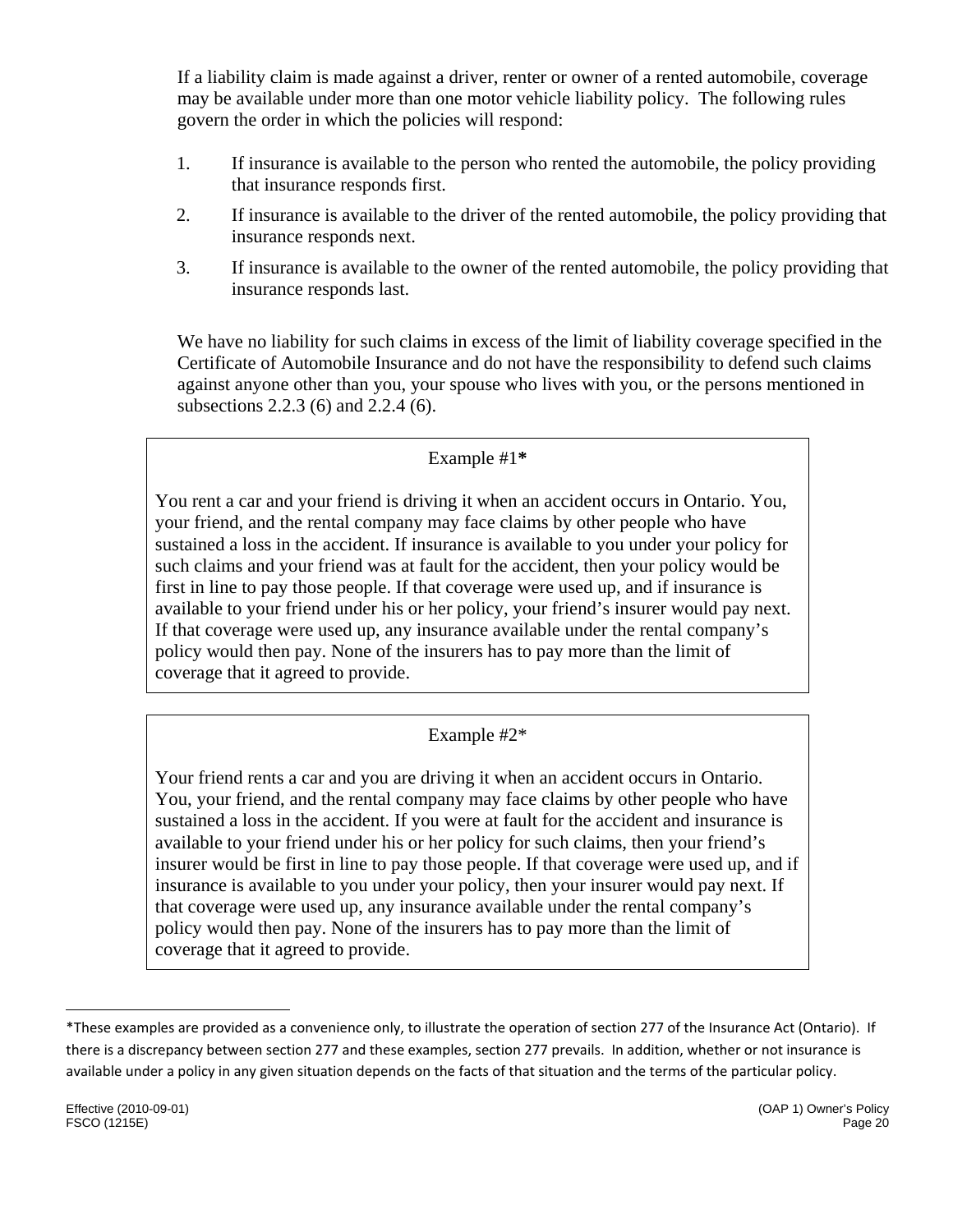If a liability claim is made against a driver, renter or owner of a rented automobile, coverage may be available under more than one motor vehicle liability policy. The following rules govern the order in which the policies will respond:

1. If insurance is available to the person who rented the automobile, the policy providing that insurance responds first.
2. If insurance is available to the driver of the rented automobile, the policy providing that insurance responds next.
3. If insurance is available to the owner of the rented automobile, the policy providing that insurance responds last.

We have no liability for such claims in excess of the limit of liability coverage specified in the Certificate of Automobile Insurance and do not have the responsibility to defend such claims against anyone other than you, your spouse who lives with you, or the persons mentioned in subsections 2.2.3 (6) and 2.2.4 (6).

> Example #1**\***
>
> You rent a car and your friend is driving it when an accident occurs in Ontario. You, your friend, and the rental company may face claims by other people who have sustained a loss in the accident. If insurance is available to you under your policy for such claims and your friend was at fault for the accident, then your policy would be first in line to pay those people. If that coverage were used up, and if insurance is available to your friend under his or her policy, your friend's insurer would pay next. If that coverage were used up, any insurance available under the rental company's policy would then pay. None of the insurers has to pay more than the limit of coverage that it agreed to provide.

> Example #2*
>
> Your friend rents a car and you are driving it when an accident occurs in Ontario. You, your friend, and the rental company may face claims by other people who have sustained a loss in the accident. If you were at fault for the accident and insurance is available to your friend under his or her policy for such claims, then your friend's insurer would be first in line to pay those people. If that coverage were used up, and if insurance is available to you under your policy, then your insurer would pay next. If that coverage were used up, any insurance available under the rental company's policy would then pay. None of the insurers has to pay more than the limit of coverage that it agreed to provide.

*These examples are provided as a convenience only, to illustrate the operation of section 277 of the Insurance Act (Ontario). If there is a discrepancy between section 277 and these examples, section 277 prevails. In addition, whether or not insurance is available under a policy in any given situation depends on the facts of that situation and the terms of the particular policy.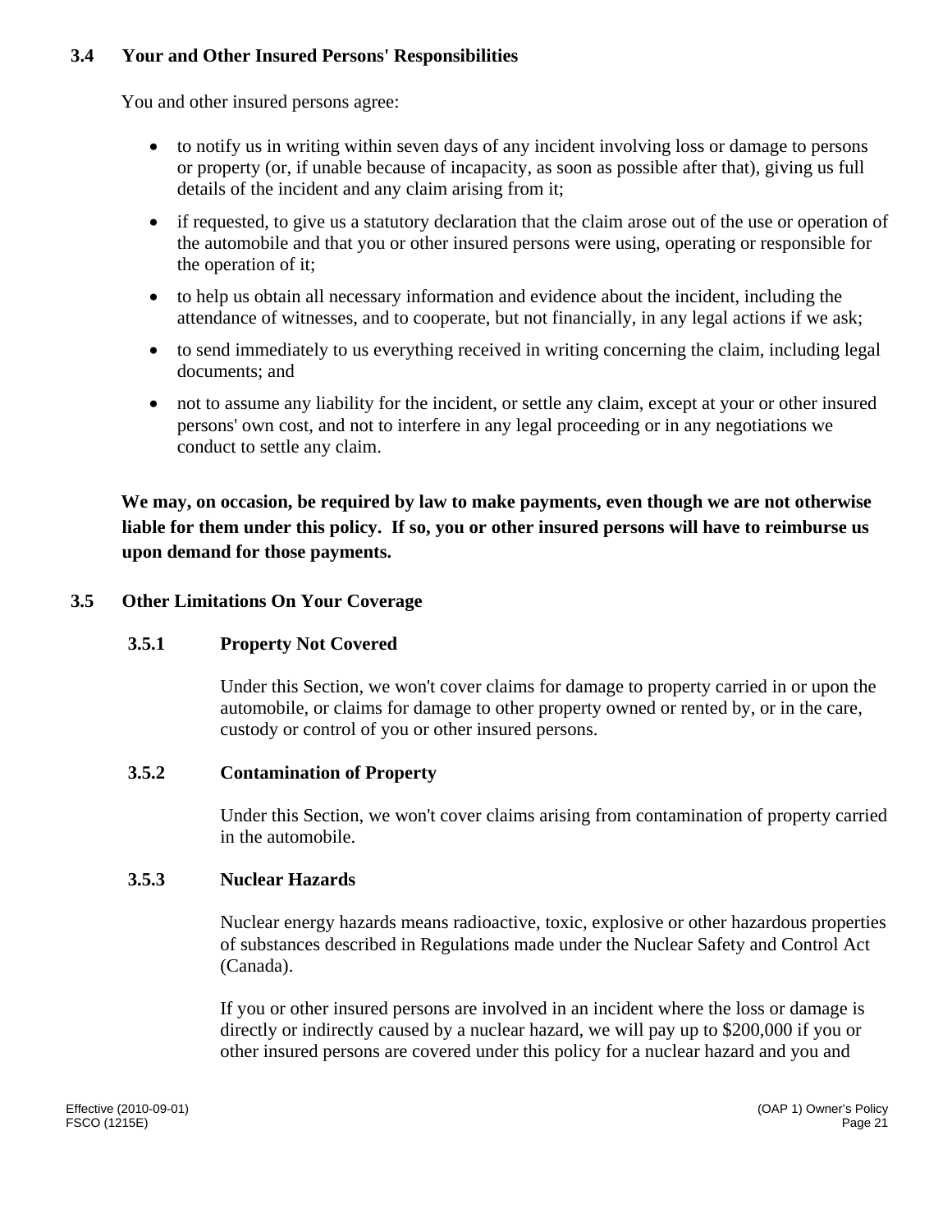### 3.4 Your and Other Insured Persons' Responsibilities

You and other insured persons agree:

- to notify us in writing within seven days of any incident involving loss or damage to persons or property (or, if unable because of incapacity, as soon as possible after that), giving us full details of the incident and any claim arising from it;
- if requested, to give us a statutory declaration that the claim arose out of the use or operation of the automobile and that you or other insured persons were using, operating or responsible for the operation of it;
- to help us obtain all necessary information and evidence about the incident, including the attendance of witnesses, and to cooperate, but not financially, in any legal actions if we ask;
- to send immediately to us everything received in writing concerning the claim, including legal documents; and
- not to assume any liability for the incident, or settle any claim, except at your or other insured persons' own cost, and not to interfere in any legal proceeding or in any negotiations we conduct to settle any claim.

**We may, on occasion, be required by law to make payments, even though we are not otherwise liable for them under this policy. If so, you or other insured persons will have to reimburse us upon demand for those payments.**

### 3.5 Other Limitations On Your Coverage

#### 3.5.1 Property Not Covered

Under this Section, we won't cover claims for damage to property carried in or upon the automobile, or claims for damage to other property owned or rented by, or in the care, custody or control of you or other insured persons.

#### 3.5.2 Contamination of Property

Under this Section, we won't cover claims arising from contamination of property carried in the automobile.

#### 3.5.3 Nuclear Hazards

Nuclear energy hazards means radioactive, toxic, explosive or other hazardous properties of substances described in Regulations made under the Nuclear Safety and Control Act (Canada).

If you or other insured persons are involved in an incident where the loss or damage is directly or indirectly caused by a nuclear hazard, we will pay up to $200,000 if you or other insured persons are covered under this policy for a nuclear hazard and you and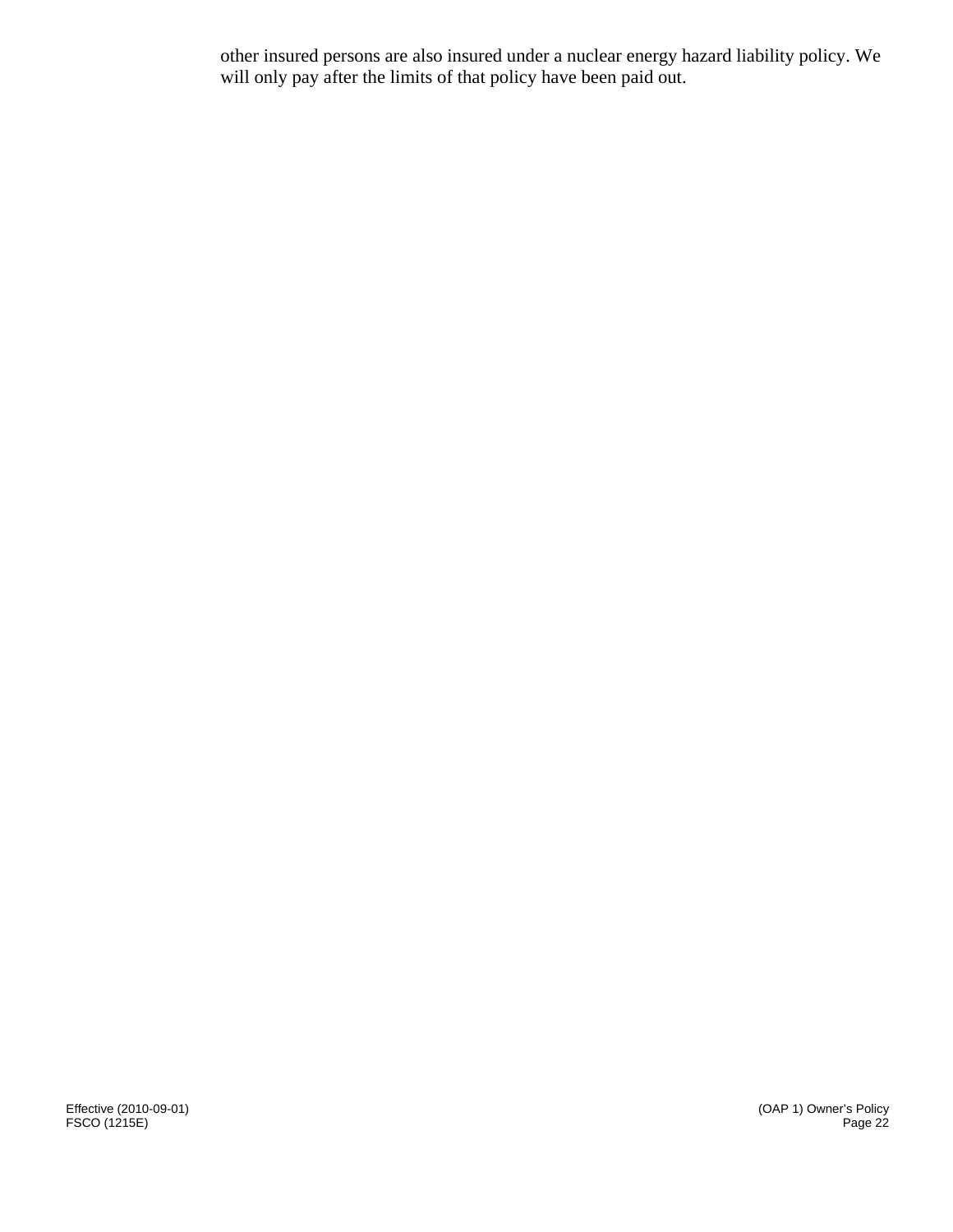other insured persons are also insured under a nuclear energy hazard liability policy. We will only pay after the limits of that policy have been paid out.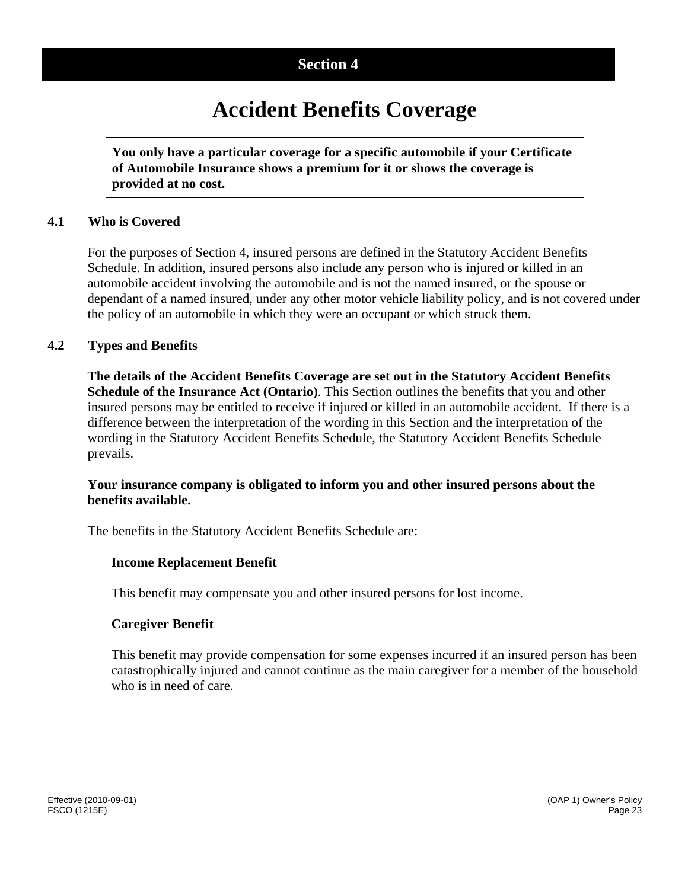# Section 4

# Accident Benefits Coverage

**You only have a particular coverage for a specific automobile if your Certificate of Automobile Insurance shows a premium for it or shows the coverage is provided at no cost.**

## 4.1 Who is Covered

For the purposes of Section 4, insured persons are defined in the Statutory Accident Benefits Schedule. In addition, insured persons also include any person who is injured or killed in an automobile accident involving the automobile and is not the named insured, or the spouse or dependant of a named insured, under any other motor vehicle liability policy, and is not covered under the policy of an automobile in which they were an occupant or which struck them.

## 4.2 Types and Benefits

**The details of the Accident Benefits Coverage are set out in the Statutory Accident Benefits Schedule of the Insurance Act (Ontario)**. This Section outlines the benefits that you and other insured persons may be entitled to receive if injured or killed in an automobile accident. If there is a difference between the interpretation of the wording in this Section and the interpretation of the wording in the Statutory Accident Benefits Schedule, the Statutory Accident Benefits Schedule prevails.

**Your insurance company is obligated to inform you and other insured persons about the benefits available.**

The benefits in the Statutory Accident Benefits Schedule are:

**Income Replacement Benefit**

This benefit may compensate you and other insured persons for lost income.

**Caregiver Benefit**

This benefit may provide compensation for some expenses incurred if an insured person has been catastrophically injured and cannot continue as the main caregiver for a member of the household who is in need of care.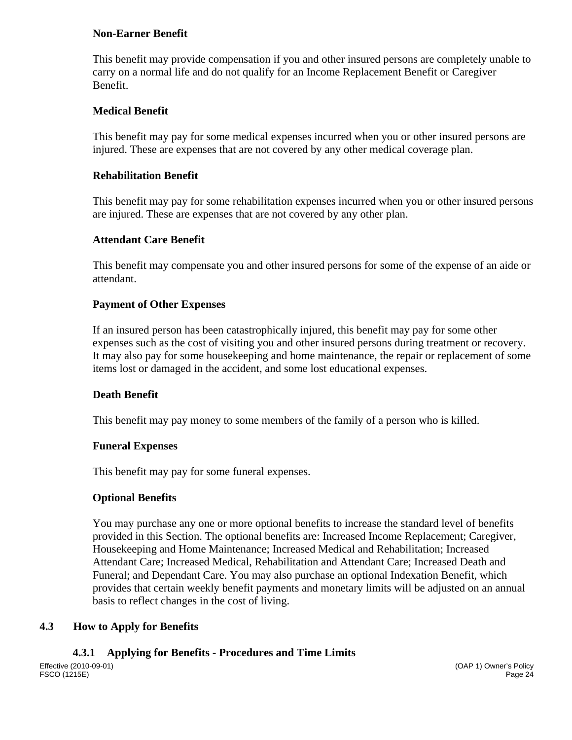**Non-Earner Benefit**

This benefit may provide compensation if you and other insured persons are completely unable to carry on a normal life and do not qualify for an Income Replacement Benefit or Caregiver Benefit.

**Medical Benefit**

This benefit may pay for some medical expenses incurred when you or other insured persons are injured. These are expenses that are not covered by any other medical coverage plan.

**Rehabilitation Benefit**

This benefit may pay for some rehabilitation expenses incurred when you or other insured persons are injured. These are expenses that are not covered by any other plan.

**Attendant Care Benefit**

This benefit may compensate you and other insured persons for some of the expense of an aide or attendant.

**Payment of Other Expenses**

If an insured person has been catastrophically injured, this benefit may pay for some other expenses such as the cost of visiting you and other insured persons during treatment or recovery. It may also pay for some housekeeping and home maintenance, the repair or replacement of some items lost or damaged in the accident, and some lost educational expenses.

**Death Benefit**

This benefit may pay money to some members of the family of a person who is killed.

**Funeral Expenses**

This benefit may pay for some funeral expenses.

**Optional Benefits**

You may purchase any one or more optional benefits to increase the standard level of benefits provided in this Section. The optional benefits are: Increased Income Replacement; Caregiver, Housekeeping and Home Maintenance; Increased Medical and Rehabilitation; Increased Attendant Care; Increased Medical, Rehabilitation and Attendant Care; Increased Death and Funeral; and Dependant Care. You may also purchase an optional Indexation Benefit, which provides that certain weekly benefit payments and monetary limits will be adjusted on an annual basis to reflect changes in the cost of living.

## 4.3 How to Apply for Benefits

### 4.3.1 Applying for Benefits - Procedures and Time Limits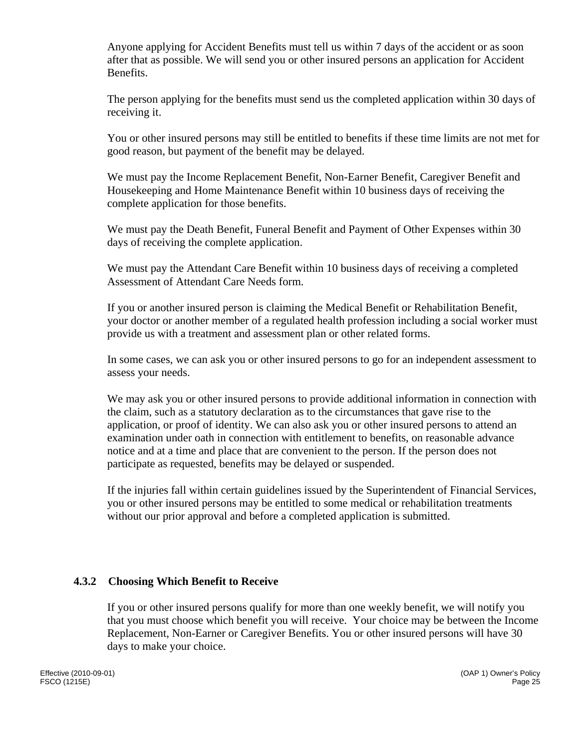Anyone applying for Accident Benefits must tell us within 7 days of the accident or as soon after that as possible. We will send you or other insured persons an application for Accident Benefits.

The person applying for the benefits must send us the completed application within 30 days of receiving it.

You or other insured persons may still be entitled to benefits if these time limits are not met for good reason, but payment of the benefit may be delayed.

We must pay the Income Replacement Benefit, Non-Earner Benefit, Caregiver Benefit and Housekeeping and Home Maintenance Benefit within 10 business days of receiving the complete application for those benefits.

We must pay the Death Benefit, Funeral Benefit and Payment of Other Expenses within 30 days of receiving the complete application.

We must pay the Attendant Care Benefit within 10 business days of receiving a completed Assessment of Attendant Care Needs form.

If you or another insured person is claiming the Medical Benefit or Rehabilitation Benefit, your doctor or another member of a regulated health profession including a social worker must provide us with a treatment and assessment plan or other related forms.

In some cases, we can ask you or other insured persons to go for an independent assessment to assess your needs.

We may ask you or other insured persons to provide additional information in connection with the claim, such as a statutory declaration as to the circumstances that gave rise to the application, or proof of identity. We can also ask you or other insured persons to attend an examination under oath in connection with entitlement to benefits, on reasonable advance notice and at a time and place that are convenient to the person. If the person does not participate as requested, benefits may be delayed or suspended.

If the injuries fall within certain guidelines issued by the Superintendent of Financial Services, you or other insured persons may be entitled to some medical or rehabilitation treatments without our prior approval and before a completed application is submitted.

### 4.3.2 Choosing Which Benefit to Receive

If you or other insured persons qualify for more than one weekly benefit, we will notify you that you must choose which benefit you will receive. Your choice may be between the Income Replacement, Non-Earner or Caregiver Benefits. You or other insured persons will have 30 days to make your choice.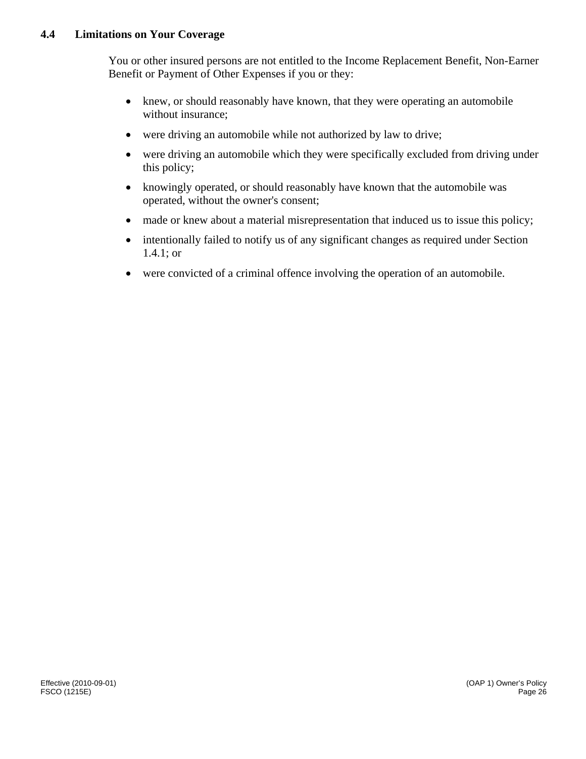### 4.4 Limitations on Your Coverage

You or other insured persons are not entitled to the Income Replacement Benefit, Non-Earner Benefit or Payment of Other Expenses if you or they:

- knew, or should reasonably have known, that they were operating an automobile without insurance;
- were driving an automobile while not authorized by law to drive;
- were driving an automobile which they were specifically excluded from driving under this policy;
- knowingly operated, or should reasonably have known that the automobile was operated, without the owner's consent;
- made or knew about a material misrepresentation that induced us to issue this policy;
- intentionally failed to notify us of any significant changes as required under Section 1.4.1; or
- were convicted of a criminal offence involving the operation of an automobile.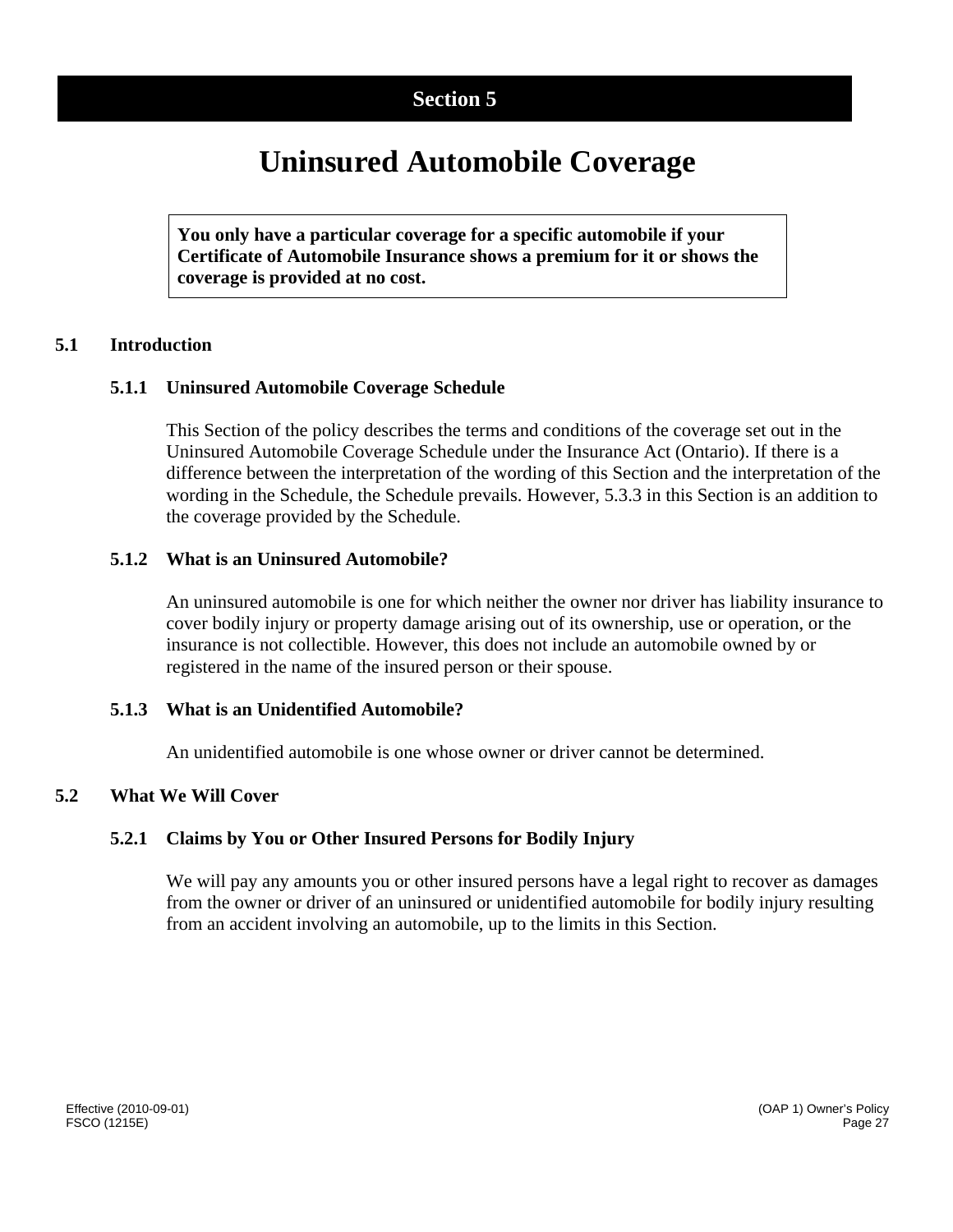# Section 5

# Uninsured Automobile Coverage

**You only have a particular coverage for a specific automobile if your Certificate of Automobile Insurance shows a premium for it or shows the coverage is provided at no cost.**

## 5.1 Introduction

### 5.1.1 Uninsured Automobile Coverage Schedule

This Section of the policy describes the terms and conditions of the coverage set out in the Uninsured Automobile Coverage Schedule under the Insurance Act (Ontario). If there is a difference between the interpretation of the wording of this Section and the interpretation of the wording in the Schedule, the Schedule prevails. However, 5.3.3 in this Section is an addition to the coverage provided by the Schedule.

### 5.1.2 What is an Uninsured Automobile?

An uninsured automobile is one for which neither the owner nor driver has liability insurance to cover bodily injury or property damage arising out of its ownership, use or operation, or the insurance is not collectible. However, this does not include an automobile owned by or registered in the name of the insured person or their spouse.

### 5.1.3 What is an Unidentified Automobile?

An unidentified automobile is one whose owner or driver cannot be determined.

## 5.2 What We Will Cover

### 5.2.1 Claims by You or Other Insured Persons for Bodily Injury

We will pay any amounts you or other insured persons have a legal right to recover as damages from the owner or driver of an uninsured or unidentified automobile for bodily injury resulting from an accident involving an automobile, up to the limits in this Section.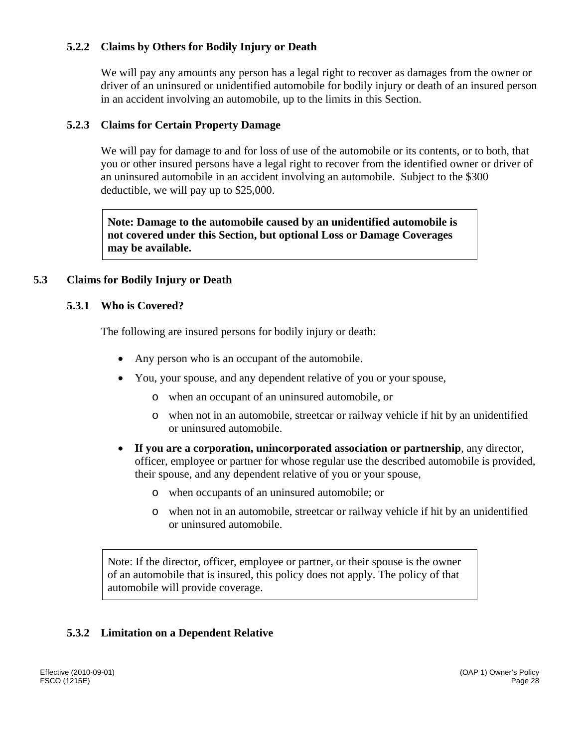### 5.2.2 Claims by Others for Bodily Injury or Death

We will pay any amounts any person has a legal right to recover as damages from the owner or driver of an uninsured or unidentified automobile for bodily injury or death of an insured person in an accident involving an automobile, up to the limits in this Section.

### 5.2.3 Claims for Certain Property Damage

We will pay for damage to and for loss of use of the automobile or its contents, or to both, that you or other insured persons have a legal right to recover from the identified owner or driver of an uninsured automobile in an accident involving an automobile. Subject to the $300 deductible, we will pay up to $25,000.

> **Note: Damage to the automobile caused by an unidentified automobile is not covered under this Section, but optional Loss or Damage Coverages may be available.**

## 5.3 Claims for Bodily Injury or Death

### 5.3.1 Who is Covered?

The following are insured persons for bodily injury or death:

- Any person who is an occupant of the automobile.
- You, your spouse, and any dependent relative of you or your spouse,
  - when an occupant of an uninsured automobile, or
  - when not in an automobile, streetcar or railway vehicle if hit by an unidentified or uninsured automobile.
- **If you are a corporation, unincorporated association or partnership**, any director, officer, employee or partner for whose regular use the described automobile is provided, their spouse, and any dependent relative of you or your spouse,
  - when occupants of an uninsured automobile; or
  - when not in an automobile, streetcar or railway vehicle if hit by an unidentified or uninsured automobile.

> Note: If the director, officer, employee or partner, or their spouse is the owner of an automobile that is insured, this policy does not apply. The policy of that automobile will provide coverage.

### 5.3.2 Limitation on a Dependent Relative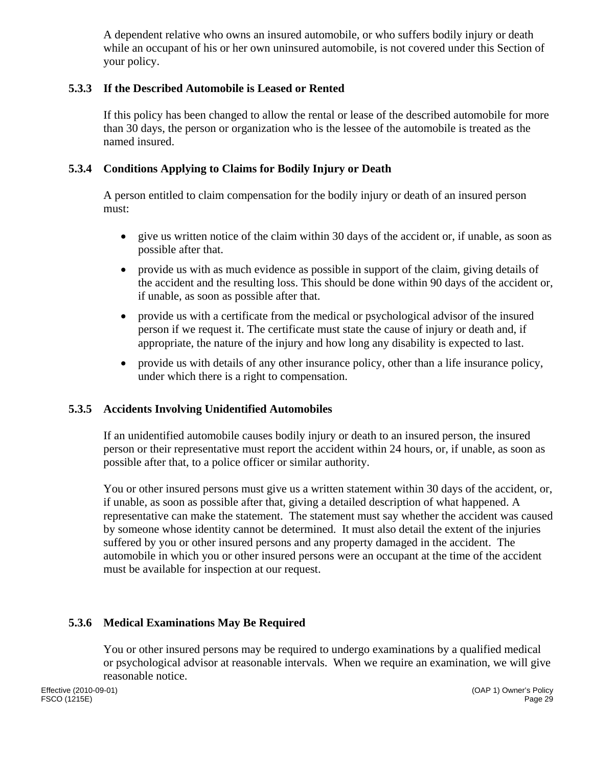A dependent relative who owns an insured automobile, or who suffers bodily injury or death while an occupant of his or her own uninsured automobile, is not covered under this Section of your policy.

### 5.3.3 If the Described Automobile is Leased or Rented

If this policy has been changed to allow the rental or lease of the described automobile for more than 30 days, the person or organization who is the lessee of the automobile is treated as the named insured.

### 5.3.4 Conditions Applying to Claims for Bodily Injury or Death

A person entitled to claim compensation for the bodily injury or death of an insured person must:

- give us written notice of the claim within 30 days of the accident or, if unable, as soon as possible after that.
- provide us with as much evidence as possible in support of the claim, giving details of the accident and the resulting loss. This should be done within 90 days of the accident or, if unable, as soon as possible after that.
- provide us with a certificate from the medical or psychological advisor of the insured person if we request it. The certificate must state the cause of injury or death and, if appropriate, the nature of the injury and how long any disability is expected to last.
- provide us with details of any other insurance policy, other than a life insurance policy, under which there is a right to compensation.

### 5.3.5 Accidents Involving Unidentified Automobiles

If an unidentified automobile causes bodily injury or death to an insured person, the insured person or their representative must report the accident within 24 hours, or, if unable, as soon as possible after that, to a police officer or similar authority.

You or other insured persons must give us a written statement within 30 days of the accident, or, if unable, as soon as possible after that, giving a detailed description of what happened. A representative can make the statement. The statement must say whether the accident was caused by someone whose identity cannot be determined. It must also detail the extent of the injuries suffered by you or other insured persons and any property damaged in the accident. The automobile in which you or other insured persons were an occupant at the time of the accident must be available for inspection at our request.

### 5.3.6 Medical Examinations May Be Required

You or other insured persons may be required to undergo examinations by a qualified medical or psychological advisor at reasonable intervals. When we require an examination, we will give reasonable notice.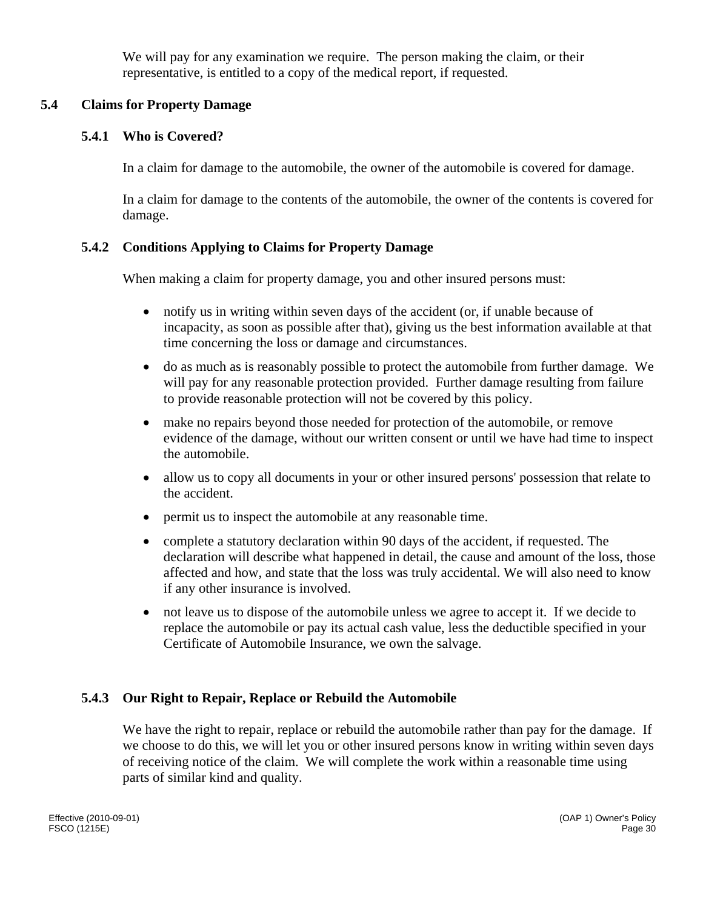We will pay for any examination we require. The person making the claim, or their representative, is entitled to a copy of the medical report, if requested.

## 5.4 Claims for Property Damage

### 5.4.1 Who is Covered?

In a claim for damage to the automobile, the owner of the automobile is covered for damage.

In a claim for damage to the contents of the automobile, the owner of the contents is covered for damage.

### 5.4.2 Conditions Applying to Claims for Property Damage

When making a claim for property damage, you and other insured persons must:

- notify us in writing within seven days of the accident (or, if unable because of incapacity, as soon as possible after that), giving us the best information available at that time concerning the loss or damage and circumstances.
- do as much as is reasonably possible to protect the automobile from further damage. We will pay for any reasonable protection provided. Further damage resulting from failure to provide reasonable protection will not be covered by this policy.
- make no repairs beyond those needed for protection of the automobile, or remove evidence of the damage, without our written consent or until we have had time to inspect the automobile.
- allow us to copy all documents in your or other insured persons' possession that relate to the accident.
- permit us to inspect the automobile at any reasonable time.
- complete a statutory declaration within 90 days of the accident, if requested. The declaration will describe what happened in detail, the cause and amount of the loss, those affected and how, and state that the loss was truly accidental. We will also need to know if any other insurance is involved.
- not leave us to dispose of the automobile unless we agree to accept it. If we decide to replace the automobile or pay its actual cash value, less the deductible specified in your Certificate of Automobile Insurance, we own the salvage.

### 5.4.3 Our Right to Repair, Replace or Rebuild the Automobile

We have the right to repair, replace or rebuild the automobile rather than pay for the damage. If we choose to do this, we will let you or other insured persons know in writing within seven days of receiving notice of the claim. We will complete the work within a reasonable time using parts of similar kind and quality.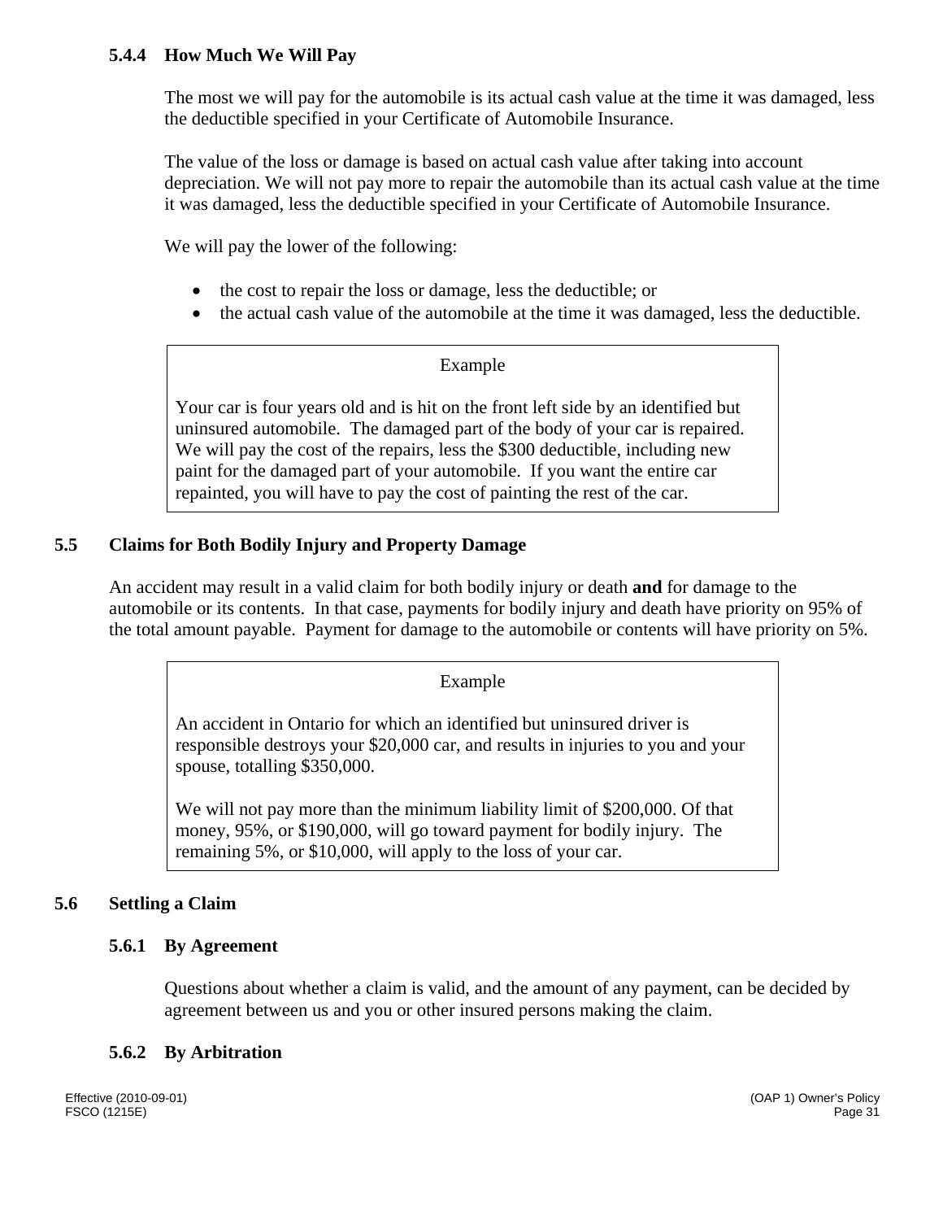#### 5.4.4 How Much We Will Pay

The most we will pay for the automobile is its actual cash value at the time it was damaged, less the deductible specified in your Certificate of Automobile Insurance.

The value of the loss or damage is based on actual cash value after taking into account depreciation. We will not pay more to repair the automobile than its actual cash value at the time it was damaged, less the deductible specified in your Certificate of Automobile Insurance.

We will pay the lower of the following:

- the cost to repair the loss or damage, less the deductible; or
- the actual cash value of the automobile at the time it was damaged, less the deductible.

> Example
>
> Your car is four years old and is hit on the front left side by an identified but uninsured automobile. The damaged part of the body of your car is repaired. We will pay the cost of the repairs, less the $300 deductible, including new paint for the damaged part of your automobile. If you want the entire car repainted, you will have to pay the cost of painting the rest of the car.

### 5.5 Claims for Both Bodily Injury and Property Damage

An accident may result in a valid claim for both bodily injury or death **and** for damage to the automobile or its contents. In that case, payments for bodily injury and death have priority on 95% of the total amount payable. Payment for damage to the automobile or contents will have priority on 5%.

> Example
>
> An accident in Ontario for which an identified but uninsured driver is responsible destroys your $20,000 car, and results in injuries to you and your spouse, totalling $350,000.
>
> We will not pay more than the minimum liability limit of $200,000. Of that money, 95%, or $190,000, will go toward payment for bodily injury. The remaining 5%, or $10,000, will apply to the loss of your car.

### 5.6 Settling a Claim

#### 5.6.1 By Agreement

Questions about whether a claim is valid, and the amount of any payment, can be decided by agreement between us and you or other insured persons making the claim.

#### 5.6.2 By Arbitration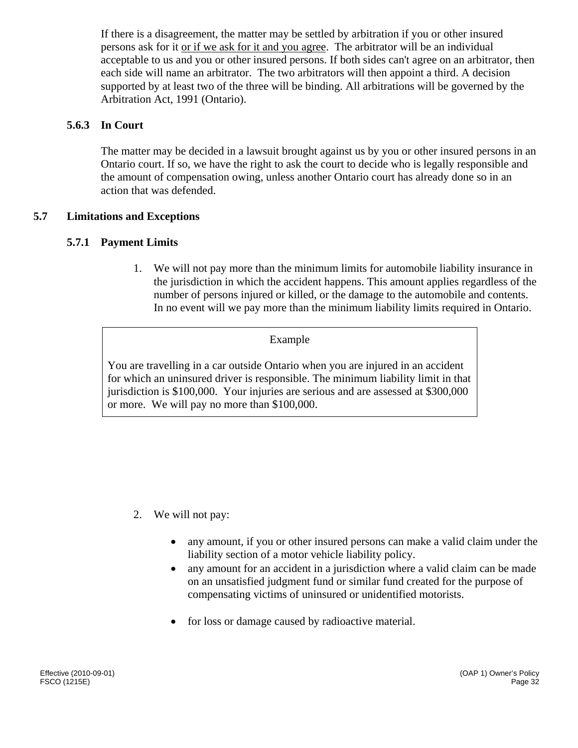If there is a disagreement, the matter may be settled by arbitration if you or other insured persons ask for it <u>or if we ask for it and you agree</u>. The arbitrator will be an individual acceptable to us and you or other insured persons. If both sides can't agree on an arbitrator, then each side will name an arbitrator. The two arbitrators will then appoint a third. A decision supported by at least two of the three will be binding. All arbitrations will be governed by the Arbitration Act, 1991 (Ontario).

### 5.6.3 In Court

The matter may be decided in a lawsuit brought against us by you or other insured persons in an Ontario court. If so, we have the right to ask the court to decide who is legally responsible and the amount of compensation owing, unless another Ontario court has already done so in an action that was defended.

## 5.7 Limitations and Exceptions

### 5.7.1 Payment Limits

1. We will not pay more than the minimum limits for automobile liability insurance in the jurisdiction in which the accident happens. This amount applies regardless of the number of persons injured or killed, or the damage to the automobile and contents. In no event will we pay more than the minimum liability limits required in Ontario.

> Example
>
> You are travelling in a car outside Ontario when you are injured in an accident for which an uninsured driver is responsible. The minimum liability limit in that jurisdiction is $100,000. Your injuries are serious and are assessed at $300,000 or more. We will pay no more than $100,000.

2. We will not pay:

   - any amount, if you or other insured persons can make a valid claim under the liability section of a motor vehicle liability policy.
   - any amount for an accident in a jurisdiction where a valid claim can be made on an unsatisfied judgment fund or similar fund created for the purpose of compensating victims of uninsured or unidentified motorists.
   - for loss or damage caused by radioactive material.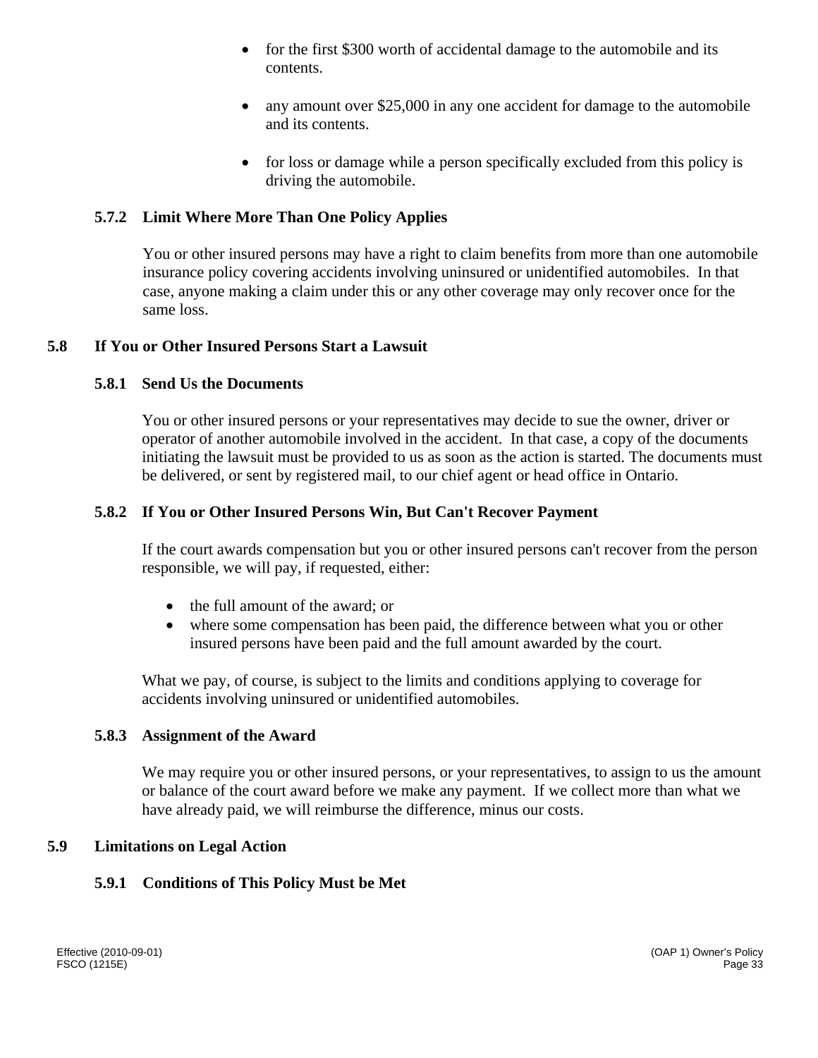- for the first $300 worth of accidental damage to the automobile and its contents.
- any amount over $25,000 in any one accident for damage to the automobile and its contents.
- for loss or damage while a person specifically excluded from this policy is driving the automobile.

### 5.7.2 Limit Where More Than One Policy Applies

You or other insured persons may have a right to claim benefits from more than one automobile insurance policy covering accidents involving uninsured or unidentified automobiles. In that case, anyone making a claim under this or any other coverage may only recover once for the same loss.

## 5.8 If You or Other Insured Persons Start a Lawsuit

### 5.8.1 Send Us the Documents

You or other insured persons or your representatives may decide to sue the owner, driver or operator of another automobile involved in the accident. In that case, a copy of the documents initiating the lawsuit must be provided to us as soon as the action is started. The documents must be delivered, or sent by registered mail, to our chief agent or head office in Ontario.

### 5.8.2 If You or Other Insured Persons Win, But Can't Recover Payment

If the court awards compensation but you or other insured persons can't recover from the person responsible, we will pay, if requested, either:

- the full amount of the award; or
- where some compensation has been paid, the difference between what you or other insured persons have been paid and the full amount awarded by the court.

What we pay, of course, is subject to the limits and conditions applying to coverage for accidents involving uninsured or unidentified automobiles.

### 5.8.3 Assignment of the Award

We may require you or other insured persons, or your representatives, to assign to us the amount or balance of the court award before we make any payment. If we collect more than what we have already paid, we will reimburse the difference, minus our costs.

## 5.9 Limitations on Legal Action

### 5.9.1 Conditions of This Policy Must be Met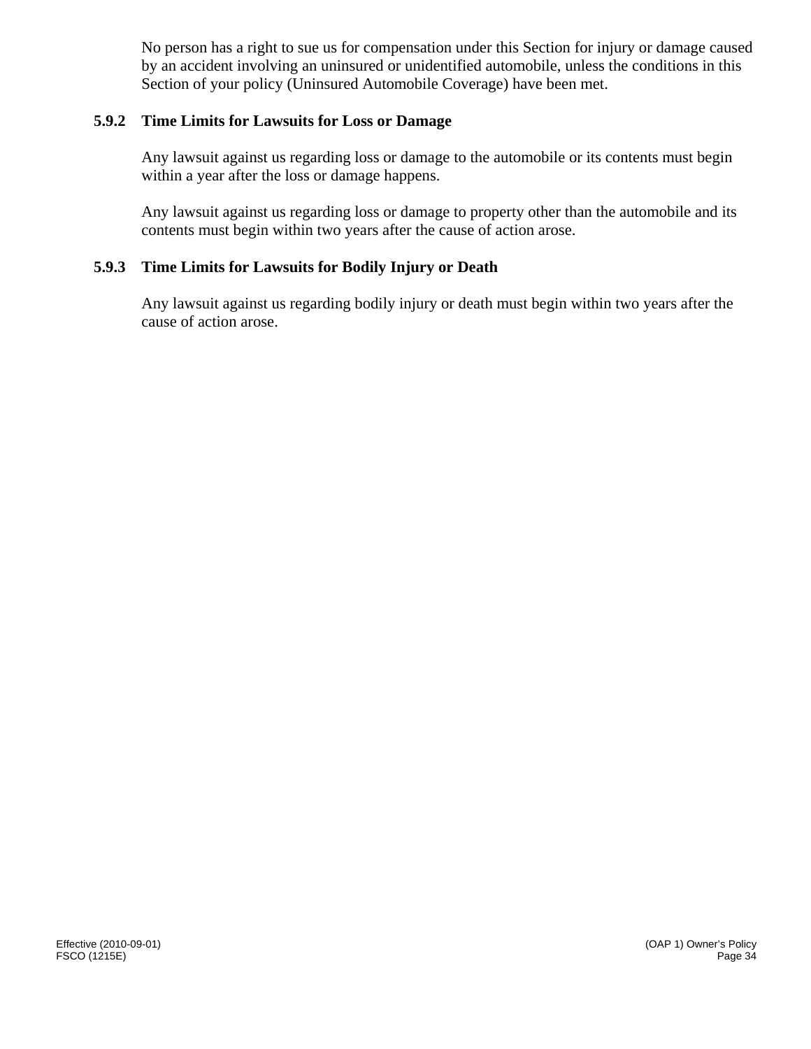No person has a right to sue us for compensation under this Section for injury or damage caused by an accident involving an uninsured or unidentified automobile, unless the conditions in this Section of your policy (Uninsured Automobile Coverage) have been met.

### 5.9.2 Time Limits for Lawsuits for Loss or Damage

Any lawsuit against us regarding loss or damage to the automobile or its contents must begin within a year after the loss or damage happens.

Any lawsuit against us regarding loss or damage to property other than the automobile and its contents must begin within two years after the cause of action arose.

### 5.9.3 Time Limits for Lawsuits for Bodily Injury or Death

Any lawsuit against us regarding bodily injury or death must begin within two years after the cause of action arose.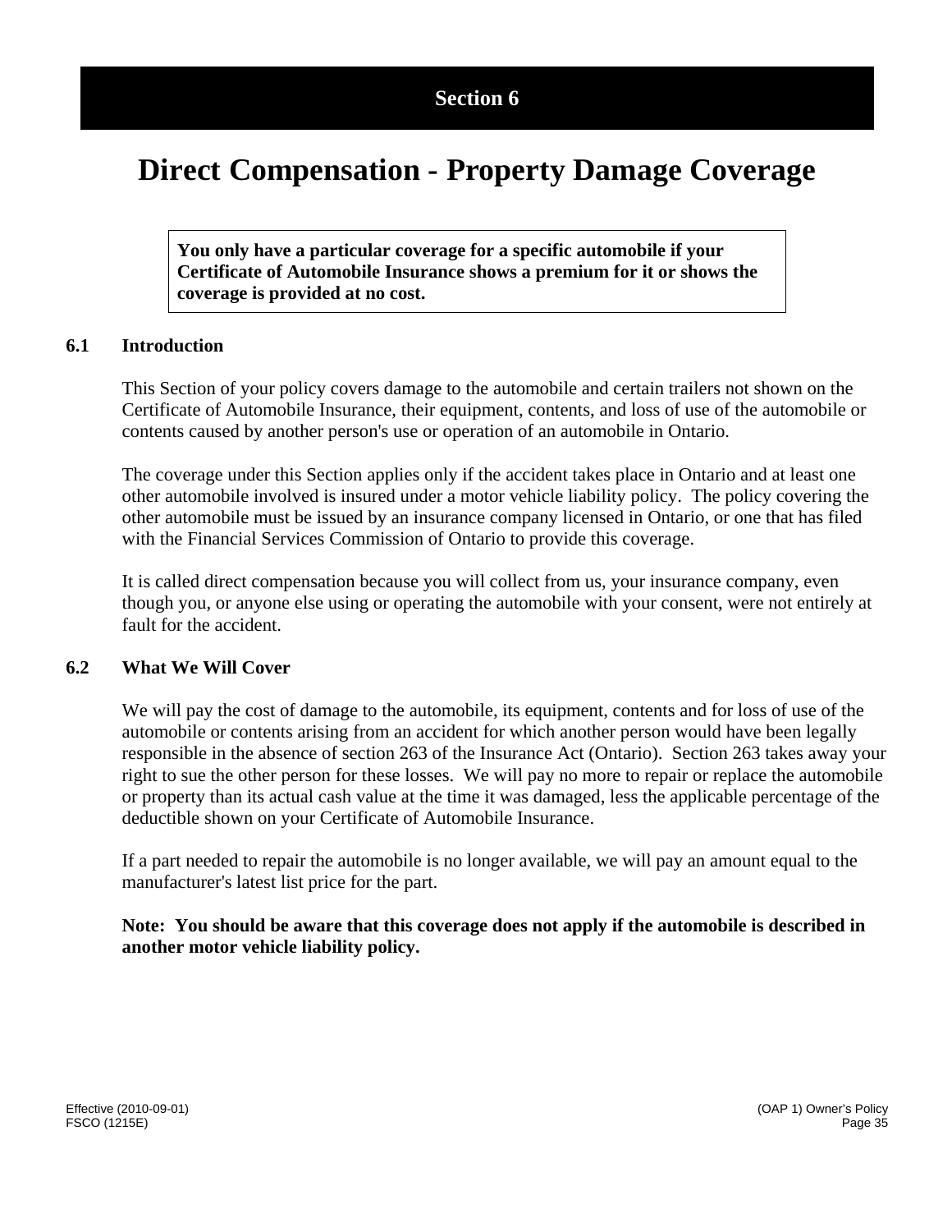## Section 6

# Direct Compensation - Property Damage Coverage

**You only have a particular coverage for a specific automobile if your Certificate of Automobile Insurance shows a premium for it or shows the coverage is provided at no cost.**

### 6.1 Introduction

This Section of your policy covers damage to the automobile and certain trailers not shown on the Certificate of Automobile Insurance, their equipment, contents, and loss of use of the automobile or contents caused by another person's use or operation of an automobile in Ontario.

The coverage under this Section applies only if the accident takes place in Ontario and at least one other automobile involved is insured under a motor vehicle liability policy. The policy covering the other automobile must be issued by an insurance company licensed in Ontario, or one that has filed with the Financial Services Commission of Ontario to provide this coverage.

It is called direct compensation because you will collect from us, your insurance company, even though you, or anyone else using or operating the automobile with your consent, were not entirely at fault for the accident.

### 6.2 What We Will Cover

We will pay the cost of damage to the automobile, its equipment, contents and for loss of use of the automobile or contents arising from an accident for which another person would have been legally responsible in the absence of section 263 of the Insurance Act (Ontario). Section 263 takes away your right to sue the other person for these losses. We will pay no more to repair or replace the automobile or property than its actual cash value at the time it was damaged, less the applicable percentage of the deductible shown on your Certificate of Automobile Insurance.

If a part needed to repair the automobile is no longer available, we will pay an amount equal to the manufacturer's latest list price for the part.

**Note: You should be aware that this coverage does not apply if the automobile is described in another motor vehicle liability policy.**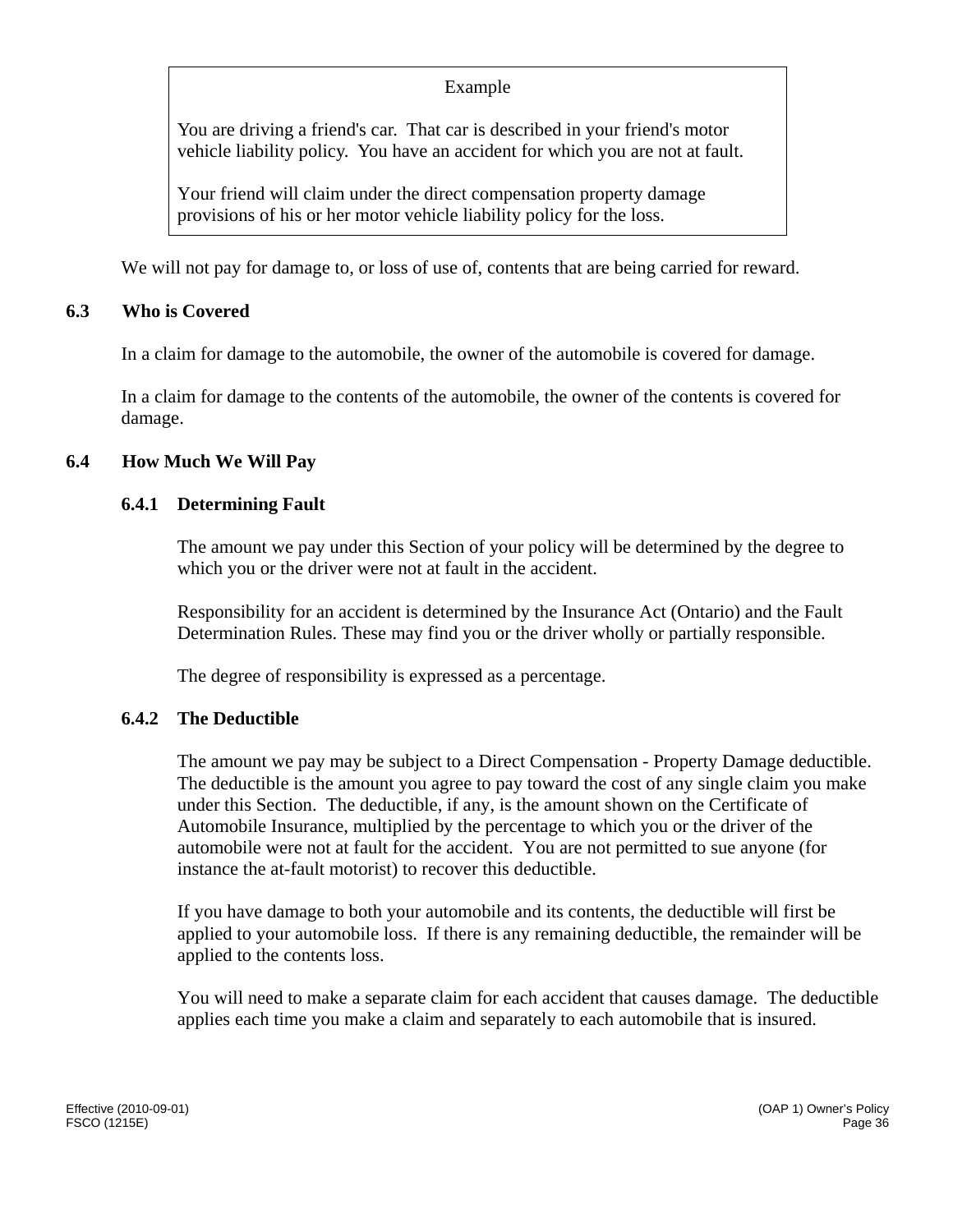> Example
>
> You are driving a friend's car. That car is described in your friend's motor vehicle liability policy. You have an accident for which you are not at fault.
>
> Your friend will claim under the direct compensation property damage provisions of his or her motor vehicle liability policy for the loss.

We will not pay for damage to, or loss of use of, contents that are being carried for reward.

## 6.3 Who is Covered

In a claim for damage to the automobile, the owner of the automobile is covered for damage.

In a claim for damage to the contents of the automobile, the owner of the contents is covered for damage.

## 6.4 How Much We Will Pay

### 6.4.1 Determining Fault

The amount we pay under this Section of your policy will be determined by the degree to which you or the driver were not at fault in the accident.

Responsibility for an accident is determined by the Insurance Act (Ontario) and the Fault Determination Rules. These may find you or the driver wholly or partially responsible.

The degree of responsibility is expressed as a percentage.

### 6.4.2 The Deductible

The amount we pay may be subject to a Direct Compensation - Property Damage deductible. The deductible is the amount you agree to pay toward the cost of any single claim you make under this Section. The deductible, if any, is the amount shown on the Certificate of Automobile Insurance, multiplied by the percentage to which you or the driver of the automobile were not at fault for the accident. You are not permitted to sue anyone (for instance the at-fault motorist) to recover this deductible.

If you have damage to both your automobile and its contents, the deductible will first be applied to your automobile loss. If there is any remaining deductible, the remainder will be applied to the contents loss.

You will need to make a separate claim for each accident that causes damage. The deductible applies each time you make a claim and separately to each automobile that is insured.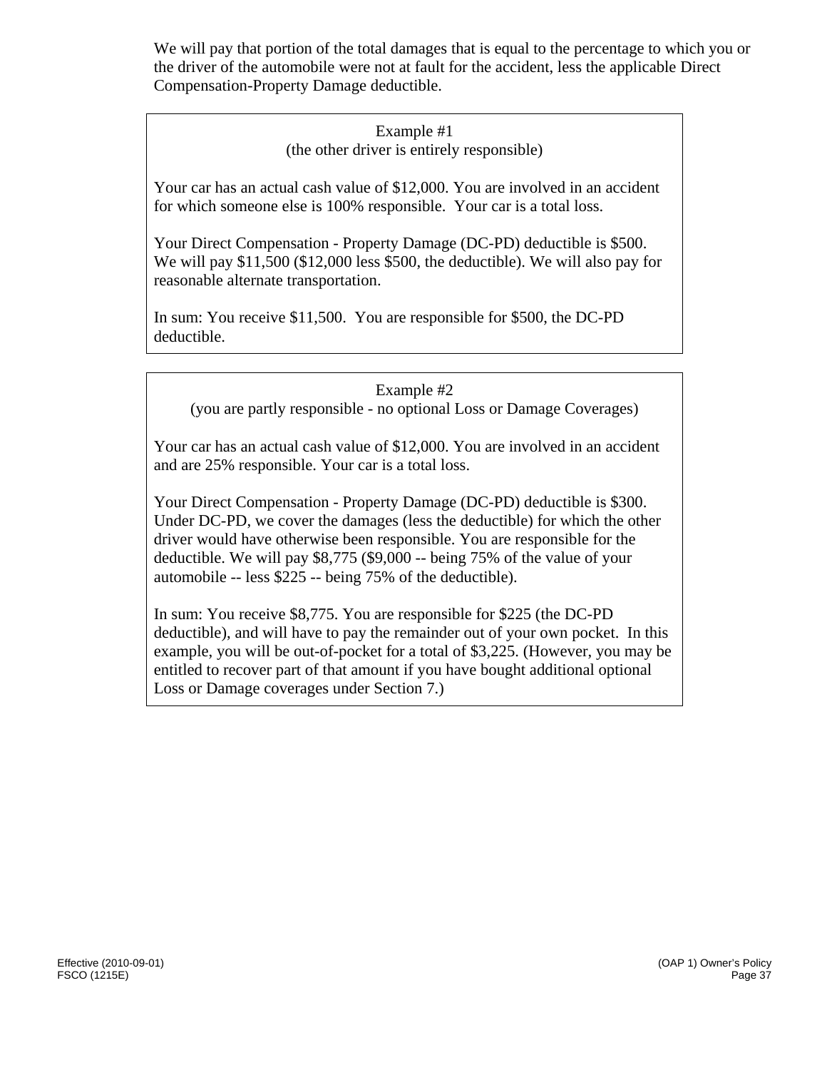We will pay that portion of the total damages that is equal to the percentage to which you or the driver of the automobile were not at fault for the accident, less the applicable Direct Compensation-Property Damage deductible.

> Example #1
> (the other driver is entirely responsible)
>
> Your car has an actual cash value of $12,000. You are involved in an accident for which someone else is 100% responsible. Your car is a total loss.
>
> Your Direct Compensation - Property Damage (DC-PD) deductible is $500. We will pay $11,500 ($12,000 less $500, the deductible). We will also pay for reasonable alternate transportation.
>
> In sum: You receive $11,500. You are responsible for $500, the DC-PD deductible.

> Example #2
> (you are partly responsible - no optional Loss or Damage Coverages)
>
> Your car has an actual cash value of $12,000. You are involved in an accident and are 25% responsible. Your car is a total loss.
>
> Your Direct Compensation - Property Damage (DC-PD) deductible is $300. Under DC-PD, we cover the damages (less the deductible) for which the other driver would have otherwise been responsible. You are responsible for the deductible. We will pay $8,775 ($9,000 -- being 75% of the value of your automobile -- less $225 -- being 75% of the deductible).
>
> In sum: You receive $8,775. You are responsible for $225 (the DC-PD deductible), and will have to pay the remainder out of your own pocket. In this example, you will be out-of-pocket for a total of $3,225. (However, you may be entitled to recover part of that amount if you have bought additional optional Loss or Damage coverages under Section 7.)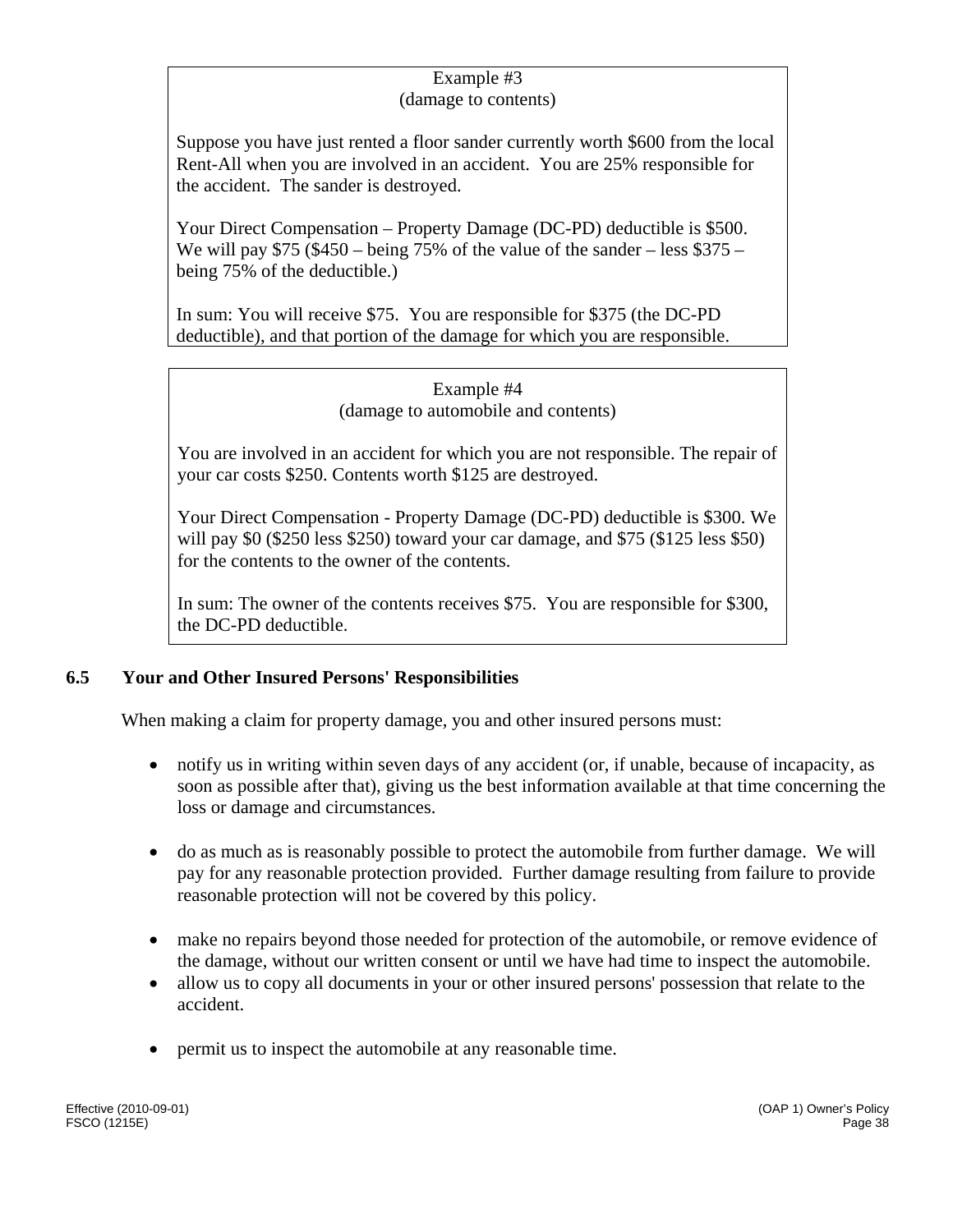Example #3
(damage to contents)

Suppose you have just rented a floor sander currently worth $600 from the local Rent-All when you are involved in an accident. You are 25% responsible for the accident. The sander is destroyed.

Your Direct Compensation – Property Damage (DC-PD) deductible is $500. We will pay $75 ($450 – being 75% of the value of the sander – less $375 – being 75% of the deductible.)

In sum: You will receive $75. You are responsible for $375 (the DC-PD deductible), and that portion of the damage for which you are responsible.

Example #4
(damage to automobile and contents)

You are involved in an accident for which you are not responsible. The repair of your car costs $250. Contents worth $125 are destroyed.

Your Direct Compensation - Property Damage (DC-PD) deductible is $300. We will pay $0 ($250 less $250) toward your car damage, and $75 ($125 less $50) for the contents to the owner of the contents.

In sum: The owner of the contents receives $75. You are responsible for $300, the DC-PD deductible.

## 6.5 Your and Other Insured Persons' Responsibilities

When making a claim for property damage, you and other insured persons must:

- notify us in writing within seven days of any accident (or, if unable, because of incapacity, as soon as possible after that), giving us the best information available at that time concerning the loss or damage and circumstances.
- do as much as is reasonably possible to protect the automobile from further damage. We will pay for any reasonable protection provided. Further damage resulting from failure to provide reasonable protection will not be covered by this policy.
- make no repairs beyond those needed for protection of the automobile, or remove evidence of the damage, without our written consent or until we have had time to inspect the automobile.
- allow us to copy all documents in your or other insured persons' possession that relate to the accident.
- permit us to inspect the automobile at any reasonable time.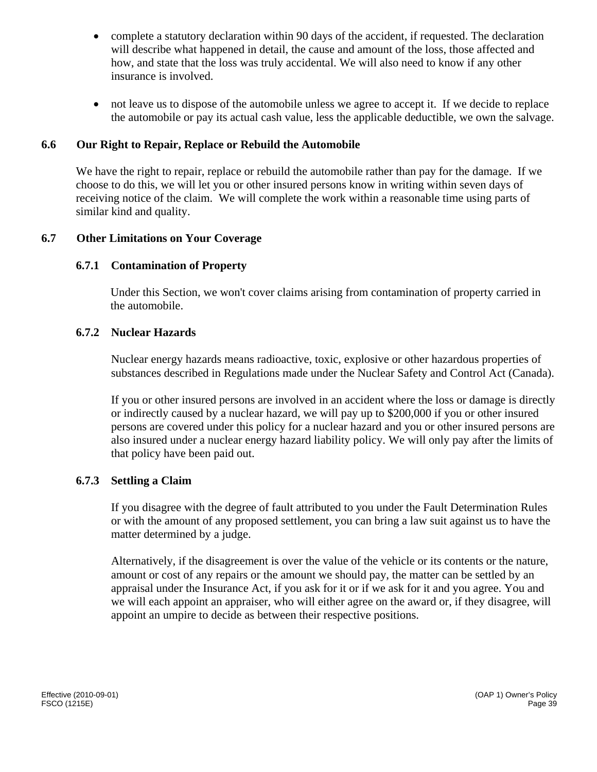- complete a statutory declaration within 90 days of the accident, if requested. The declaration will describe what happened in detail, the cause and amount of the loss, those affected and how, and state that the loss was truly accidental. We will also need to know if any other insurance is involved.

- not leave us to dispose of the automobile unless we agree to accept it. If we decide to replace the automobile or pay its actual cash value, less the applicable deductible, we own the salvage.

### 6.6 Our Right to Repair, Replace or Rebuild the Automobile

We have the right to repair, replace or rebuild the automobile rather than pay for the damage. If we choose to do this, we will let you or other insured persons know in writing within seven days of receiving notice of the claim. We will complete the work within a reasonable time using parts of similar kind and quality.

### 6.7 Other Limitations on Your Coverage

#### 6.7.1 Contamination of Property

Under this Section, we won't cover claims arising from contamination of property carried in the automobile.

#### 6.7.2 Nuclear Hazards

Nuclear energy hazards means radioactive, toxic, explosive or other hazardous properties of substances described in Regulations made under the Nuclear Safety and Control Act (Canada).

If you or other insured persons are involved in an accident where the loss or damage is directly or indirectly caused by a nuclear hazard, we will pay up to $200,000 if you or other insured persons are covered under this policy for a nuclear hazard and you or other insured persons are also insured under a nuclear energy hazard liability policy. We will only pay after the limits of that policy have been paid out.

#### 6.7.3 Settling a Claim

If you disagree with the degree of fault attributed to you under the Fault Determination Rules or with the amount of any proposed settlement, you can bring a law suit against us to have the matter determined by a judge.

Alternatively, if the disagreement is over the value of the vehicle or its contents or the nature, amount or cost of any repairs or the amount we should pay, the matter can be settled by an appraisal under the Insurance Act, if you ask for it or if we ask for it and you agree. You and we will each appoint an appraiser, who will either agree on the award or, if they disagree, will appoint an umpire to decide as between their respective positions.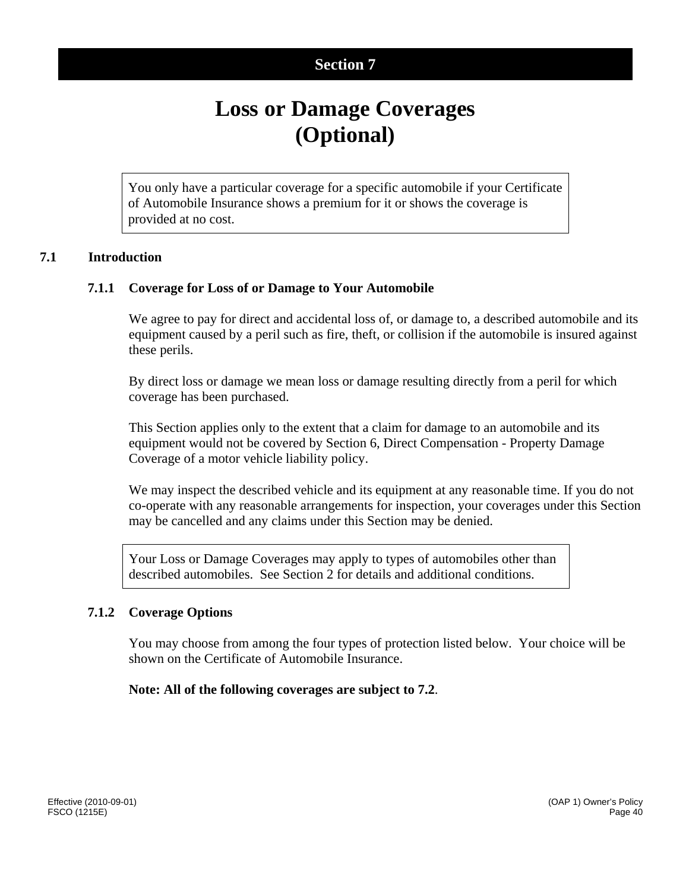# Section 7

# Loss or Damage Coverages (Optional)

You only have a particular coverage for a specific automobile if your Certificate of Automobile Insurance shows a premium for it or shows the coverage is provided at no cost.

## 7.1 Introduction

### 7.1.1 Coverage for Loss of or Damage to Your Automobile

We agree to pay for direct and accidental loss of, or damage to, a described automobile and its equipment caused by a peril such as fire, theft, or collision if the automobile is insured against these perils.

By direct loss or damage we mean loss or damage resulting directly from a peril for which coverage has been purchased.

This Section applies only to the extent that a claim for damage to an automobile and its equipment would not be covered by Section 6, Direct Compensation - Property Damage Coverage of a motor vehicle liability policy.

We may inspect the described vehicle and its equipment at any reasonable time. If you do not co-operate with any reasonable arrangements for inspection, your coverages under this Section may be cancelled and any claims under this Section may be denied.

Your Loss or Damage Coverages may apply to types of automobiles other than described automobiles. See Section 2 for details and additional conditions.

### 7.1.2 Coverage Options

You may choose from among the four types of protection listed below. Your choice will be shown on the Certificate of Automobile Insurance.

**Note: All of the following coverages are subject to 7.2**.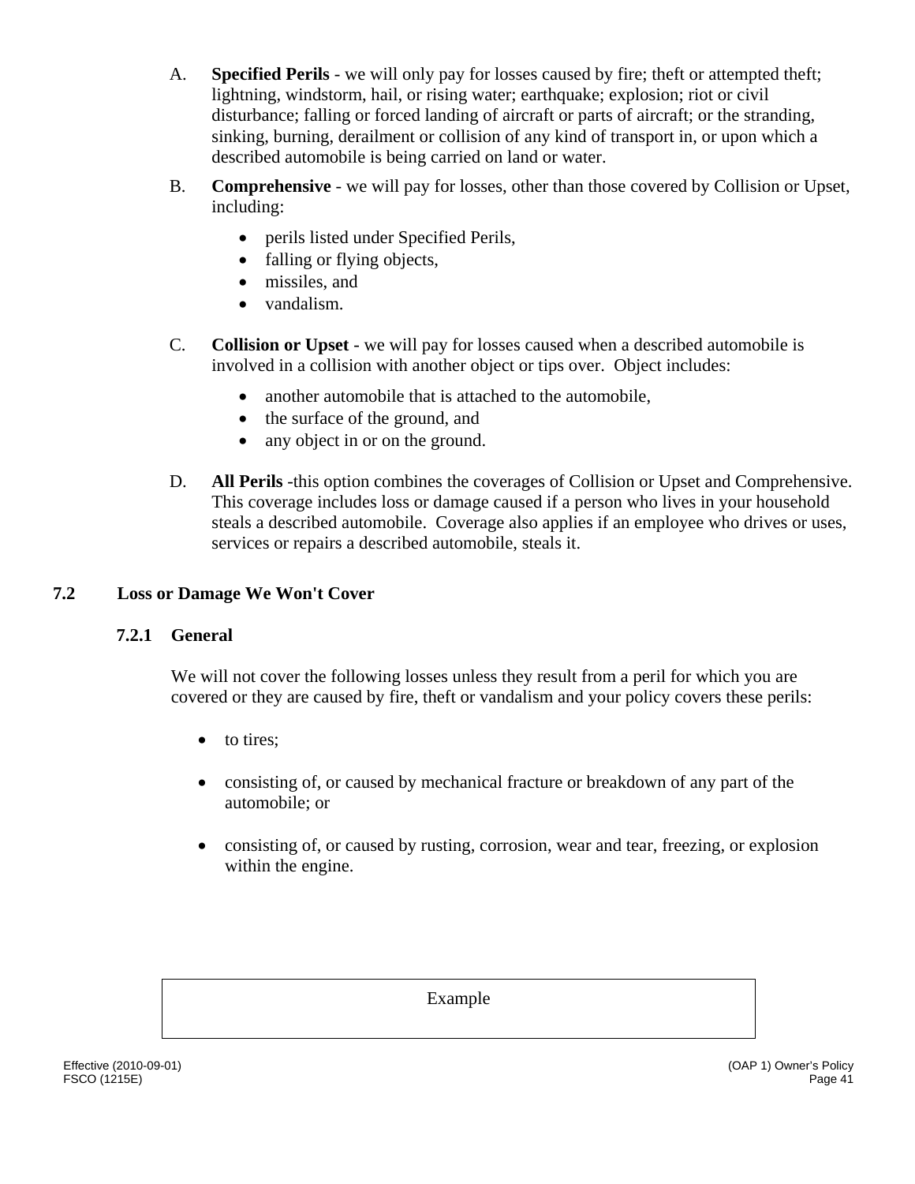A. **Specified Perils** - we will only pay for losses caused by fire; theft or attempted theft; lightning, windstorm, hail, or rising water; earthquake; explosion; riot or civil disturbance; falling or forced landing of aircraft or parts of aircraft; or the stranding, sinking, burning, derailment or collision of any kind of transport in, or upon which a described automobile is being carried on land or water.

B. **Comprehensive** - we will pay for losses, other than those covered by Collision or Upset, including:

- perils listed under Specified Perils,
- falling or flying objects,
- missiles, and
- vandalism.

C. **Collision or Upset** - we will pay for losses caused when a described automobile is involved in a collision with another object or tips over. Object includes:

- another automobile that is attached to the automobile,
- the surface of the ground, and
- any object in or on the ground.

D. **All Perils** -this option combines the coverages of Collision or Upset and Comprehensive. This coverage includes loss or damage caused if a person who lives in your household steals a described automobile. Coverage also applies if an employee who drives or uses, services or repairs a described automobile, steals it.

## 7.2 Loss or Damage We Won't Cover

### 7.2.1 General

We will not cover the following losses unless they result from a peril for which you are covered or they are caused by fire, theft or vandalism and your policy covers these perils:

- to tires;
- consisting of, or caused by mechanical fracture or breakdown of any part of the automobile; or
- consisting of, or caused by rusting, corrosion, wear and tear, freezing, or explosion within the engine.

| Example |
| --- |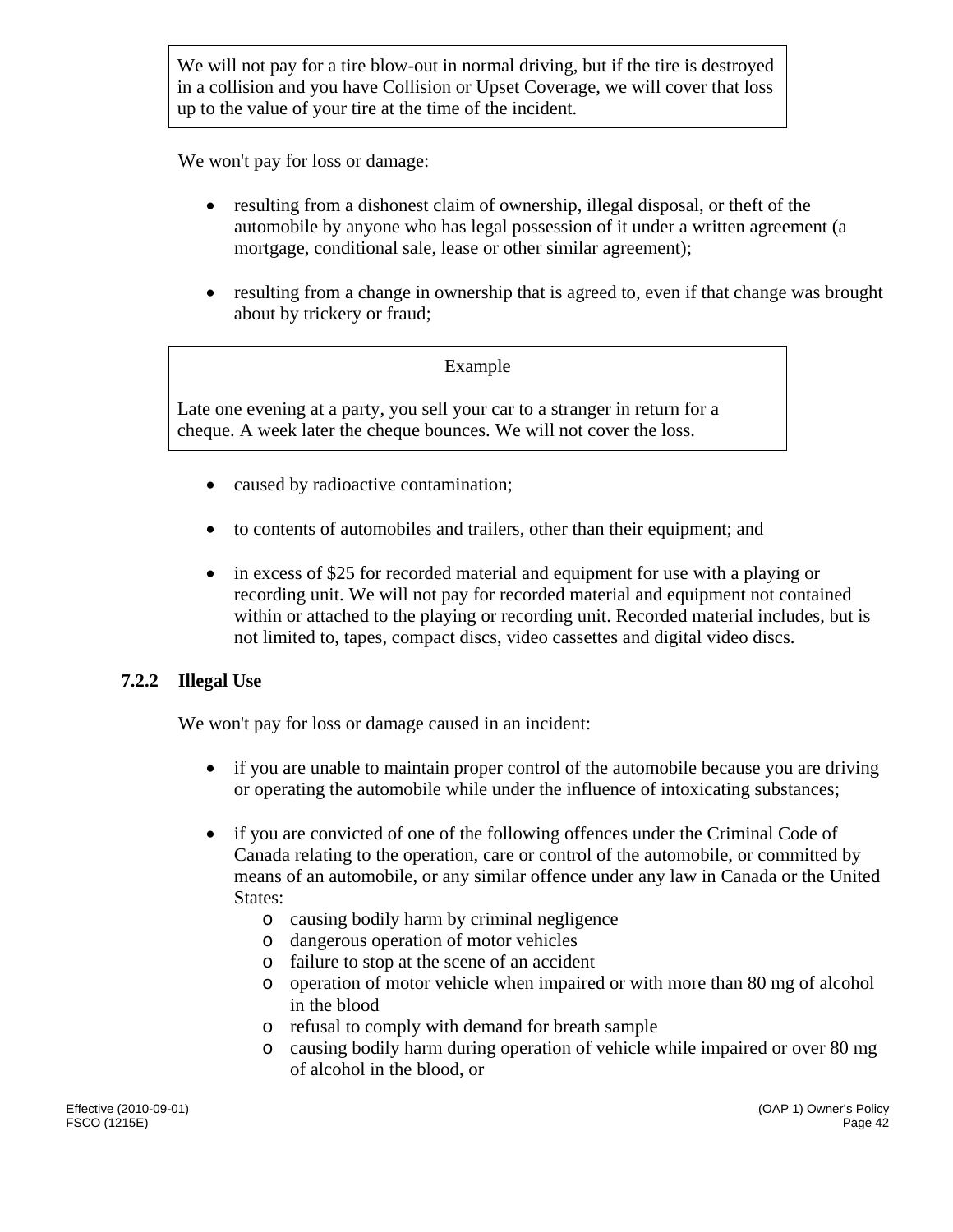> We will not pay for a tire blow-out in normal driving, but if the tire is destroyed in a collision and you have Collision or Upset Coverage, we will cover that loss up to the value of your tire at the time of the incident.

We won't pay for loss or damage:

- resulting from a dishonest claim of ownership, illegal disposal, or theft of the automobile by anyone who has legal possession of it under a written agreement (a mortgage, conditional sale, lease or other similar agreement);
- resulting from a change in ownership that is agreed to, even if that change was brought about by trickery or fraud;

> Example
>
> Late one evening at a party, you sell your car to a stranger in return for a cheque. A week later the cheque bounces. We will not cover the loss.

- caused by radioactive contamination;
- to contents of automobiles and trailers, other than their equipment; and
- in excess of $25 for recorded material and equipment for use with a playing or recording unit. We will not pay for recorded material and equipment not contained within or attached to the playing or recording unit. Recorded material includes, but is not limited to, tapes, compact discs, video cassettes and digital video discs.

### 7.2.2 Illegal Use

We won't pay for loss or damage caused in an incident:

- if you are unable to maintain proper control of the automobile because you are driving or operating the automobile while under the influence of intoxicating substances;
- if you are convicted of one of the following offences under the Criminal Code of Canada relating to the operation, care or control of the automobile, or committed by means of an automobile, or any similar offence under any law in Canada or the United States:
  - causing bodily harm by criminal negligence
  - dangerous operation of motor vehicles
  - failure to stop at the scene of an accident
  - operation of motor vehicle when impaired or with more than 80 mg of alcohol in the blood
  - refusal to comply with demand for breath sample
  - causing bodily harm during operation of vehicle while impaired or over 80 mg of alcohol in the blood, or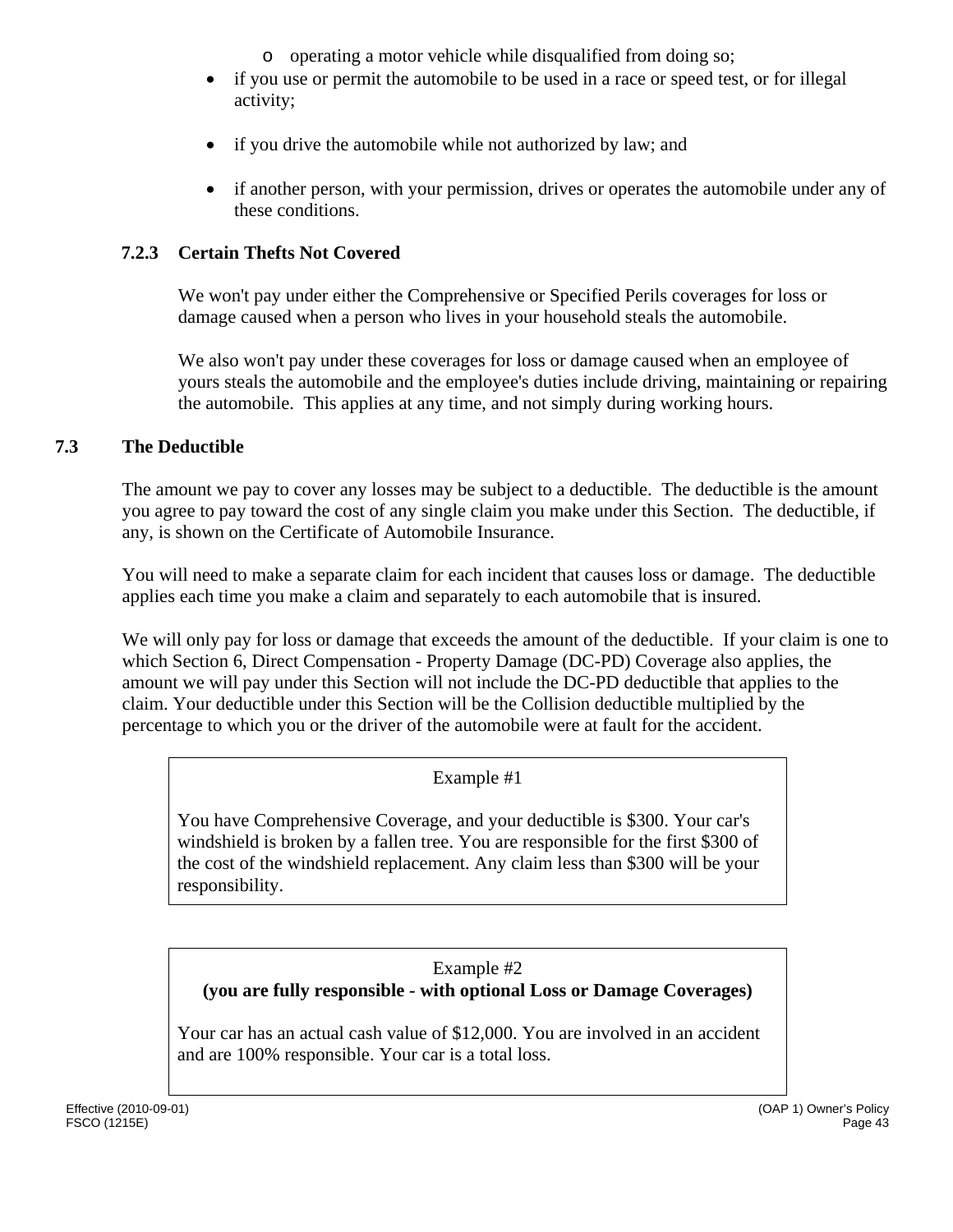- operating a motor vehicle while disqualified from doing so;
- if you use or permit the automobile to be used in a race or speed test, or for illegal activity;
- if you drive the automobile while not authorized by law; and
- if another person, with your permission, drives or operates the automobile under any of these conditions.

### 7.2.3 Certain Thefts Not Covered

We won't pay under either the Comprehensive or Specified Perils coverages for loss or damage caused when a person who lives in your household steals the automobile.

We also won't pay under these coverages for loss or damage caused when an employee of yours steals the automobile and the employee's duties include driving, maintaining or repairing the automobile. This applies at any time, and not simply during working hours.

## 7.3 The Deductible

The amount we pay to cover any losses may be subject to a deductible. The deductible is the amount you agree to pay toward the cost of any single claim you make under this Section. The deductible, if any, is shown on the Certificate of Automobile Insurance.

You will need to make a separate claim for each incident that causes loss or damage. The deductible applies each time you make a claim and separately to each automobile that is insured.

We will only pay for loss or damage that exceeds the amount of the deductible. If your claim is one to which Section 6, Direct Compensation - Property Damage (DC-PD) Coverage also applies, the amount we will pay under this Section will not include the DC-PD deductible that applies to the claim. Your deductible under this Section will be the Collision deductible multiplied by the percentage to which you or the driver of the automobile were at fault for the accident.

> Example #1
>
> You have Comprehensive Coverage, and your deductible is $300. Your car's windshield is broken by a fallen tree. You are responsible for the first $300 of the cost of the windshield replacement. Any claim less than $300 will be your responsibility.

> Example #2
> **(you are fully responsible - with optional Loss or Damage Coverages)**
>
> Your car has an actual cash value of $12,000. You are involved in an accident and are 100% responsible. Your car is a total loss.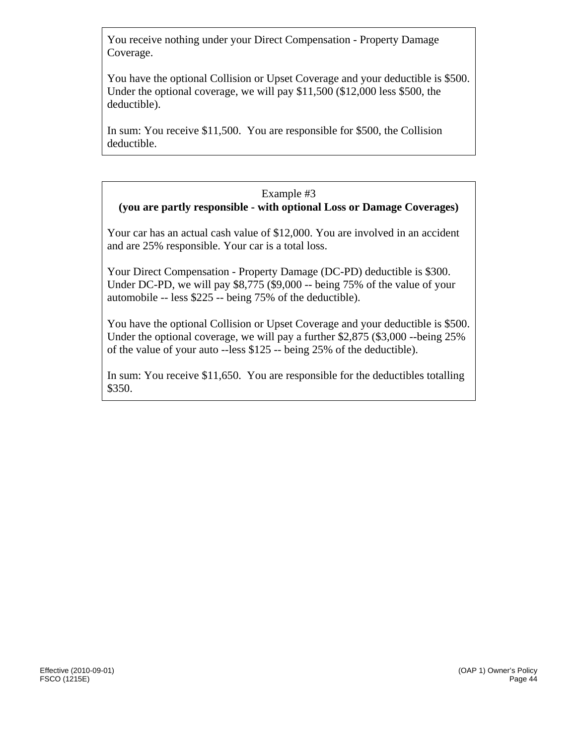You receive nothing under your Direct Compensation - Property Damage Coverage.

You have the optional Collision or Upset Coverage and your deductible is $500. Under the optional coverage, we will pay $11,500 ($12,000 less $500, the deductible).

In sum: You receive $11,500. You are responsible for $500, the Collision deductible.

Example #3

**(you are partly responsible - with optional Loss or Damage Coverages)**

Your car has an actual cash value of $12,000. You are involved in an accident and are 25% responsible. Your car is a total loss.

Your Direct Compensation - Property Damage (DC-PD) deductible is $300. Under DC-PD, we will pay $8,775 ($9,000 -- being 75% of the value of your automobile -- less $225 -- being 75% of the deductible).

You have the optional Collision or Upset Coverage and your deductible is $500. Under the optional coverage, we will pay a further $2,875 ($3,000 --being 25% of the value of your auto --less $125 -- being 25% of the deductible).

In sum: You receive $11,650. You are responsible for the deductibles totalling $350.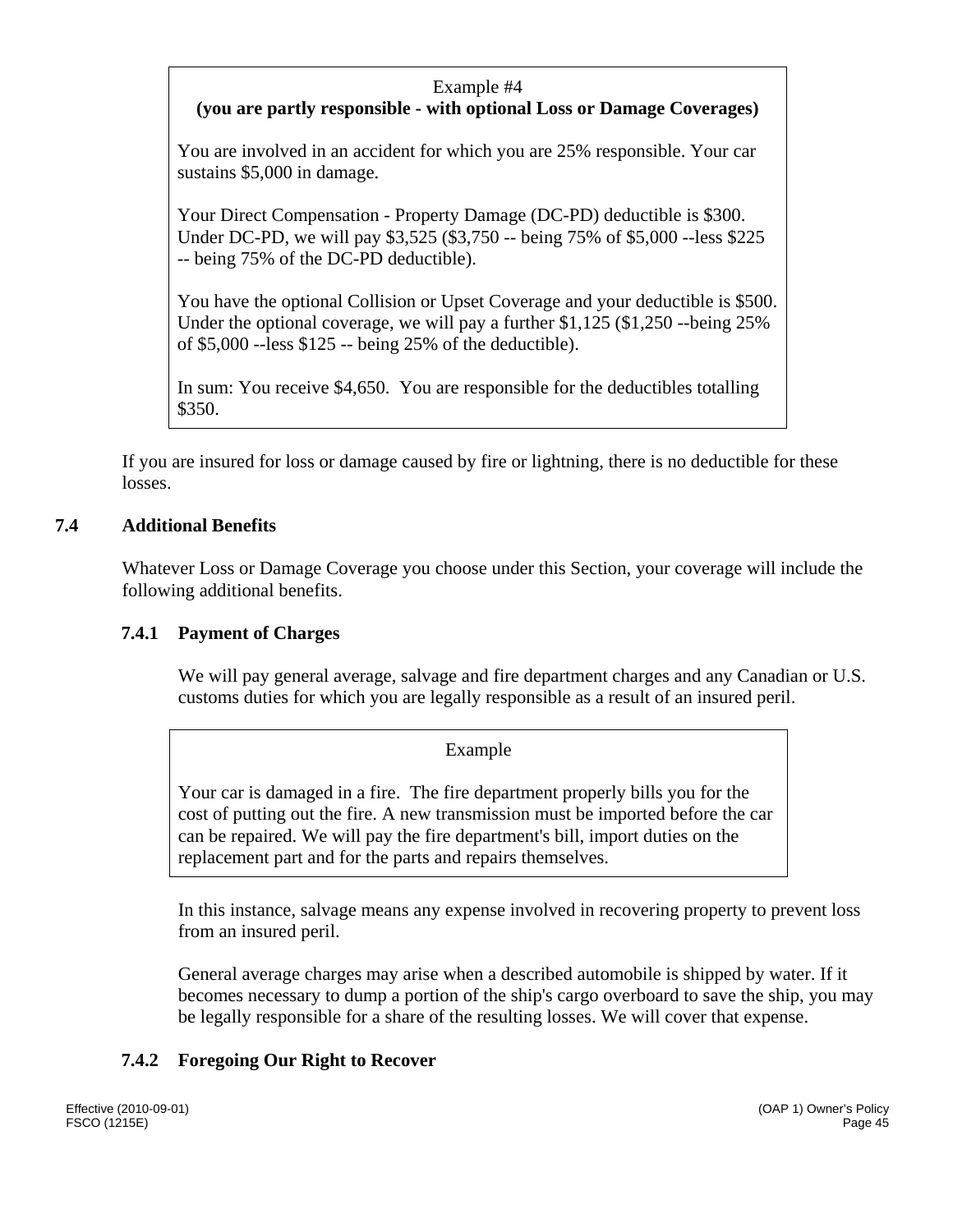> Example #4
> **(you are partly responsible - with optional Loss or Damage Coverages)**
>
> You are involved in an accident for which you are 25% responsible. Your car sustains $5,000 in damage.
>
> Your Direct Compensation - Property Damage (DC-PD) deductible is $300. Under DC-PD, we will pay $3,525 ($3,750 -- being 75% of $5,000 --less $225 -- being 75% of the DC-PD deductible).
>
> You have the optional Collision or Upset Coverage and your deductible is $500. Under the optional coverage, we will pay a further $1,125 ($1,250 --being 25% of $5,000 --less $125 -- being 25% of the deductible).
>
> In sum: You receive $4,650. You are responsible for the deductibles totalling $350.

If you are insured for loss or damage caused by fire or lightning, there is no deductible for these losses.

## 7.4 Additional Benefits

Whatever Loss or Damage Coverage you choose under this Section, your coverage will include the following additional benefits.

### 7.4.1 Payment of Charges

We will pay general average, salvage and fire department charges and any Canadian or U.S. customs duties for which you are legally responsible as a result of an insured peril.

> Example
>
> Your car is damaged in a fire. The fire department properly bills you for the cost of putting out the fire. A new transmission must be imported before the car can be repaired. We will pay the fire department's bill, import duties on the replacement part and for the parts and repairs themselves.

In this instance, salvage means any expense involved in recovering property to prevent loss from an insured peril.

General average charges may arise when a described automobile is shipped by water. If it becomes necessary to dump a portion of the ship's cargo overboard to save the ship, you may be legally responsible for a share of the resulting losses. We will cover that expense.

### 7.4.2 Foregoing Our Right to Recover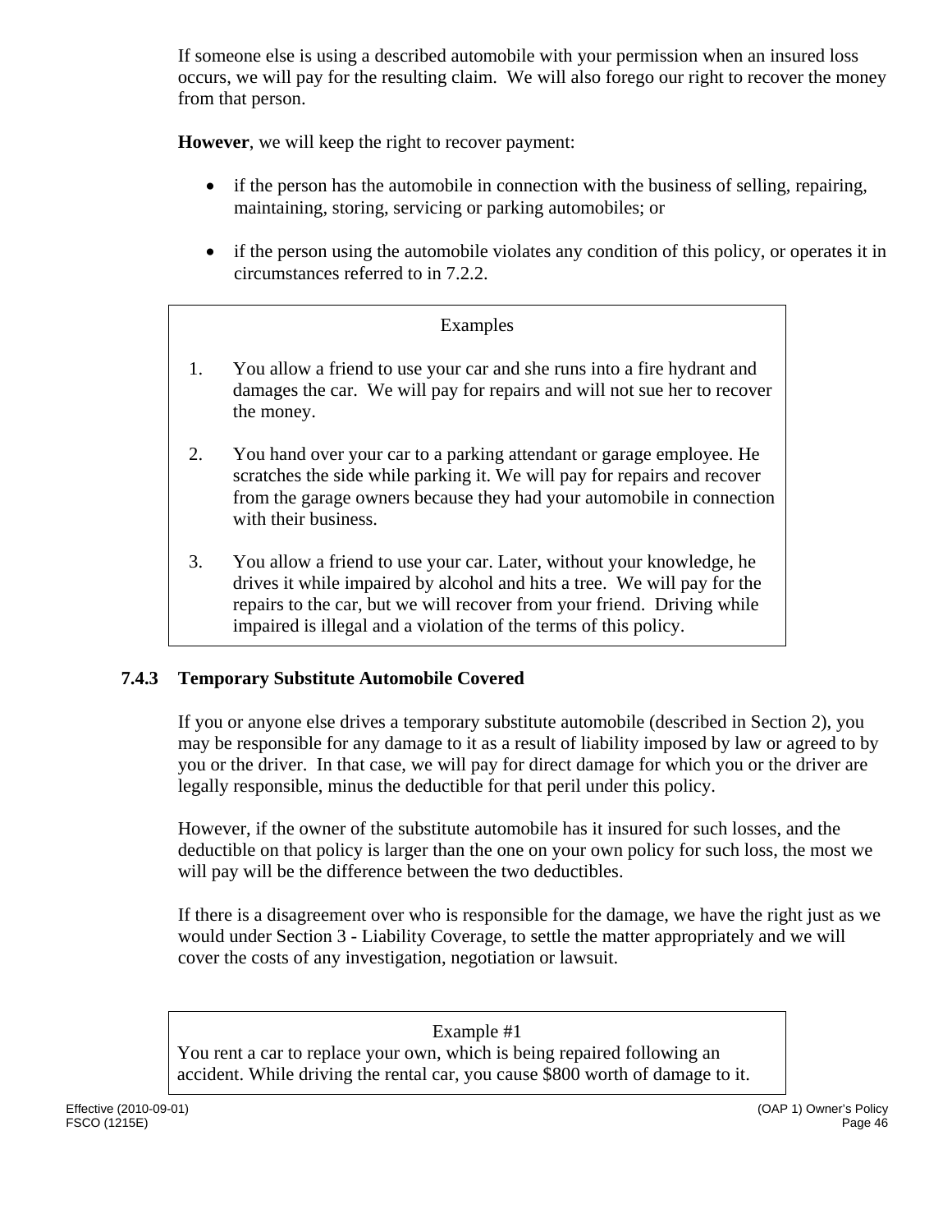If someone else is using a described automobile with your permission when an insured loss occurs, we will pay for the resulting claim. We will also forego our right to recover the money from that person.

**However**, we will keep the right to recover payment:

- if the person has the automobile in connection with the business of selling, repairing, maintaining, storing, servicing or parking automobiles; or
- if the person using the automobile violates any condition of this policy, or operates it in circumstances referred to in 7.2.2.

> Examples
>
> 1. You allow a friend to use your car and she runs into a fire hydrant and damages the car. We will pay for repairs and will not sue her to recover the money.
> 2. You hand over your car to a parking attendant or garage employee. He scratches the side while parking it. We will pay for repairs and recover from the garage owners because they had your automobile in connection with their business.
> 3. You allow a friend to use your car. Later, without your knowledge, he drives it while impaired by alcohol and hits a tree. We will pay for the repairs to the car, but we will recover from your friend. Driving while impaired is illegal and a violation of the terms of this policy.

### 7.4.3 Temporary Substitute Automobile Covered

If you or anyone else drives a temporary substitute automobile (described in Section 2), you may be responsible for any damage to it as a result of liability imposed by law or agreed to by you or the driver. In that case, we will pay for direct damage for which you or the driver are legally responsible, minus the deductible for that peril under this policy.

However, if the owner of the substitute automobile has it insured for such losses, and the deductible on that policy is larger than the one on your own policy for such loss, the most we will pay will be the difference between the two deductibles.

If there is a disagreement over who is responsible for the damage, we have the right just as we would under Section 3 - Liability Coverage, to settle the matter appropriately and we will cover the costs of any investigation, negotiation or lawsuit.

> Example #1
>
> You rent a car to replace your own, which is being repaired following an accident. While driving the rental car, you cause $800 worth of damage to it.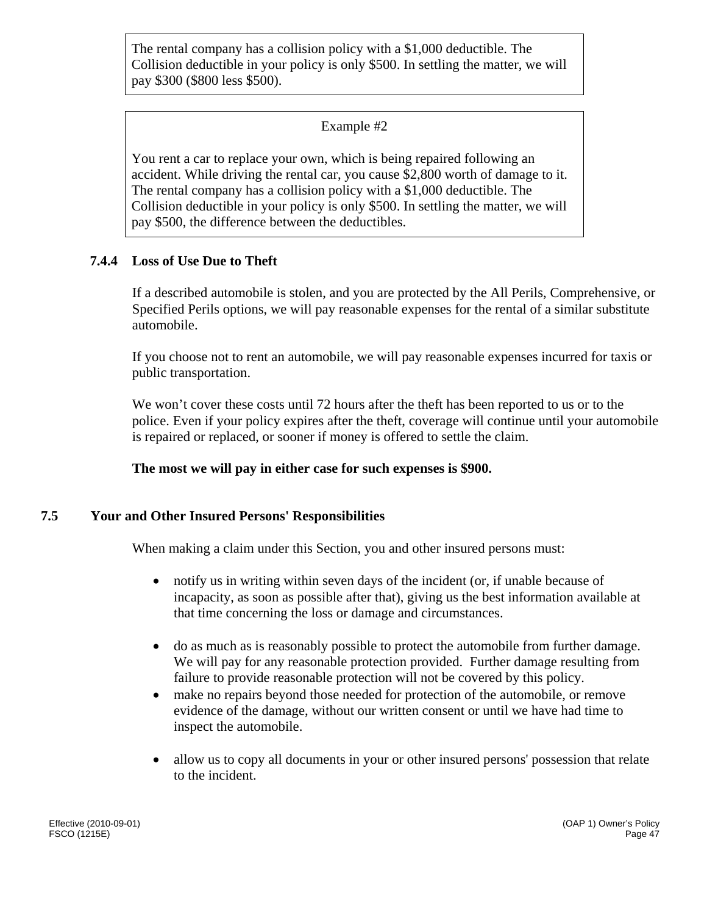The rental company has a collision policy with a $1,000 deductible. The Collision deductible in your policy is only $500. In settling the matter, we will pay $300 ($800 less $500).

Example #2

You rent a car to replace your own, which is being repaired following an accident. While driving the rental car, you cause $2,800 worth of damage to it. The rental company has a collision policy with a $1,000 deductible. The Collision deductible in your policy is only $500. In settling the matter, we will pay $500, the difference between the deductibles.

#### 7.4.4 Loss of Use Due to Theft

If a described automobile is stolen, and you are protected by the All Perils, Comprehensive, or Specified Perils options, we will pay reasonable expenses for the rental of a similar substitute automobile.

If you choose not to rent an automobile, we will pay reasonable expenses incurred for taxis or public transportation.

We won't cover these costs until 72 hours after the theft has been reported to us or to the police. Even if your policy expires after the theft, coverage will continue until your automobile is repaired or replaced, or sooner if money is offered to settle the claim.

**The most we will pay in either case for such expenses is $900.**

### 7.5 Your and Other Insured Persons' Responsibilities

When making a claim under this Section, you and other insured persons must:

- notify us in writing within seven days of the incident (or, if unable because of incapacity, as soon as possible after that), giving us the best information available at that time concerning the loss or damage and circumstances.
- do as much as is reasonably possible to protect the automobile from further damage. We will pay for any reasonable protection provided. Further damage resulting from failure to provide reasonable protection will not be covered by this policy.
- make no repairs beyond those needed for protection of the automobile, or remove evidence of the damage, without our written consent or until we have had time to inspect the automobile.
- allow us to copy all documents in your or other insured persons' possession that relate to the incident.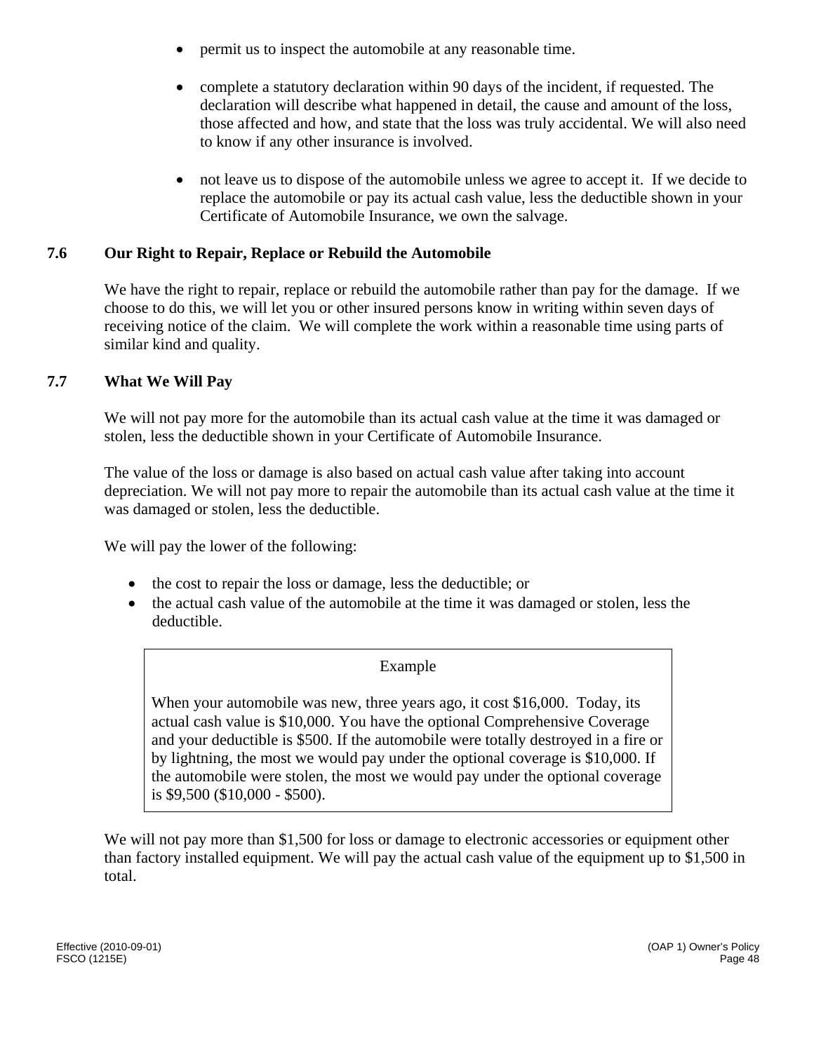- permit us to inspect the automobile at any reasonable time.

- complete a statutory declaration within 90 days of the incident, if requested. The declaration will describe what happened in detail, the cause and amount of the loss, those affected and how, and state that the loss was truly accidental. We will also need to know if any other insurance is involved.

- not leave us to dispose of the automobile unless we agree to accept it. If we decide to replace the automobile or pay its actual cash value, less the deductible shown in your Certificate of Automobile Insurance, we own the salvage.

### 7.6 Our Right to Repair, Replace or Rebuild the Automobile

We have the right to repair, replace or rebuild the automobile rather than pay for the damage. If we choose to do this, we will let you or other insured persons know in writing within seven days of receiving notice of the claim. We will complete the work within a reasonable time using parts of similar kind and quality.

### 7.7 What We Will Pay

We will not pay more for the automobile than its actual cash value at the time it was damaged or stolen, less the deductible shown in your Certificate of Automobile Insurance.

The value of the loss or damage is also based on actual cash value after taking into account depreciation. We will not pay more to repair the automobile than its actual cash value at the time it was damaged or stolen, less the deductible.

We will pay the lower of the following:

- the cost to repair the loss or damage, less the deductible; or
- the actual cash value of the automobile at the time it was damaged or stolen, less the deductible.

> Example
>
> When your automobile was new, three years ago, it cost $16,000. Today, its actual cash value is $10,000. You have the optional Comprehensive Coverage and your deductible is $500. If the automobile were totally destroyed in a fire or by lightning, the most we would pay under the optional coverage is $10,000. If the automobile were stolen, the most we would pay under the optional coverage is $9,500 ($10,000 - $500).

We will not pay more than $1,500 for loss or damage to electronic accessories or equipment other than factory installed equipment. We will pay the actual cash value of the equipment up to $1,500 in total.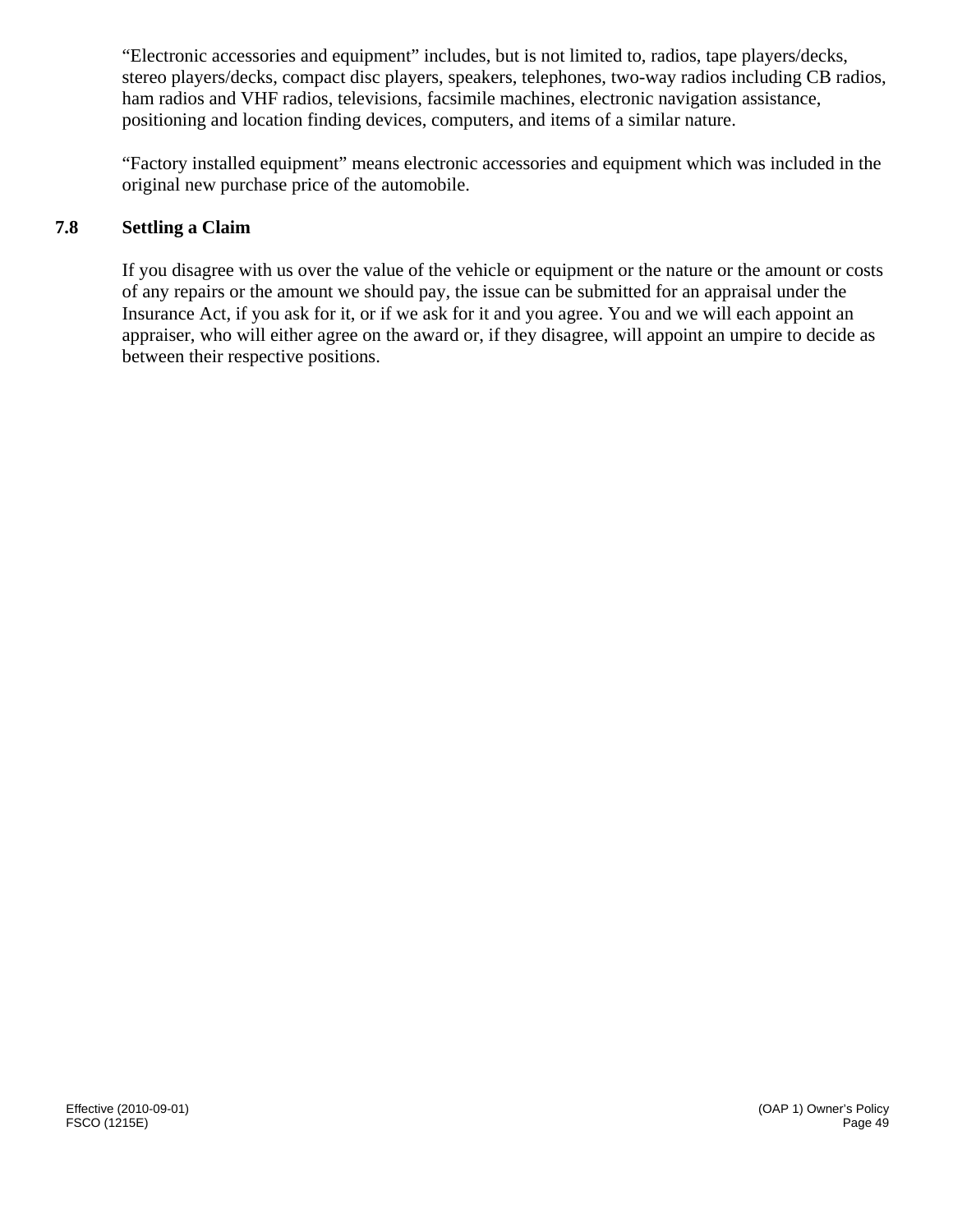“Electronic accessories and equipment” includes, but is not limited to, radios, tape players/decks, stereo players/decks, compact disc players, speakers, telephones, two-way radios including CB radios, ham radios and VHF radios, televisions, facsimile machines, electronic navigation assistance, positioning and location finding devices, computers, and items of a similar nature.

“Factory installed equipment” means electronic accessories and equipment which was included in the original new purchase price of the automobile.

## 7.8 Settling a Claim

If you disagree with us over the value of the vehicle or equipment or the nature or the amount or costs of any repairs or the amount we should pay, the issue can be submitted for an appraisal under the Insurance Act, if you ask for it, or if we ask for it and you agree. You and we will each appoint an appraiser, who will either agree on the award or, if they disagree, will appoint an umpire to decide as between their respective positions.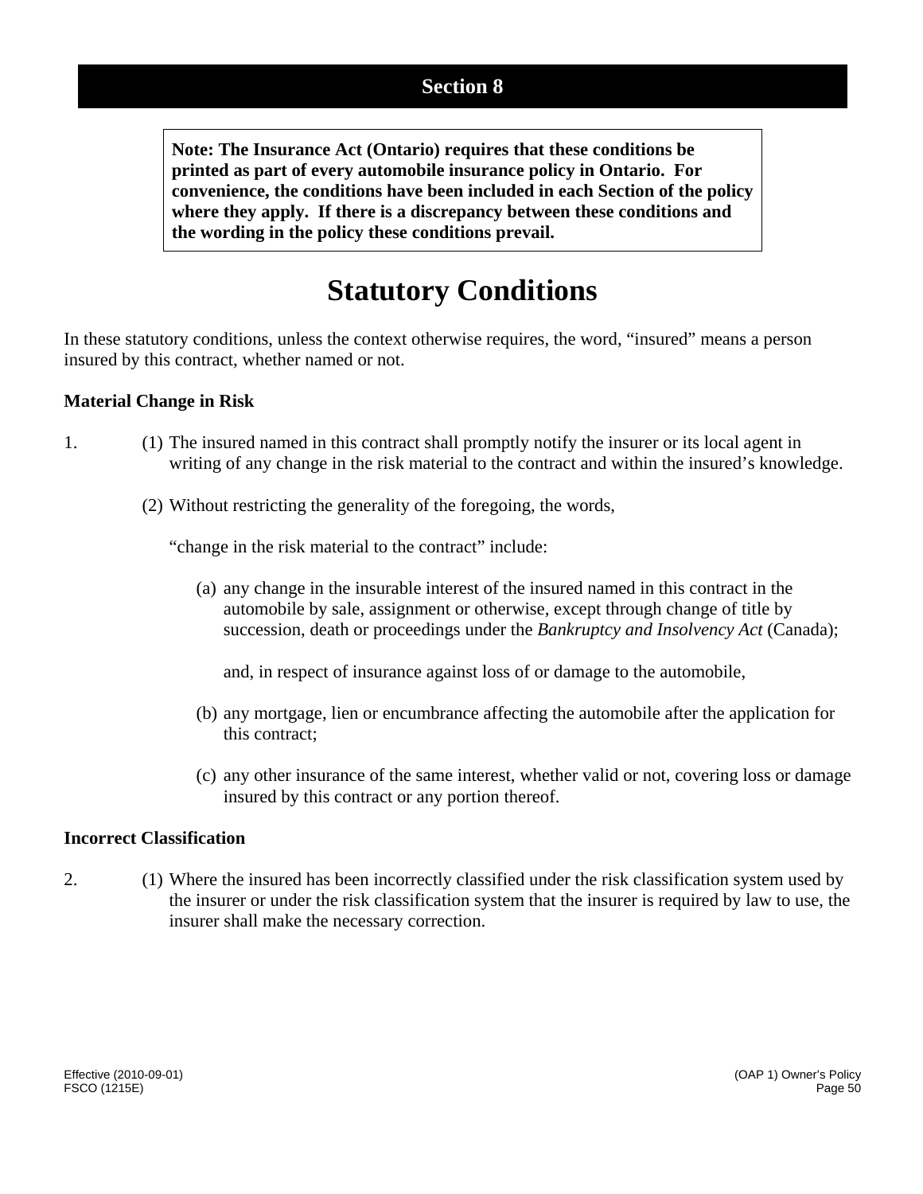# Section 8

**Note: The Insurance Act (Ontario) requires that these conditions be printed as part of every automobile insurance policy in Ontario. For convenience, the conditions have been included in each Section of the policy where they apply. If there is a discrepancy between these conditions and the wording in the policy these conditions prevail.**

## Statutory Conditions

In these statutory conditions, unless the context otherwise requires, the word, "insured" means a person insured by this contract, whether named or not.

### Material Change in Risk

1. (1) The insured named in this contract shall promptly notify the insurer or its local agent in writing of any change in the risk material to the contract and within the insured's knowledge.

   (2) Without restricting the generality of the foregoing, the words,

   "change in the risk material to the contract" include:

   (a) any change in the insurable interest of the insured named in this contract in the automobile by sale, assignment or otherwise, except through change of title by succession, death or proceedings under the *Bankruptcy and Insolvency Act* (Canada);

   and, in respect of insurance against loss of or damage to the automobile,

   (b) any mortgage, lien or encumbrance affecting the automobile after the application for this contract;

   (c) any other insurance of the same interest, whether valid or not, covering loss or damage insured by this contract or any portion thereof.

### Incorrect Classification

2. (1) Where the insured has been incorrectly classified under the risk classification system used by the insurer or under the risk classification system that the insurer is required by law to use, the insurer shall make the necessary correction.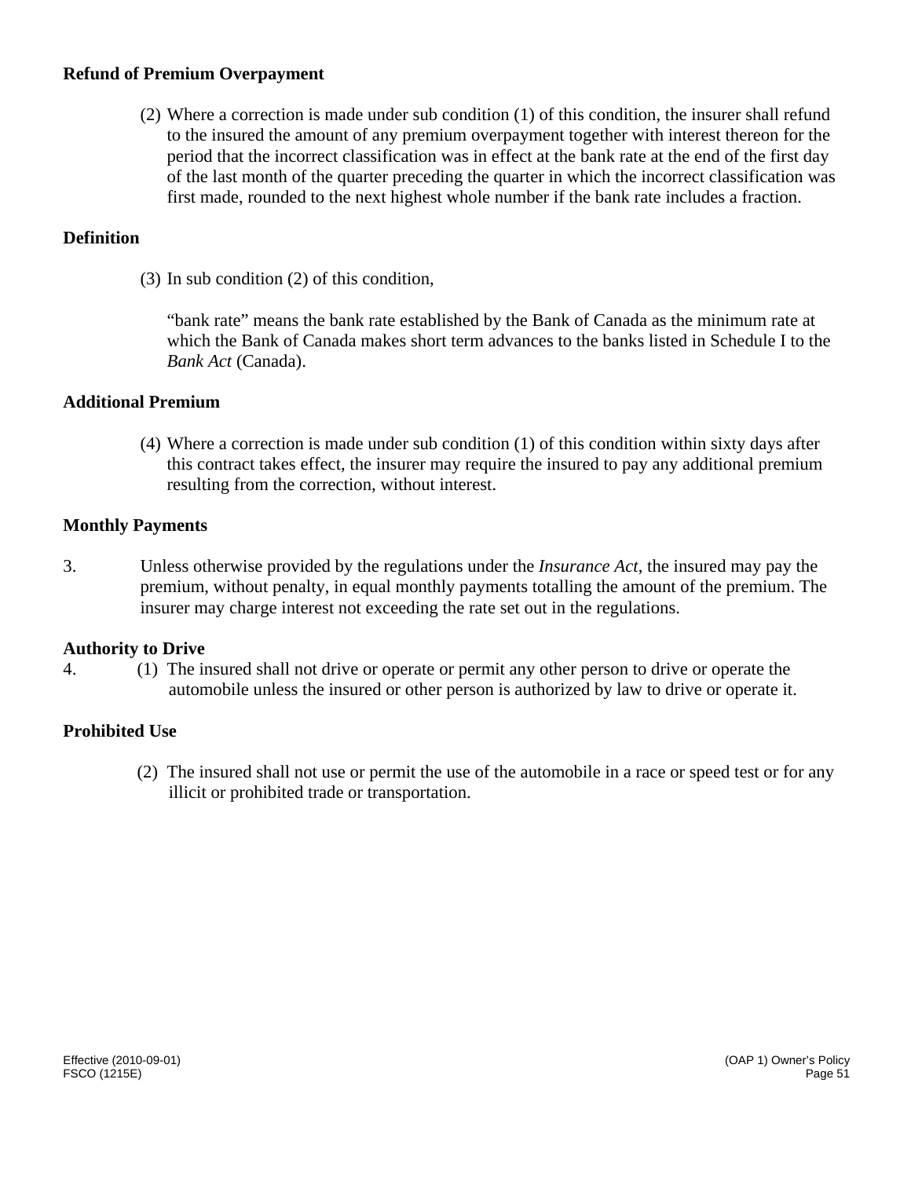**Refund of Premium Overpayment**

(2) Where a correction is made under sub condition (1) of this condition, the insurer shall refund to the insured the amount of any premium overpayment together with interest thereon for the period that the incorrect classification was in effect at the bank rate at the end of the first day of the last month of the quarter preceding the quarter in which the incorrect classification was first made, rounded to the next highest whole number if the bank rate includes a fraction.

**Definition**

(3) In sub condition (2) of this condition,

"bank rate" means the bank rate established by the Bank of Canada as the minimum rate at which the Bank of Canada makes short term advances to the banks listed in Schedule I to the *Bank Act* (Canada).

**Additional Premium**

(4) Where a correction is made under sub condition (1) of this condition within sixty days after this contract takes effect, the insurer may require the insured to pay any additional premium resulting from the correction, without interest.

**Monthly Payments**

3. Unless otherwise provided by the regulations under the *Insurance Act*, the insured may pay the premium, without penalty, in equal monthly payments totalling the amount of the premium. The insurer may charge interest not exceeding the rate set out in the regulations.

**Authority to Drive**

4. (1) The insured shall not drive or operate or permit any other person to drive or operate the automobile unless the insured or other person is authorized by law to drive or operate it.

**Prohibited Use**

(2) The insured shall not use or permit the use of the automobile in a race or speed test or for any illicit or prohibited trade or transportation.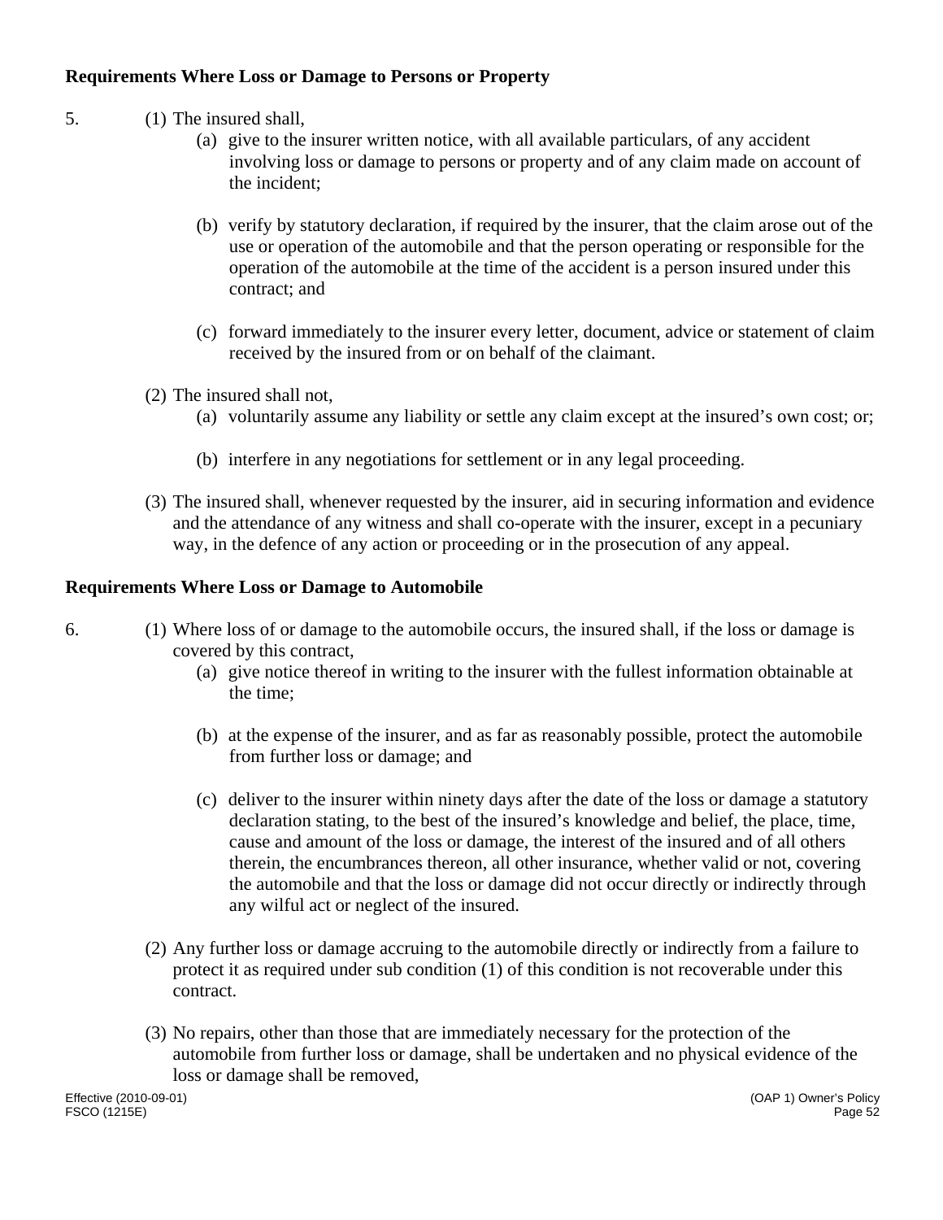**Requirements Where Loss or Damage to Persons or Property**

5. (1) The insured shall,

    (a) give to the insurer written notice, with all available particulars, of any accident involving loss or damage to persons or property and of any claim made on account of the incident;

    (b) verify by statutory declaration, if required by the insurer, that the claim arose out of the use or operation of the automobile and that the person operating or responsible for the operation of the automobile at the time of the accident is a person insured under this contract; and

    (c) forward immediately to the insurer every letter, document, advice or statement of claim received by the insured from or on behalf of the claimant.

   (2) The insured shall not,

    (a) voluntarily assume any liability or settle any claim except at the insured's own cost; or;

    (b) interfere in any negotiations for settlement or in any legal proceeding.

   (3) The insured shall, whenever requested by the insurer, aid in securing information and evidence and the attendance of any witness and shall co-operate with the insurer, except in a pecuniary way, in the defence of any action or proceeding or in the prosecution of any appeal.

**Requirements Where Loss or Damage to Automobile**

6. (1) Where loss of or damage to the automobile occurs, the insured shall, if the loss or damage is covered by this contract,

    (a) give notice thereof in writing to the insurer with the fullest information obtainable at the time;

    (b) at the expense of the insurer, and as far as reasonably possible, protect the automobile from further loss or damage; and

    (c) deliver to the insurer within ninety days after the date of the loss or damage a statutory declaration stating, to the best of the insured's knowledge and belief, the place, time, cause and amount of the loss or damage, the interest of the insured and of all others therein, the encumbrances thereon, all other insurance, whether valid or not, covering the automobile and that the loss or damage did not occur directly or indirectly through any wilful act or neglect of the insured.

   (2) Any further loss or damage accruing to the automobile directly or indirectly from a failure to protect it as required under sub condition (1) of this condition is not recoverable under this contract.

   (3) No repairs, other than those that are immediately necessary for the protection of the automobile from further loss or damage, shall be undertaken and no physical evidence of the loss or damage shall be removed,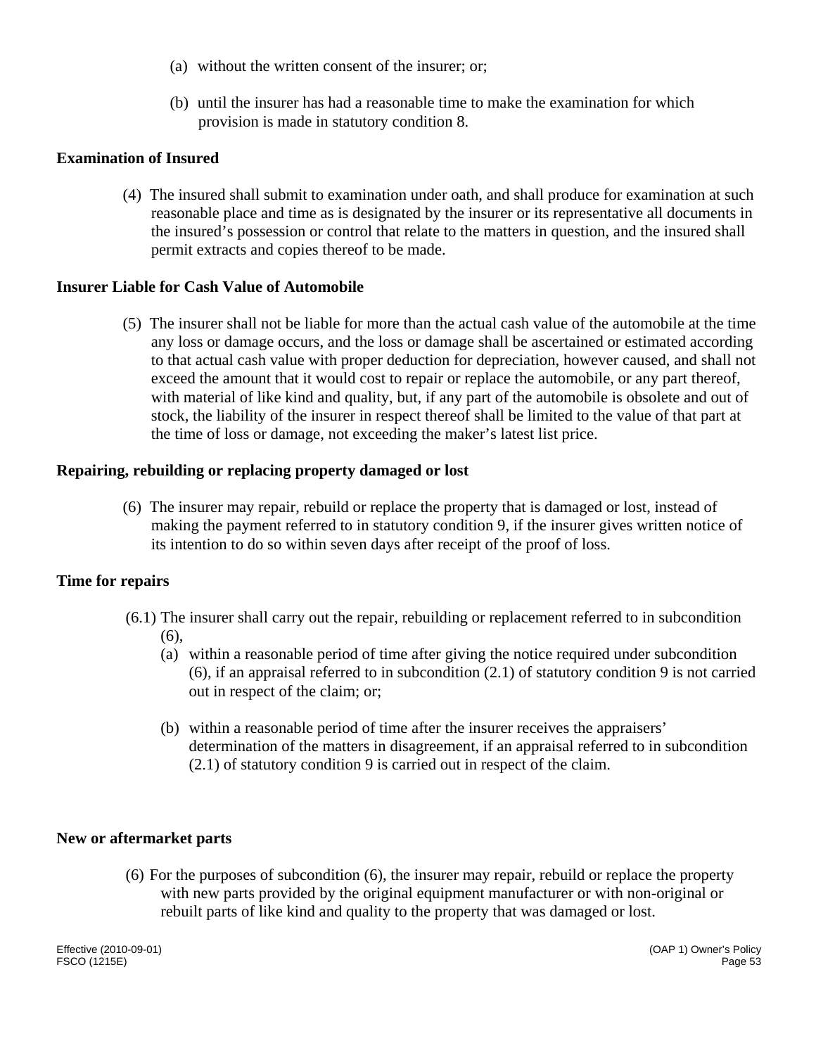(a) without the written consent of the insurer; or;

(b) until the insurer has had a reasonable time to make the examination for which provision is made in statutory condition 8.

**Examination of Insured**

(4) The insured shall submit to examination under oath, and shall produce for examination at such reasonable place and time as is designated by the insurer or its representative all documents in the insured's possession or control that relate to the matters in question, and the insured shall permit extracts and copies thereof to be made.

**Insurer Liable for Cash Value of Automobile**

(5) The insurer shall not be liable for more than the actual cash value of the automobile at the time any loss or damage occurs, and the loss or damage shall be ascertained or estimated according to that actual cash value with proper deduction for depreciation, however caused, and shall not exceed the amount that it would cost to repair or replace the automobile, or any part thereof, with material of like kind and quality, but, if any part of the automobile is obsolete and out of stock, the liability of the insurer in respect thereof shall be limited to the value of that part at the time of loss or damage, not exceeding the maker's latest list price.

**Repairing, rebuilding or replacing property damaged or lost**

(6) The insurer may repair, rebuild or replace the property that is damaged or lost, instead of making the payment referred to in statutory condition 9, if the insurer gives written notice of its intention to do so within seven days after receipt of the proof of loss.

**Time for repairs**

(6.1) The insurer shall carry out the repair, rebuilding or replacement referred to in subcondition (6),

(a) within a reasonable period of time after giving the notice required under subcondition (6), if an appraisal referred to in subcondition (2.1) of statutory condition 9 is not carried out in respect of the claim; or;

(b) within a reasonable period of time after the insurer receives the appraisers' determination of the matters in disagreement, if an appraisal referred to in subcondition (2.1) of statutory condition 9 is carried out in respect of the claim.

**New or aftermarket parts**

(6) For the purposes of subcondition (6), the insurer may repair, rebuild or replace the property with new parts provided by the original equipment manufacturer or with non-original or rebuilt parts of like kind and quality to the property that was damaged or lost.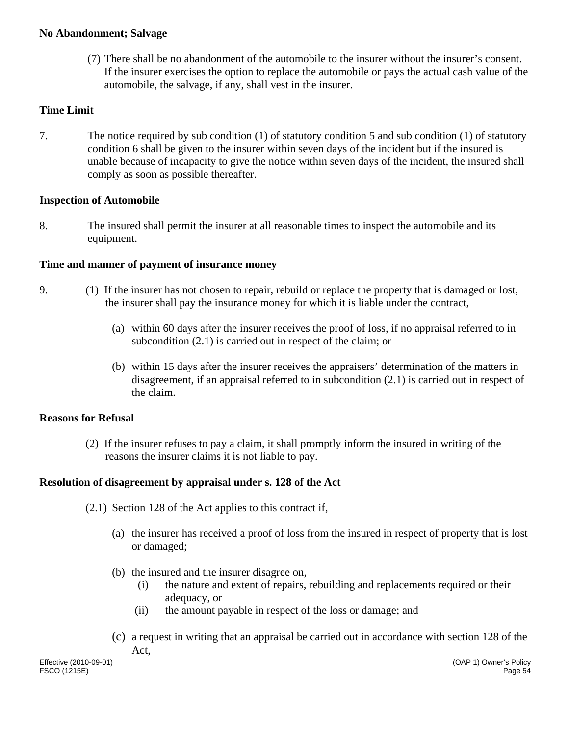**No Abandonment; Salvage**

(7) There shall be no abandonment of the automobile to the insurer without the insurer's consent. If the insurer exercises the option to replace the automobile or pays the actual cash value of the automobile, the salvage, if any, shall vest in the insurer.

**Time Limit**

7. The notice required by sub condition (1) of statutory condition 5 and sub condition (1) of statutory condition 6 shall be given to the insurer within seven days of the incident but if the insured is unable because of incapacity to give the notice within seven days of the incident, the insured shall comply as soon as possible thereafter.

**Inspection of Automobile**

8. The insured shall permit the insurer at all reasonable times to inspect the automobile and its equipment.

**Time and manner of payment of insurance money**

9. (1) If the insurer has not chosen to repair, rebuild or replace the property that is damaged or lost, the insurer shall pay the insurance money for which it is liable under the contract,

(a) within 60 days after the insurer receives the proof of loss, if no appraisal referred to in subcondition (2.1) is carried out in respect of the claim; or

(b) within 15 days after the insurer receives the appraisers' determination of the matters in disagreement, if an appraisal referred to in subcondition (2.1) is carried out in respect of the claim.

**Reasons for Refusal**

(2) If the insurer refuses to pay a claim, it shall promptly inform the insured in writing of the reasons the insurer claims it is not liable to pay.

**Resolution of disagreement by appraisal under s. 128 of the Act**

(2.1) Section 128 of the Act applies to this contract if,

(a) the insurer has received a proof of loss from the insured in respect of property that is lost or damaged;

(b) the insured and the insurer disagree on,

(i) the nature and extent of repairs, rebuilding and replacements required or their adequacy, or

(ii) the amount payable in respect of the loss or damage; and

(c) a request in writing that an appraisal be carried out in accordance with section 128 of the Act,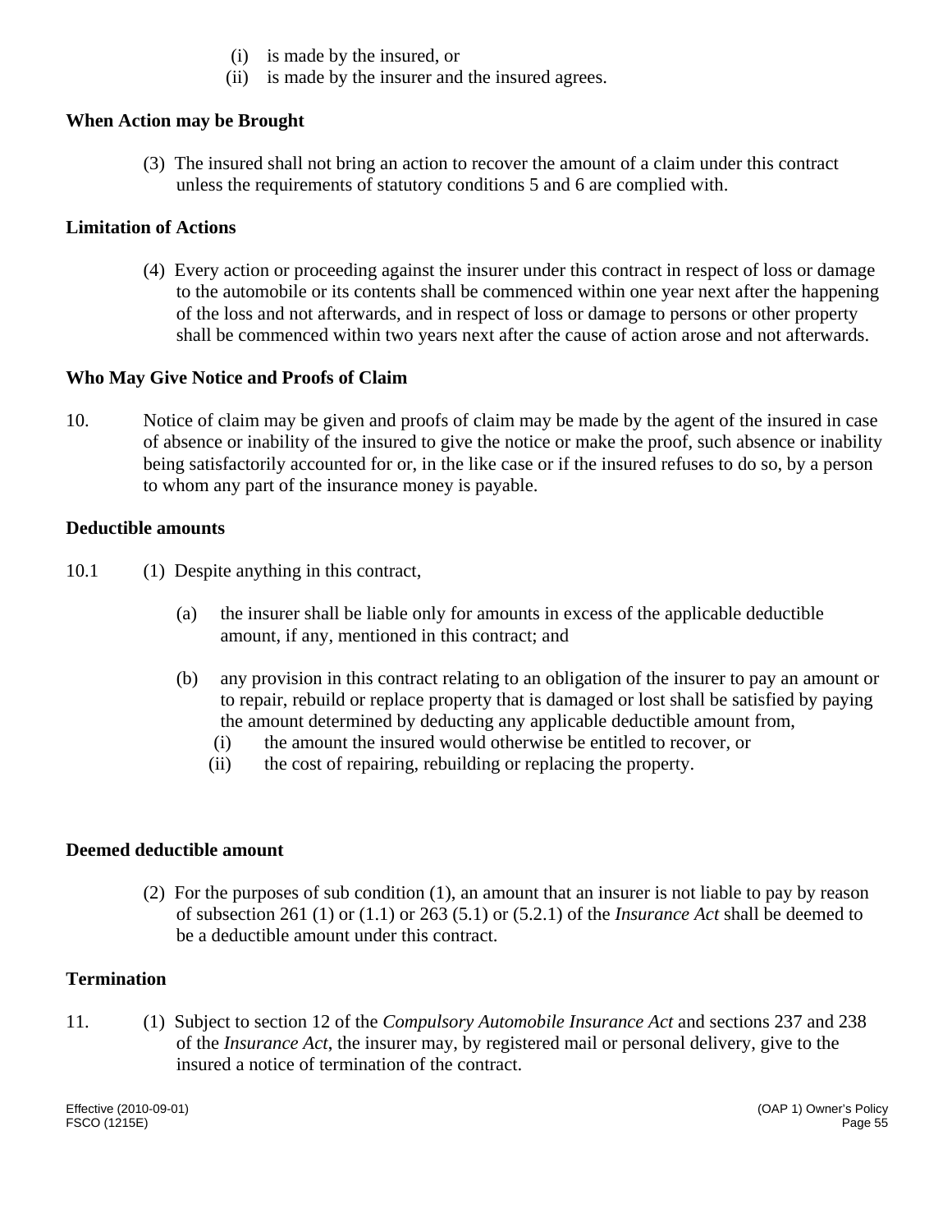(i) is made by the insured, or

(ii) is made by the insurer and the insured agrees.

**When Action may be Brought**

(3) The insured shall not bring an action to recover the amount of a claim under this contract unless the requirements of statutory conditions 5 and 6 are complied with.

**Limitation of Actions**

(4) Every action or proceeding against the insurer under this contract in respect of loss or damage to the automobile or its contents shall be commenced within one year next after the happening of the loss and not afterwards, and in respect of loss or damage to persons or other property shall be commenced within two years next after the cause of action arose and not afterwards.

**Who May Give Notice and Proofs of Claim**

10. Notice of claim may be given and proofs of claim may be made by the agent of the insured in case of absence or inability of the insured to give the notice or make the proof, such absence or inability being satisfactorily accounted for or, in the like case or if the insured refuses to do so, by a person to whom any part of the insurance money is payable.

**Deductible amounts**

10.1 (1) Despite anything in this contract,

(a) the insurer shall be liable only for amounts in excess of the applicable deductible amount, if any, mentioned in this contract; and

(b) any provision in this contract relating to an obligation of the insurer to pay an amount or to repair, rebuild or replace property that is damaged or lost shall be satisfied by paying the amount determined by deducting any applicable deductible amount from,

(i) the amount the insured would otherwise be entitled to recover, or

(ii) the cost of repairing, rebuilding or replacing the property.

**Deemed deductible amount**

(2) For the purposes of sub condition (1), an amount that an insurer is not liable to pay by reason of subsection 261 (1) or (1.1) or 263 (5.1) or (5.2.1) of the *Insurance Act* shall be deemed to be a deductible amount under this contract.

**Termination**

11. (1) Subject to section 12 of the *Compulsory Automobile Insurance Act* and sections 237 and 238 of the *Insurance Act*, the insurer may, by registered mail or personal delivery, give to the insured a notice of termination of the contract.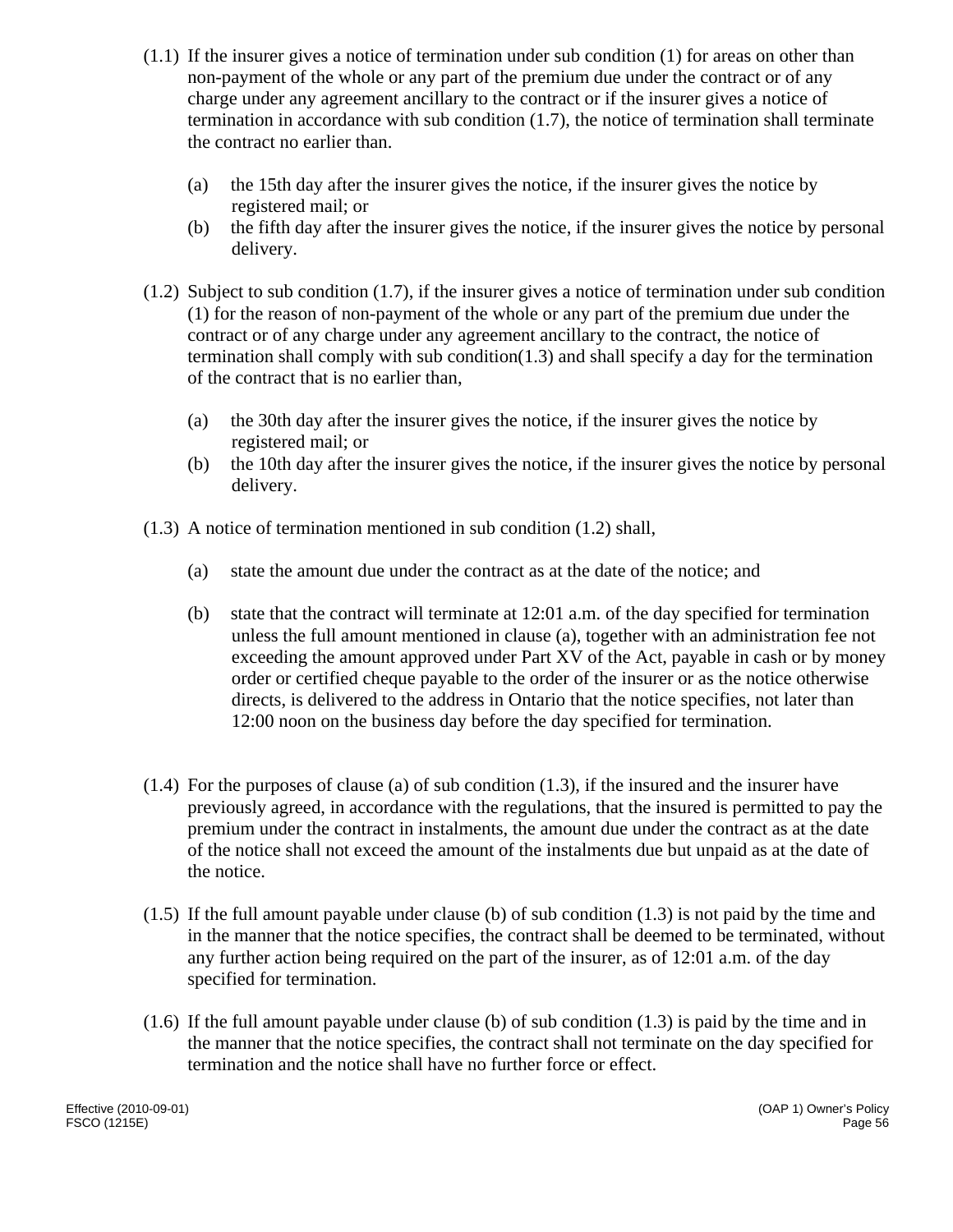(1.1) If the insurer gives a notice of termination under sub condition (1) for areas on other than non-payment of the whole or any part of the premium due under the contract or of any charge under any agreement ancillary to the contract or if the insurer gives a notice of termination in accordance with sub condition (1.7), the notice of termination shall terminate the contract no earlier than.

- (a) the 15th day after the insurer gives the notice, if the insurer gives the notice by registered mail; or
- (b) the fifth day after the insurer gives the notice, if the insurer gives the notice by personal delivery.

(1.2) Subject to sub condition (1.7), if the insurer gives a notice of termination under sub condition (1) for the reason of non-payment of the whole or any part of the premium due under the contract or of any charge under any agreement ancillary to the contract, the notice of termination shall comply with sub condition(1.3) and shall specify a day for the termination of the contract that is no earlier than,

- (a) the 30th day after the insurer gives the notice, if the insurer gives the notice by registered mail; or
- (b) the 10th day after the insurer gives the notice, if the insurer gives the notice by personal delivery.

(1.3) A notice of termination mentioned in sub condition (1.2) shall,

- (a) state the amount due under the contract as at the date of the notice; and
- (b) state that the contract will terminate at 12:01 a.m. of the day specified for termination unless the full amount mentioned in clause (a), together with an administration fee not exceeding the amount approved under Part XV of the Act, payable in cash or by money order or certified cheque payable to the order of the insurer or as the notice otherwise directs, is delivered to the address in Ontario that the notice specifies, not later than 12:00 noon on the business day before the day specified for termination.

(1.4) For the purposes of clause (a) of sub condition (1.3), if the insured and the insurer have previously agreed, in accordance with the regulations, that the insured is permitted to pay the premium under the contract in instalments, the amount due under the contract as at the date of the notice shall not exceed the amount of the instalments due but unpaid as at the date of the notice.

(1.5) If the full amount payable under clause (b) of sub condition (1.3) is not paid by the time and in the manner that the notice specifies, the contract shall be deemed to be terminated, without any further action being required on the part of the insurer, as of 12:01 a.m. of the day specified for termination.

(1.6) If the full amount payable under clause (b) of sub condition (1.3) is paid by the time and in the manner that the notice specifies, the contract shall not terminate on the day specified for termination and the notice shall have no further force or effect.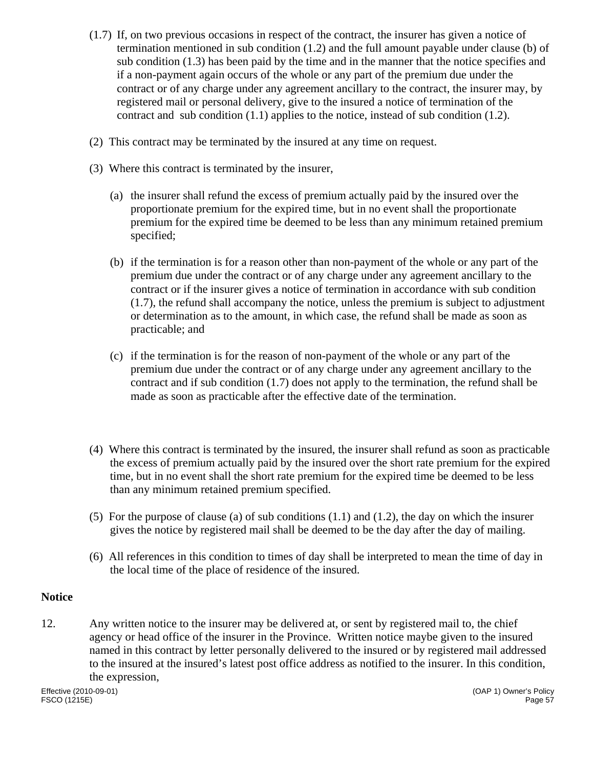(1.7) If, on two previous occasions in respect of the contract, the insurer has given a notice of termination mentioned in sub condition (1.2) and the full amount payable under clause (b) of sub condition (1.3) has been paid by the time and in the manner that the notice specifies and if a non-payment again occurs of the whole or any part of the premium due under the contract or of any charge under any agreement ancillary to the contract, the insurer may, by registered mail or personal delivery, give to the insured a notice of termination of the contract and sub condition (1.1) applies to the notice, instead of sub condition (1.2).

(2) This contract may be terminated by the insured at any time on request.

(3) Where this contract is terminated by the insurer,

(a) the insurer shall refund the excess of premium actually paid by the insured over the proportionate premium for the expired time, but in no event shall the proportionate premium for the expired time be deemed to be less than any minimum retained premium specified;

(b) if the termination is for a reason other than non-payment of the whole or any part of the premium due under the contract or of any charge under any agreement ancillary to the contract or if the insurer gives a notice of termination in accordance with sub condition (1.7), the refund shall accompany the notice, unless the premium is subject to adjustment or determination as to the amount, in which case, the refund shall be made as soon as practicable; and

(c) if the termination is for the reason of non-payment of the whole or any part of the premium due under the contract or of any charge under any agreement ancillary to the contract and if sub condition (1.7) does not apply to the termination, the refund shall be made as soon as practicable after the effective date of the termination.

(4) Where this contract is terminated by the insured, the insurer shall refund as soon as practicable the excess of premium actually paid by the insured over the short rate premium for the expired time, but in no event shall the short rate premium for the expired time be deemed to be less than any minimum retained premium specified.

(5) For the purpose of clause (a) of sub conditions (1.1) and (1.2), the day on which the insurer gives the notice by registered mail shall be deemed to be the day after the day of mailing.

(6) All references in this condition to times of day shall be interpreted to mean the time of day in the local time of the place of residence of the insured.

**Notice**

12. Any written notice to the insurer may be delivered at, or sent by registered mail to, the chief agency or head office of the insurer in the Province. Written notice maybe given to the insured named in this contract by letter personally delivered to the insured or by registered mail addressed to the insured at the insured's latest post office address as notified to the insurer. In this condition, the expression,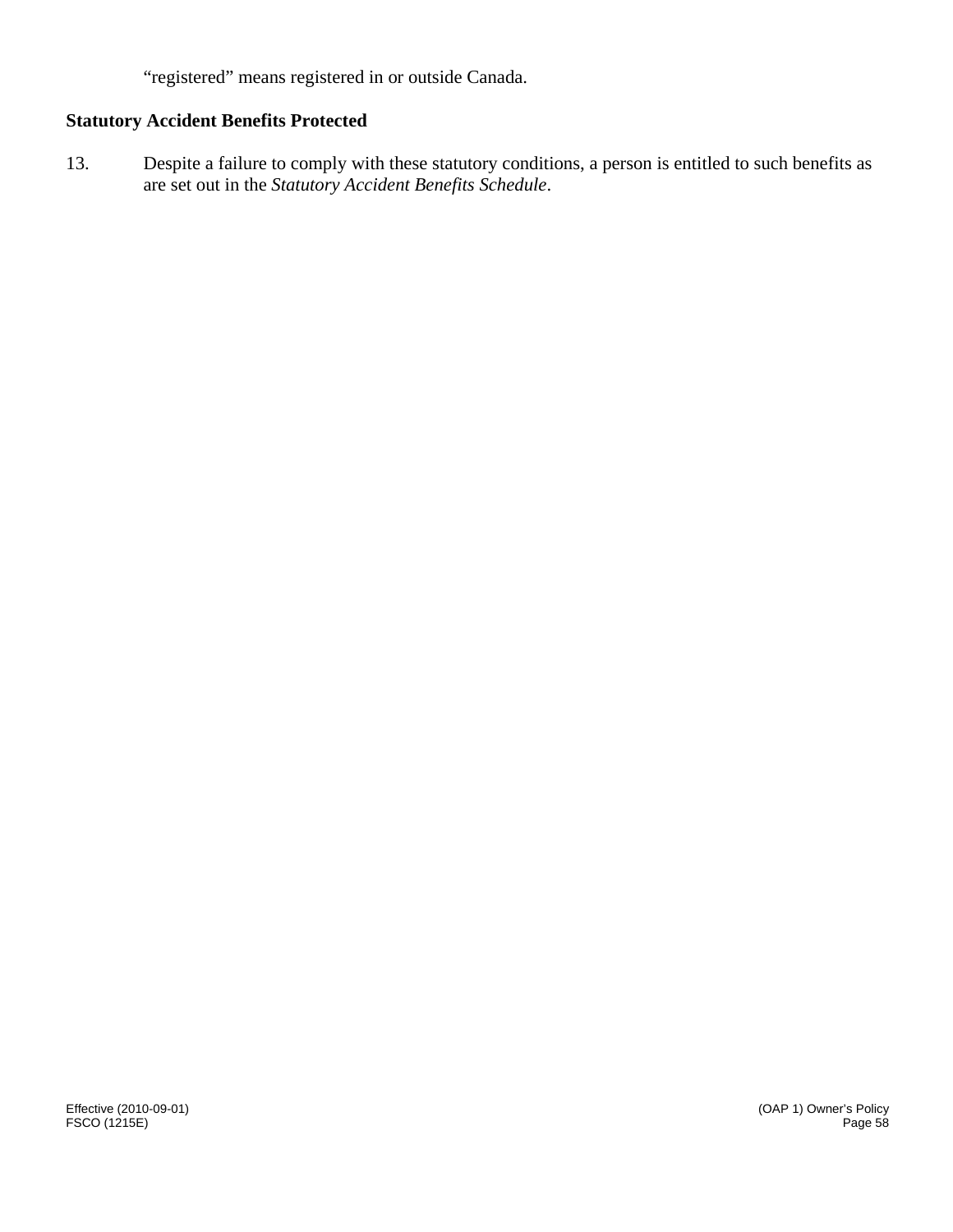“registered” means registered in or outside Canada.

**Statutory Accident Benefits Protected**

13. Despite a failure to comply with these statutory conditions, a person is entitled to such benefits as are set out in the *Statutory Accident Benefits Schedule*.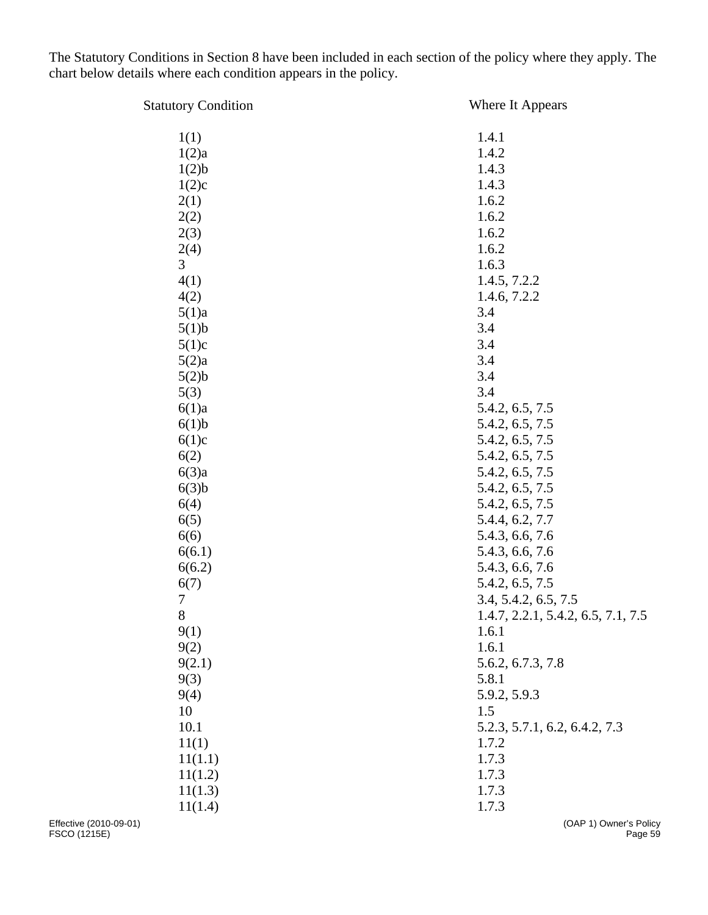The Statutory Conditions in Section 8 have been included in each section of the policy where they apply. The chart below details where each condition appears in the policy.

| Statutory Condition | Where It Appears |
|---|---|
| 1(1) | 1.4.1 |
| 1(2)a | 1.4.2 |
| 1(2)b | 1.4.3 |
| 1(2)c | 1.4.3 |
| 2(1) | 1.6.2 |
| 2(2) | 1.6.2 |
| 2(3) | 1.6.2 |
| 2(4) | 1.6.2 |
| 3 | 1.6.3 |
| 4(1) | 1.4.5, 7.2.2 |
| 4(2) | 1.4.6, 7.2.2 |
| 5(1)a | 3.4 |
| 5(1)b | 3.4 |
| 5(1)c | 3.4 |
| 5(2)a | 3.4 |
| 5(2)b | 3.4 |
| 5(3) | 3.4 |
| 6(1)a | 5.4.2, 6.5, 7.5 |
| 6(1)b | 5.4.2, 6.5, 7.5 |
| 6(1)c | 5.4.2, 6.5, 7.5 |
| 6(2) | 5.4.2, 6.5, 7.5 |
| 6(3)a | 5.4.2, 6.5, 7.5 |
| 6(3)b | 5.4.2, 6.5, 7.5 |
| 6(4) | 5.4.2, 6.5, 7.5 |
| 6(5) | 5.4.4, 6.2, 7.7 |
| 6(6) | 5.4.3, 6.6, 7.6 |
| 6(6.1) | 5.4.3, 6.6, 7.6 |
| 6(6.2) | 5.4.3, 6.6, 7.6 |
| 6(7) | 5.4.2, 6.5, 7.5 |
| 7 | 3.4, 5.4.2, 6.5, 7.5 |
| 8 | 1.4.7, 2.2.1, 5.4.2, 6.5, 7.1, 7.5 |
| 9(1) | 1.6.1 |
| 9(2) | 1.6.1 |
| 9(2.1) | 5.6.2, 6.7.3, 7.8 |
| 9(3) | 5.8.1 |
| 9(4) | 5.9.2, 5.9.3 |
| 10 | 1.5 |
| 10.1 | 5.2.3, 5.7.1, 6.2, 6.4.2, 7.3 |
| 11(1) | 1.7.2 |
| 11(1.1) | 1.7.3 |
| 11(1.2) | 1.7.3 |
| 11(1.3) | 1.7.3 |
| 11(1.4) | 1.7.3 |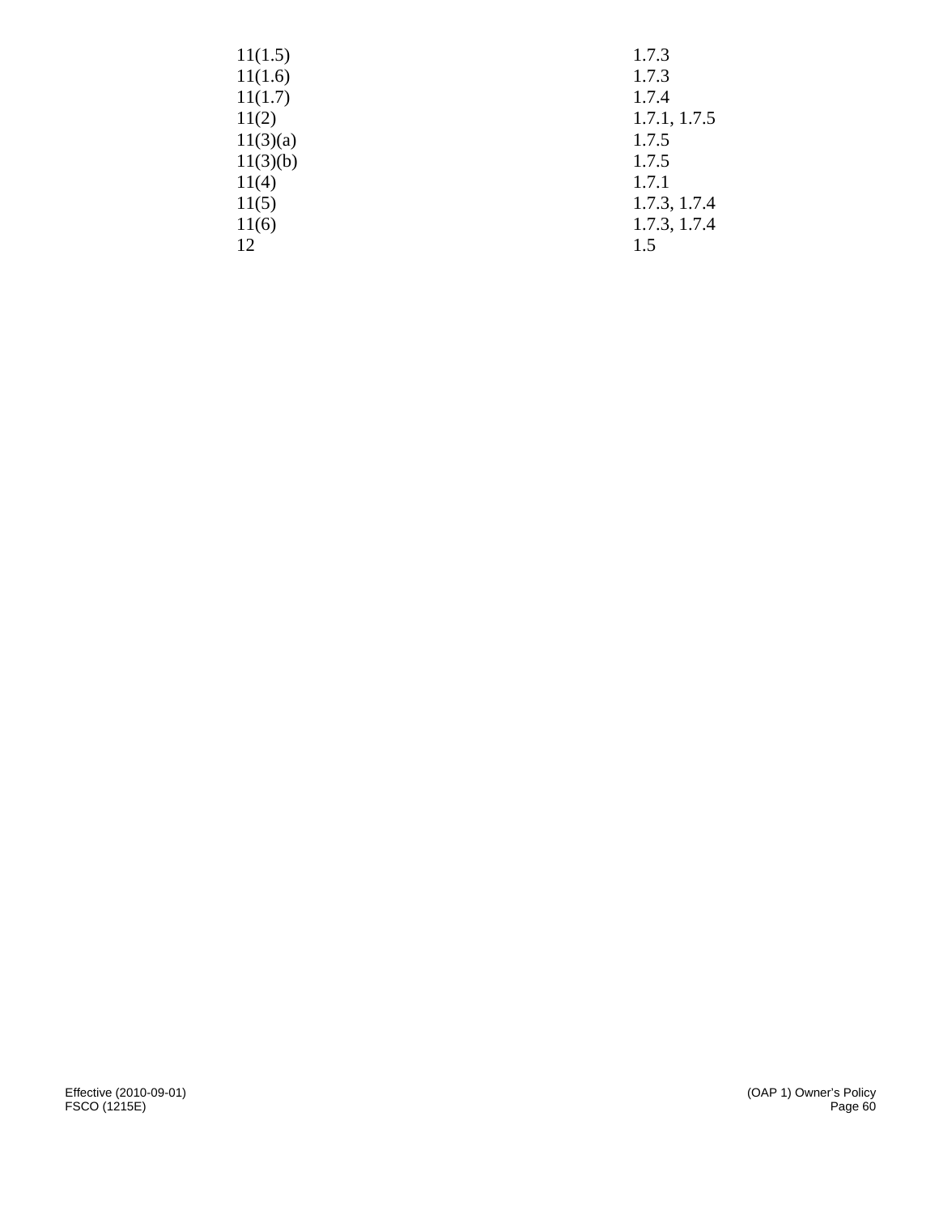| | |
|---|---|
| 11(1.5) | 1.7.3 |
| 11(1.6) | 1.7.3 |
| 11(1.7) | 1.7.4 |
| 11(2) | 1.7.1, 1.7.5 |
| 11(3)(a) | 1.7.5 |
| 11(3)(b) | 1.7.5 |
| 11(4) | 1.7.1 |
| 11(5) | 1.7.3, 1.7.4 |
| 11(6) | 1.7.3, 1.7.4 |
| 12 | 1.5 |